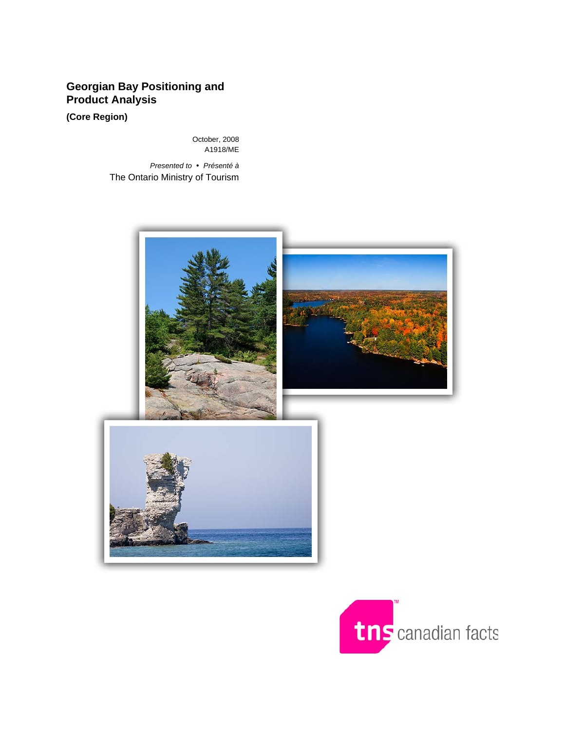# Georgian Bay Positioning and Product Analysis

**(Core Region)**

October, 2008
A1918/ME

*Presented to • Présenté à*
The Ontario Ministry of Tourism

tns canadian facts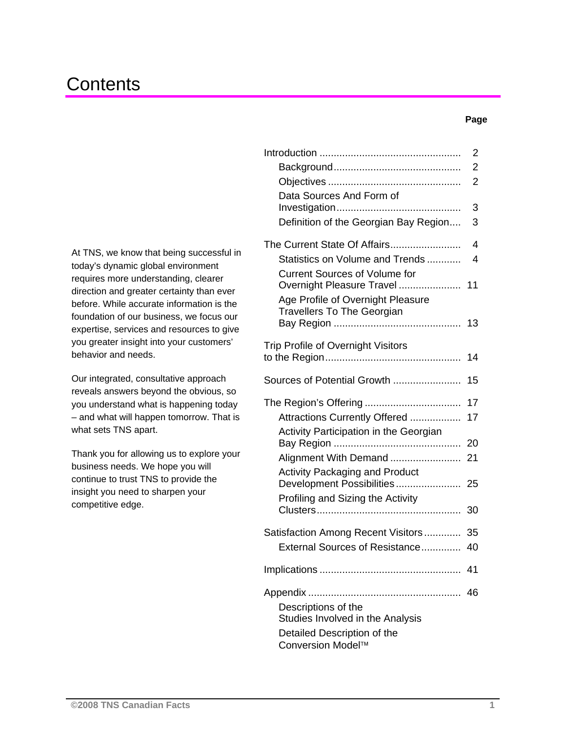# Contents

At TNS, we know that being successful in today's dynamic global environment requires more understanding, clearer direction and greater certainty than ever before. While accurate information is the foundation of our business, we focus our expertise, services and resources to give you greater insight into your customers' behavior and needs.

Our integrated, consultative approach reveals answers beyond the obvious, so you understand what is happening today – and what will happen tomorrow. That is what sets TNS apart.

Thank you for allowing us to explore your business needs. We hope you will continue to trust TNS to provide the insight you need to sharpen your competitive edge.

| | Page |
|---|---|
| Introduction | 2 |
| Background | 2 |
| Objectives | 2 |
| Data Sources And Form of Investigation | 3 |
| Definition of the Georgian Bay Region | 3 |
| The Current State Of Affairs | 4 |
| Statistics on Volume and Trends | 4 |
| Current Sources of Volume for Overnight Pleasure Travel | 11 |
| Age Profile of Overnight Pleasure Travellers To The Georgian Bay Region | 13 |
| Trip Profile of Overnight Visitors to the Region | 14 |
| Sources of Potential Growth | 15 |
| The Region's Offering | 17 |
| Attractions Currently Offered | 17 |
| Activity Participation in the Georgian Bay Region | 20 |
| Alignment With Demand | 21 |
| Activity Packaging and Product Development Possibilities | 25 |
| Profiling and Sizing the Activity Clusters | 30 |
| Satisfaction Among Recent Visitors | 35 |
| External Sources of Resistance | 40 |
| Implications | 41 |
| Appendix | 46 |
| Descriptions of the Studies Involved in the Analysis | |
| Detailed Description of the Conversion Model™ | |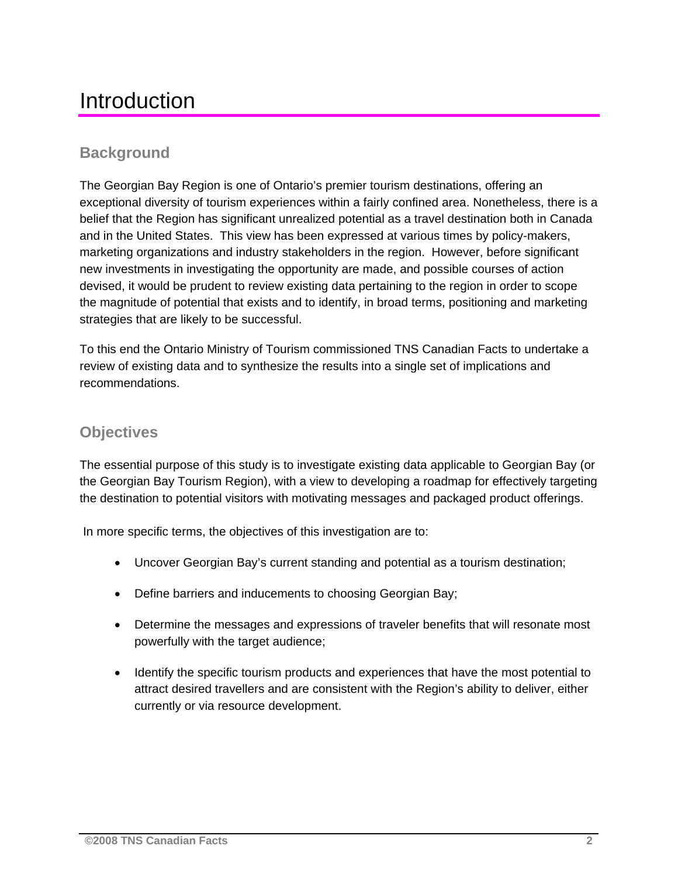# Introduction

## Background

The Georgian Bay Region is one of Ontario's premier tourism destinations, offering an exceptional diversity of tourism experiences within a fairly confined area. Nonetheless, there is a belief that the Region has significant unrealized potential as a travel destination both in Canada and in the United States. This view has been expressed at various times by policy-makers, marketing organizations and industry stakeholders in the region. However, before significant new investments in investigating the opportunity are made, and possible courses of action devised, it would be prudent to review existing data pertaining to the region in order to scope the magnitude of potential that exists and to identify, in broad terms, positioning and marketing strategies that are likely to be successful.

To this end the Ontario Ministry of Tourism commissioned TNS Canadian Facts to undertake a review of existing data and to synthesize the results into a single set of implications and recommendations.

## Objectives

The essential purpose of this study is to investigate existing data applicable to Georgian Bay (or the Georgian Bay Tourism Region), with a view to developing a roadmap for effectively targeting the destination to potential visitors with motivating messages and packaged product offerings.

In more specific terms, the objectives of this investigation are to:

- Uncover Georgian Bay's current standing and potential as a tourism destination;
- Define barriers and inducements to choosing Georgian Bay;
- Determine the messages and expressions of traveler benefits that will resonate most powerfully with the target audience;
- Identify the specific tourism products and experiences that have the most potential to attract desired travellers and are consistent with the Region's ability to deliver, either currently or via resource development.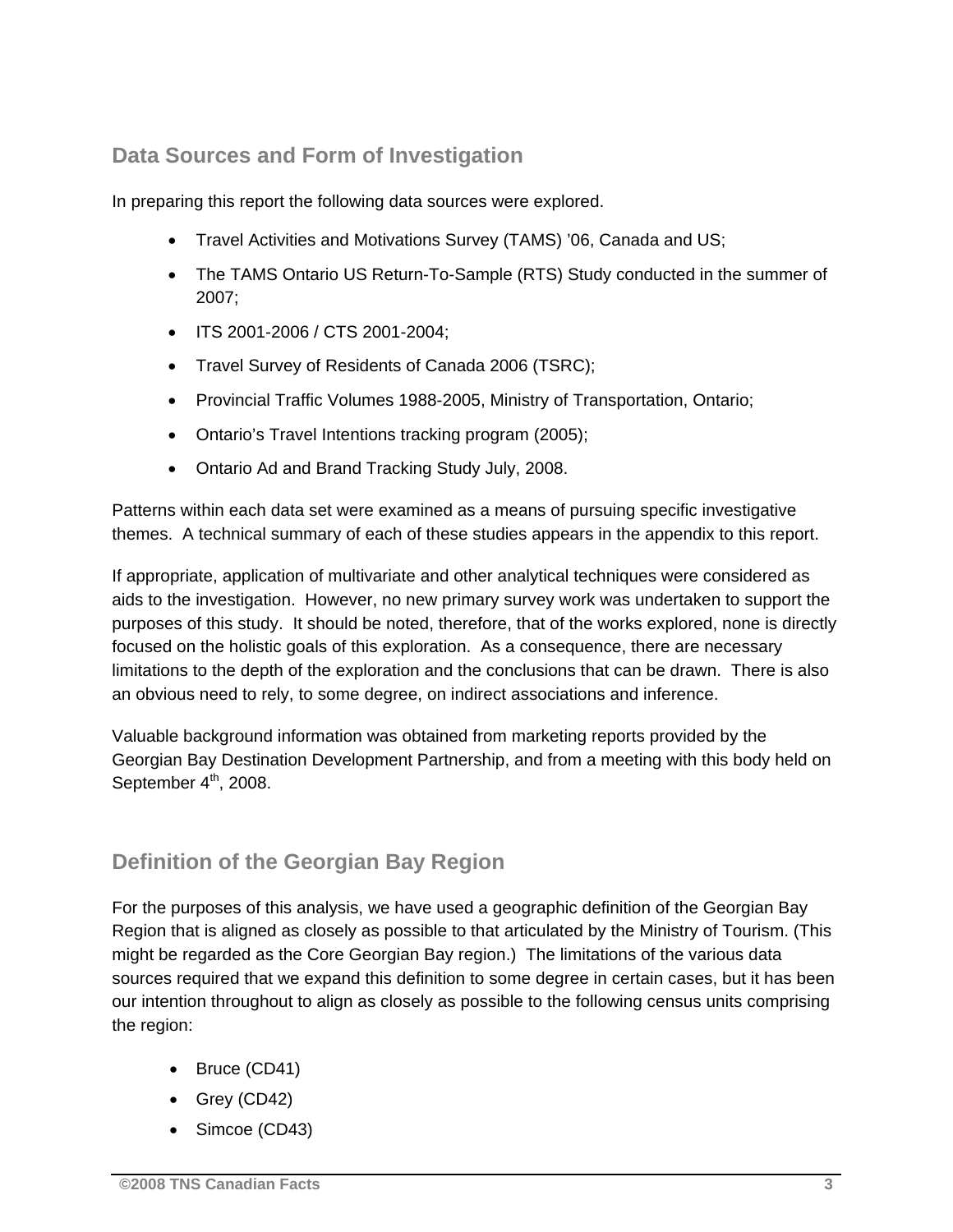## Data Sources and Form of Investigation

In preparing this report the following data sources were explored.

- Travel Activities and Motivations Survey (TAMS) '06, Canada and US;
- The TAMS Ontario US Return-To-Sample (RTS) Study conducted in the summer of 2007;
- ITS 2001-2006 / CTS 2001-2004;
- Travel Survey of Residents of Canada 2006 (TSRC);
- Provincial Traffic Volumes 1988-2005, Ministry of Transportation, Ontario;
- Ontario's Travel Intentions tracking program (2005);
- Ontario Ad and Brand Tracking Study July, 2008.

Patterns within each data set were examined as a means of pursuing specific investigative themes. A technical summary of each of these studies appears in the appendix to this report.

If appropriate, application of multivariate and other analytical techniques were considered as aids to the investigation. However, no new primary survey work was undertaken to support the purposes of this study. It should be noted, therefore, that of the works explored, none is directly focused on the holistic goals of this exploration. As a consequence, there are necessary limitations to the depth of the exploration and the conclusions that can be drawn. There is also an obvious need to rely, to some degree, on indirect associations and inference.

Valuable background information was obtained from marketing reports provided by the Georgian Bay Destination Development Partnership, and from a meeting with this body held on September 4th, 2008.

## Definition of the Georgian Bay Region

For the purposes of this analysis, we have used a geographic definition of the Georgian Bay Region that is aligned as closely as possible to that articulated by the Ministry of Tourism. (This might be regarded as the Core Georgian Bay region.) The limitations of the various data sources required that we expand this definition to some degree in certain cases, but it has been our intention throughout to align as closely as possible to the following census units comprising the region:

- Bruce (CD41)
- Grey (CD42)
- Simcoe (CD43)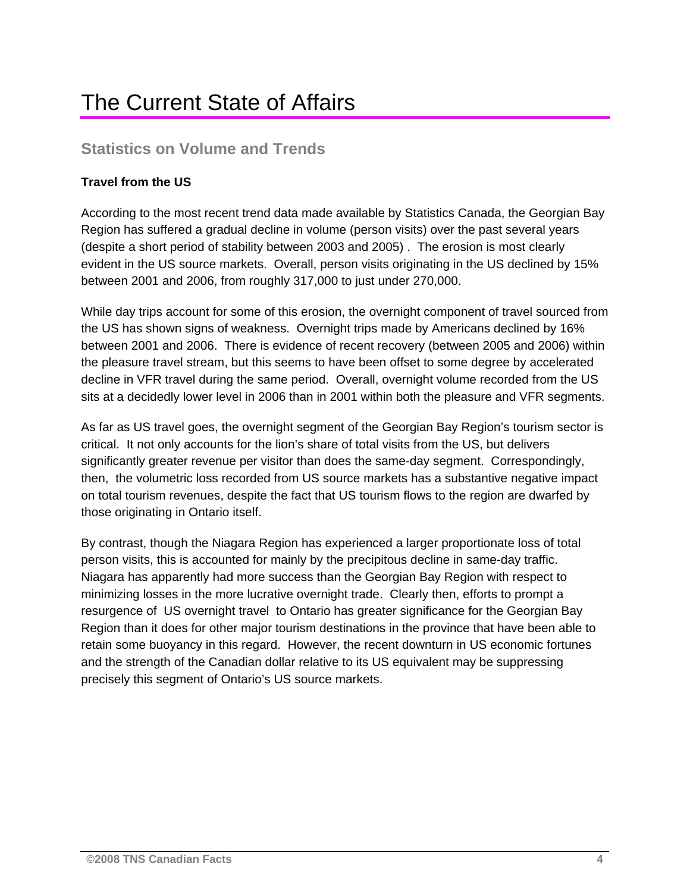# The Current State of Affairs

## Statistics on Volume and Trends

### Travel from the US

According to the most recent trend data made available by Statistics Canada, the Georgian Bay Region has suffered a gradual decline in volume (person visits) over the past several years (despite a short period of stability between 2003 and 2005) . The erosion is most clearly evident in the US source markets. Overall, person visits originating in the US declined by 15% between 2001 and 2006, from roughly 317,000 to just under 270,000.

While day trips account for some of this erosion, the overnight component of travel sourced from the US has shown signs of weakness. Overnight trips made by Americans declined by 16% between 2001 and 2006. There is evidence of recent recovery (between 2005 and 2006) within the pleasure travel stream, but this seems to have been offset to some degree by accelerated decline in VFR travel during the same period. Overall, overnight volume recorded from the US sits at a decidedly lower level in 2006 than in 2001 within both the pleasure and VFR segments.

As far as US travel goes, the overnight segment of the Georgian Bay Region's tourism sector is critical. It not only accounts for the lion's share of total visits from the US, but delivers significantly greater revenue per visitor than does the same-day segment. Correspondingly, then, the volumetric loss recorded from US source markets has a substantive negative impact on total tourism revenues, despite the fact that US tourism flows to the region are dwarfed by those originating in Ontario itself.

By contrast, though the Niagara Region has experienced a larger proportionate loss of total person visits, this is accounted for mainly by the precipitous decline in same-day traffic. Niagara has apparently had more success than the Georgian Bay Region with respect to minimizing losses in the more lucrative overnight trade. Clearly then, efforts to prompt a resurgence of US overnight travel to Ontario has greater significance for the Georgian Bay Region than it does for other major tourism destinations in the province that have been able to retain some buoyancy in this regard. However, the recent downturn in US economic fortunes and the strength of the Canadian dollar relative to its US equivalent may be suppressing precisely this segment of Ontario's US source markets.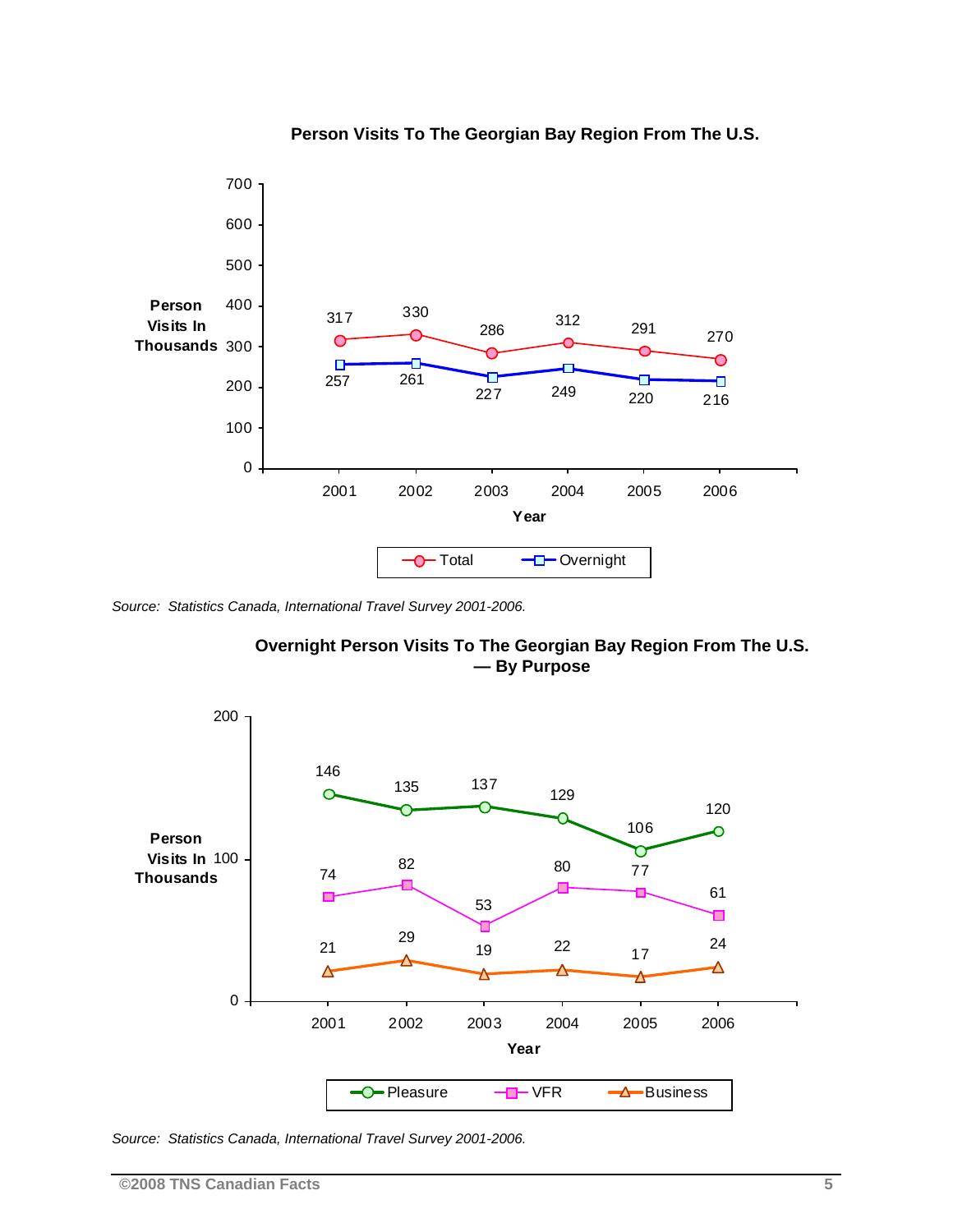**Person Visits To The Georgian Bay Region From The U.S.**

| Year | Total | Overnight |
|---|---|---|
| 2001 | 317 | 257 |
| 2002 | 330 | 261 |
| 2003 | 286 | 227 |
| 2004 | 312 | 249 |
| 2005 | 291 | 220 |
| 2006 | 270 | 216 |

Person Visits In Thousands

*Source: Statistics Canada, International Travel Survey 2001-2006.*

**Overnight Person Visits To The Georgian Bay Region From The U.S. — By Purpose**

| Year | Pleasure | VFR | Business |
|---|---|---|---|
| 2001 | 146 | 74 | 21 |
| 2002 | 135 | 82 | 29 |
| 2003 | 137 | 53 | 19 |
| 2004 | 129 | 80 | 22 |
| 2005 | 106 | 77 | 17 |
| 2006 | 120 | 61 | 24 |

Person Visits In Thousands

*Source: Statistics Canada, International Travel Survey 2001-2006.*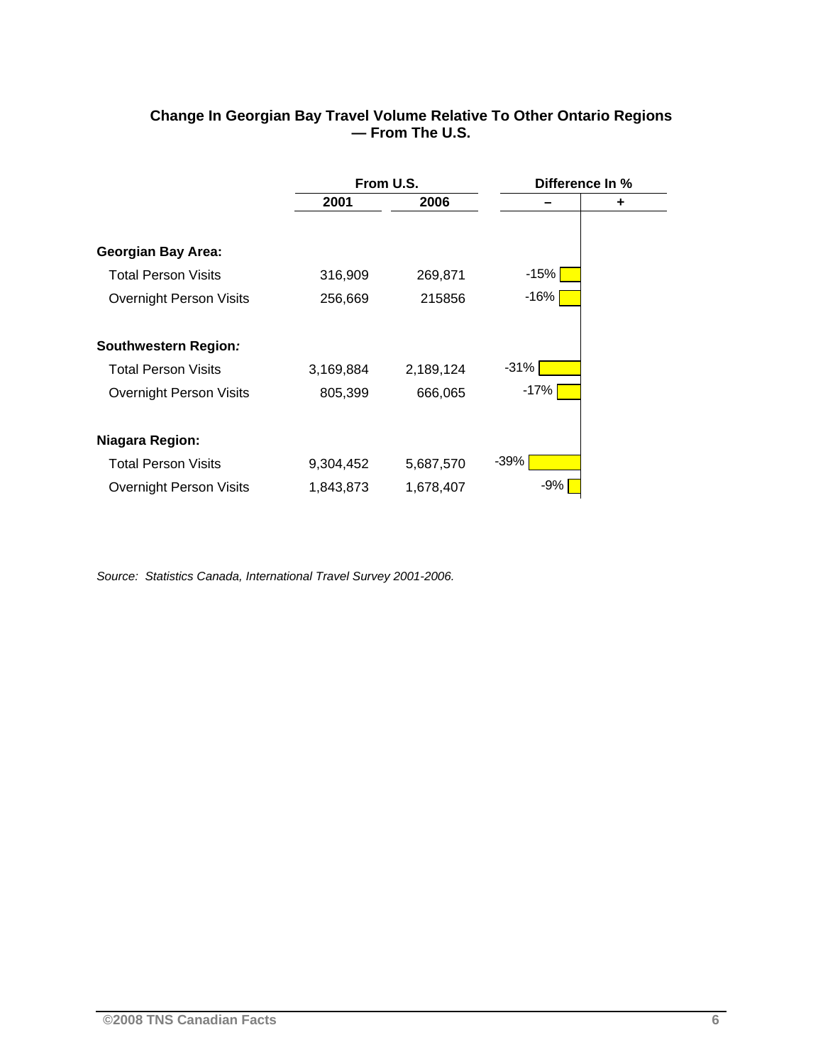**Change In Georgian Bay Travel Volume Relative To Other Ontario Regions — From The U.S.**

| | From U.S. | | Difference In % | |
|---|---|---|---|---|
| | 2001 | 2006 | – | + |
| **Georgian Bay Area:** | | | | |
| Total Person Visits | 316,909 | 269,871 | -15% | |
| Overnight Person Visits | 256,669 | 215856 | -16% | |
| **Southwestern Region:** | | | | |
| Total Person Visits | 3,169,884 | 2,189,124 | -31% | |
| Overnight Person Visits | 805,399 | 666,065 | -17% | |
| **Niagara Region:** | | | | |
| Total Person Visits | 9,304,452 | 5,687,570 | -39% | |
| Overnight Person Visits | 1,843,873 | 1,678,407 | -9% | |

*Source: Statistics Canada, International Travel Survey 2001-2006.*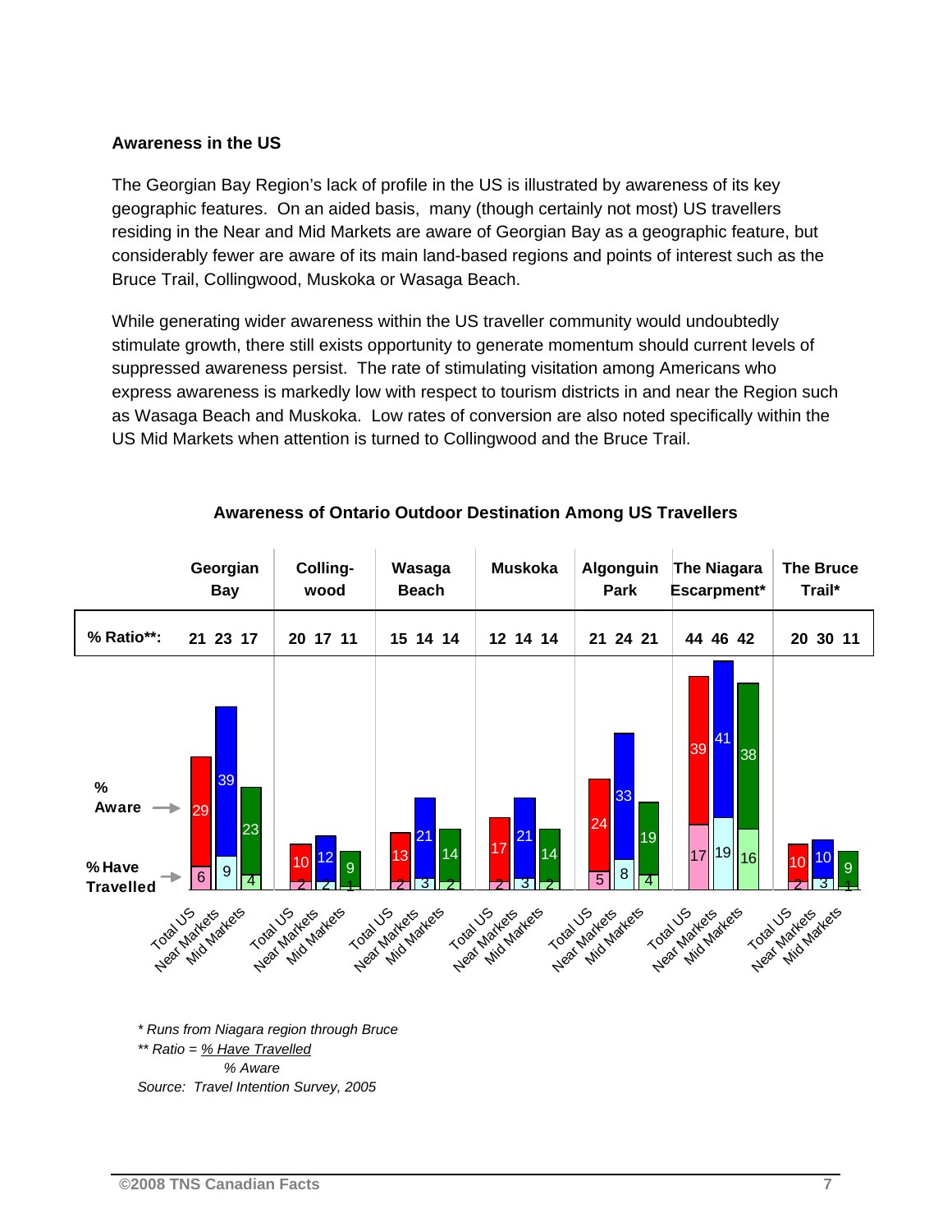**Awareness in the US**

The Georgian Bay Region's lack of profile in the US is illustrated by awareness of its key geographic features. On an aided basis, many (though certainly not most) US travellers residing in the Near and Mid Markets are aware of Georgian Bay as a geographic feature, but considerably fewer are aware of its main land-based regions and points of interest such as the Bruce Trail, Collingwood, Muskoka or Wasaga Beach.

While generating wider awareness within the US traveller community would undoubtedly stimulate growth, there still exists opportunity to generate momentum should current levels of suppressed awareness persist. The rate of stimulating visitation among Americans who express awareness is markedly low with respect to tourism districts in and near the Region such as Wasaga Beach and Muskoka. Low rates of conversion are also noted specifically within the US Mid Markets when attention is turned to Collingwood and the Bruce Trail.

**Awareness of Ontario Outdoor Destination Among US Travellers**

| | Georgian Bay | | | Collingwood | | | Wasaga Beach | | | Muskoka | | | Algonguin Park | | | The Niagara Escarpment* | | | The Bruce Trail* | | |
|---|---|---|---|---|---|---|---|---|---|---|---|---|---|---|---|---|---|---|---|---|---|
| | Total US | Near Markets | Mid Markets | Total US | Near Markets | Mid Markets | Total US | Near Markets | Mid Markets | Total US | Near Markets | Mid Markets | Total US | Near Markets | Mid Markets | Total US | Near Markets | Mid Markets | Total US | Near Markets | Mid Markets |
| % Ratio** | 21 | 23 | 17 | 20 | 17 | 11 | 15 | 14 | 14 | 12 | 14 | 14 | 21 | 24 | 21 | 44 | 46 | 42 | 20 | 30 | 11 |
| % Aware | 29 | 39 | 23 | 10 | 12 | 9 | 13 | 21 | 14 | 17 | 21 | 14 | 24 | 33 | 19 | 39 | 41 | 38 | 10 | 10 | 9 |
| % Have Travelled | 6 | 9 | 4 | 2 | 2 | 1 | 2 | 3 | 2 | 2 | 3 | 2 | 5 | 8 | 4 | 17 | 19 | 16 | 2 | 3 | 1 |

*\* Runs from Niagara region through Bruce*

*\*\* Ratio = % Have Travelled / % Aware*

*Source: Travel Intention Survey, 2005*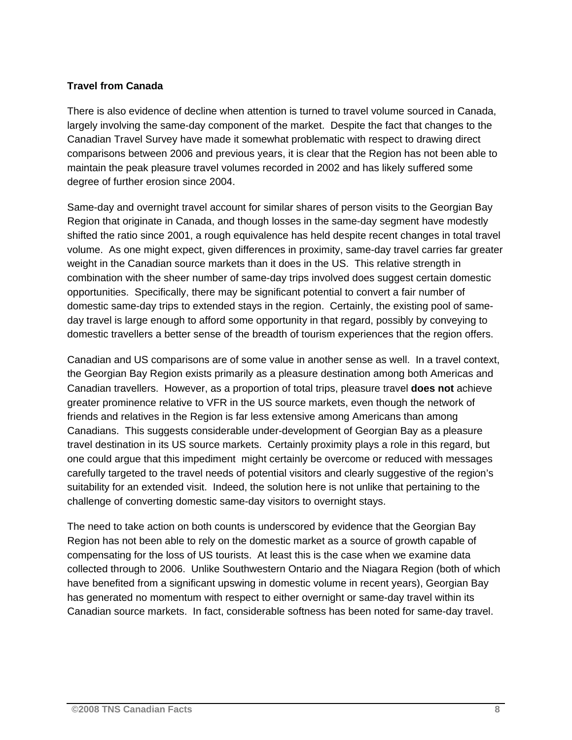**Travel from Canada**

There is also evidence of decline when attention is turned to travel volume sourced in Canada, largely involving the same-day component of the market. Despite the fact that changes to the Canadian Travel Survey have made it somewhat problematic with respect to drawing direct comparisons between 2006 and previous years, it is clear that the Region has not been able to maintain the peak pleasure travel volumes recorded in 2002 and has likely suffered some degree of further erosion since 2004.

Same-day and overnight travel account for similar shares of person visits to the Georgian Bay Region that originate in Canada, and though losses in the same-day segment have modestly shifted the ratio since 2001, a rough equivalence has held despite recent changes in total travel volume. As one might expect, given differences in proximity, same-day travel carries far greater weight in the Canadian source markets than it does in the US. This relative strength in combination with the sheer number of same-day trips involved does suggest certain domestic opportunities. Specifically, there may be significant potential to convert a fair number of domestic same-day trips to extended stays in the region. Certainly, the existing pool of same-day travel is large enough to afford some opportunity in that regard, possibly by conveying to domestic travellers a better sense of the breadth of tourism experiences that the region offers.

Canadian and US comparisons are of some value in another sense as well. In a travel context, the Georgian Bay Region exists primarily as a pleasure destination among both Americas and Canadian travellers. However, as a proportion of total trips, pleasure travel **does not** achieve greater prominence relative to VFR in the US source markets, even though the network of friends and relatives in the Region is far less extensive among Americans than among Canadians. This suggests considerable under-development of Georgian Bay as a pleasure travel destination in its US source markets. Certainly proximity plays a role in this regard, but one could argue that this impediment might certainly be overcome or reduced with messages carefully targeted to the travel needs of potential visitors and clearly suggestive of the region's suitability for an extended visit. Indeed, the solution here is not unlike that pertaining to the challenge of converting domestic same-day visitors to overnight stays.

The need to take action on both counts is underscored by evidence that the Georgian Bay Region has not been able to rely on the domestic market as a source of growth capable of compensating for the loss of US tourists. At least this is the case when we examine data collected through to 2006. Unlike Southwestern Ontario and the Niagara Region (both of which have benefited from a significant upswing in domestic volume in recent years), Georgian Bay has generated no momentum with respect to either overnight or same-day travel within its Canadian source markets. In fact, considerable softness has been noted for same-day travel.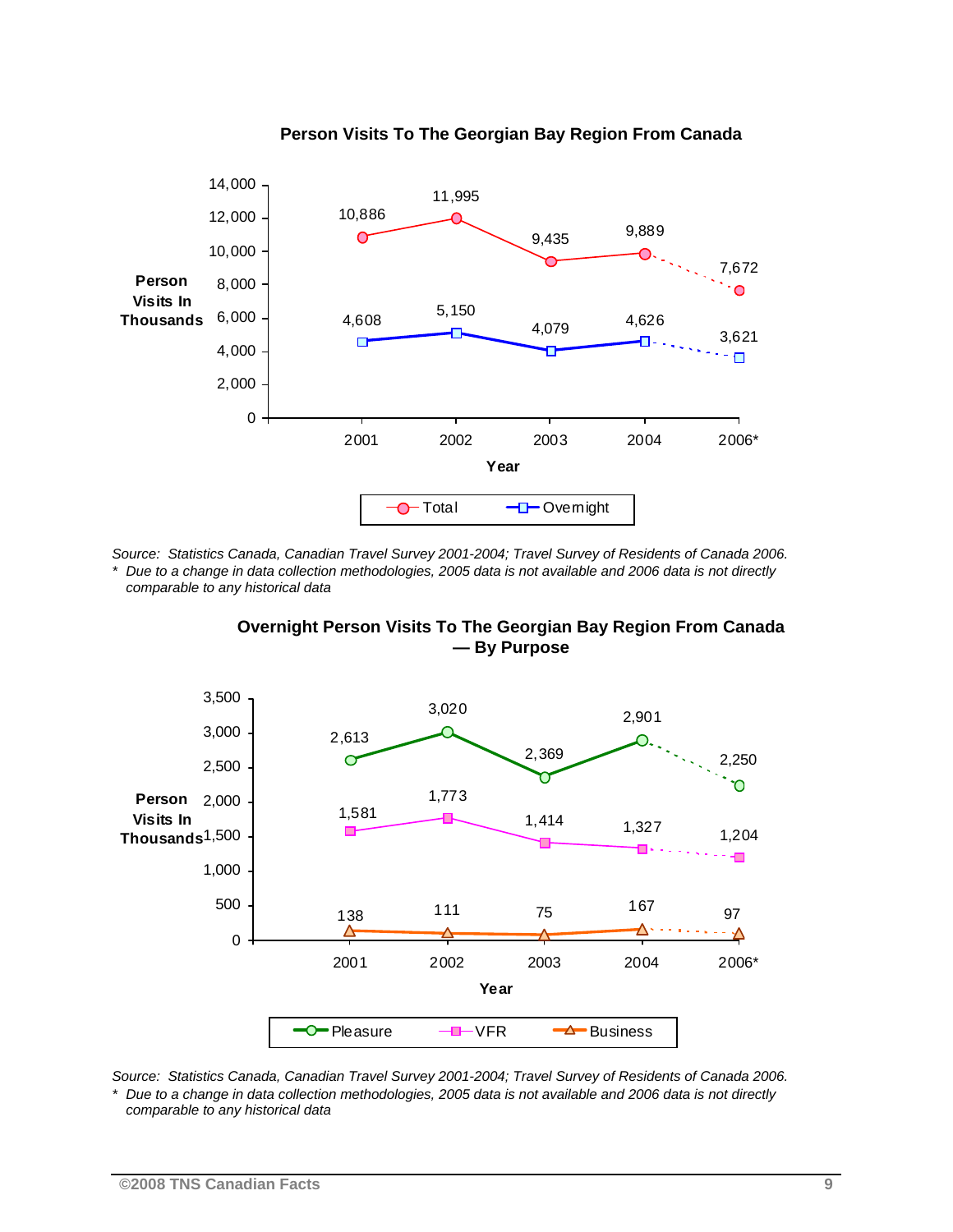**Person Visits To The Georgian Bay Region From Canada**

| Year | Total | Overnight |
|---|---|---|
| 2001 | 10,886 | 4,608 |
| 2002 | 11,995 | 5,150 |
| 2003 | 9,435 | 4,079 |
| 2004 | 9,889 | 4,626 |
| 2006* | 7,672 | 3,621 |

*Person Visits In Thousands*

*Source: Statistics Canada, Canadian Travel Survey 2001-2004; Travel Survey of Residents of Canada 2006.*
*\* Due to a change in data collection methodologies, 2005 data is not available and 2006 data is not directly comparable to any historical data*

**Overnight Person Visits To The Georgian Bay Region From Canada — By Purpose**

| Year | Pleasure | VFR | Business |
|---|---|---|---|
| 2001 | 2,613 | 1,581 | 138 |
| 2002 | 3,020 | 1,773 | 111 |
| 2003 | 2,369 | 1,414 | 75 |
| 2004 | 2,901 | 1,327 | 167 |
| 2006* | 2,250 | 1,204 | 97 |

*Person Visits In Thousands*

*Source: Statistics Canada, Canadian Travel Survey 2001-2004; Travel Survey of Residents of Canada 2006.*
*\* Due to a change in data collection methodologies, 2005 data is not available and 2006 data is not directly comparable to any historical data*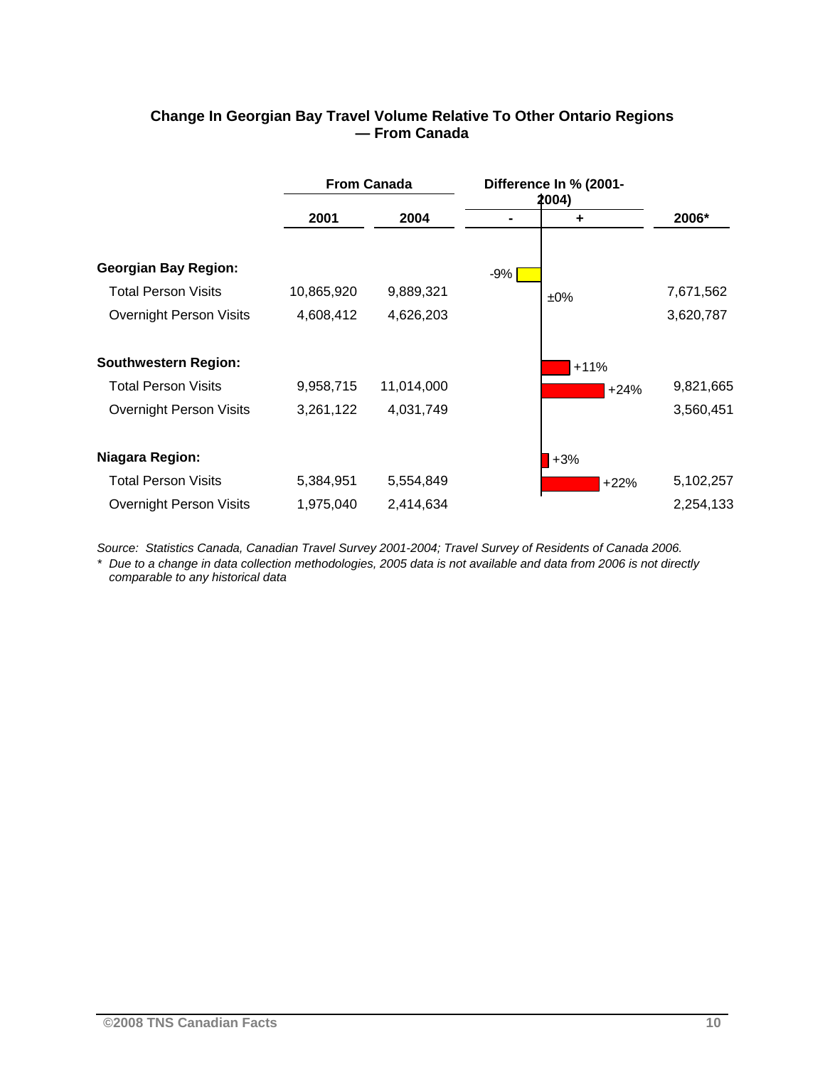**Change In Georgian Bay Travel Volume Relative To Other Ontario Regions — From Canada**

| | From Canada | | Difference In % (2001-2004) | |
|---|---|---|---|---|
| | 2001 | 2004 | - / + | 2006* |
| **Georgian Bay Region:** | | | | |
| Total Person Visits | 10,865,920 | 9,889,321 | -9% | 7,671,562 |
| Overnight Person Visits | 4,608,412 | 4,626,203 | ±0% | 3,620,787 |
| **Southwestern Region:** | | | | |
| Total Person Visits | 9,958,715 | 11,014,000 | +11% | 9,821,665 |
| Overnight Person Visits | 3,261,122 | 4,031,749 | +24% | 3,560,451 |
| **Niagara Region:** | | | | |
| Total Person Visits | 5,384,951 | 5,554,849 | +3% | 5,102,257 |
| Overnight Person Visits | 1,975,040 | 2,414,634 | +22% | 2,254,133 |

*Source: Statistics Canada, Canadian Travel Survey 2001-2004; Travel Survey of Residents of Canada 2006.*

*\* Due to a change in data collection methodologies, 2005 data is not available and data from 2006 is not directly comparable to any historical data*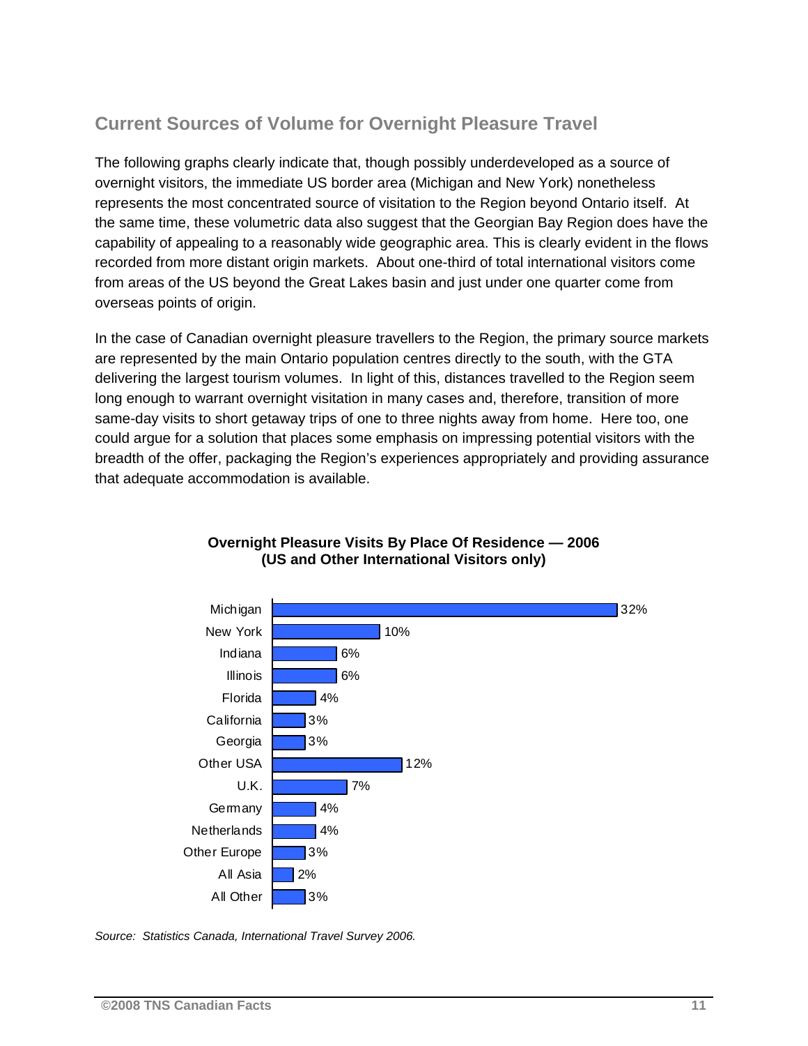## Current Sources of Volume for Overnight Pleasure Travel

The following graphs clearly indicate that, though possibly underdeveloped as a source of overnight visitors, the immediate US border area (Michigan and New York) nonetheless represents the most concentrated source of visitation to the Region beyond Ontario itself. At the same time, these volumetric data also suggest that the Georgian Bay Region does have the capability of appealing to a reasonably wide geographic area. This is clearly evident in the flows recorded from more distant origin markets. About one-third of total international visitors come from areas of the US beyond the Great Lakes basin and just under one quarter come from overseas points of origin.

In the case of Canadian overnight pleasure travellers to the Region, the primary source markets are represented by the main Ontario population centres directly to the south, with the GTA delivering the largest tourism volumes. In light of this, distances travelled to the Region seem long enough to warrant overnight visitation in many cases and, therefore, transition of more same-day visits to short getaway trips of one to three nights away from home. Here too, one could argue for a solution that places some emphasis on impressing potential visitors with the breadth of the offer, packaging the Region's experiences appropriately and providing assurance that adequate accommodation is available.

**Overnight Pleasure Visits By Place Of Residence — 2006**
**(US and Other International Visitors only)**

| Place of Residence | % |
|---|---|
| Michigan | 32% |
| New York | 10% |
| Indiana | 6% |
| Illinois | 6% |
| Florida | 4% |
| California | 3% |
| Georgia | 3% |
| Other USA | 12% |
| U.K. | 7% |
| Germany | 4% |
| Netherlands | 4% |
| Other Europe | 3% |
| All Asia | 2% |
| All Other | 3% |

*Source: Statistics Canada, International Travel Survey 2006.*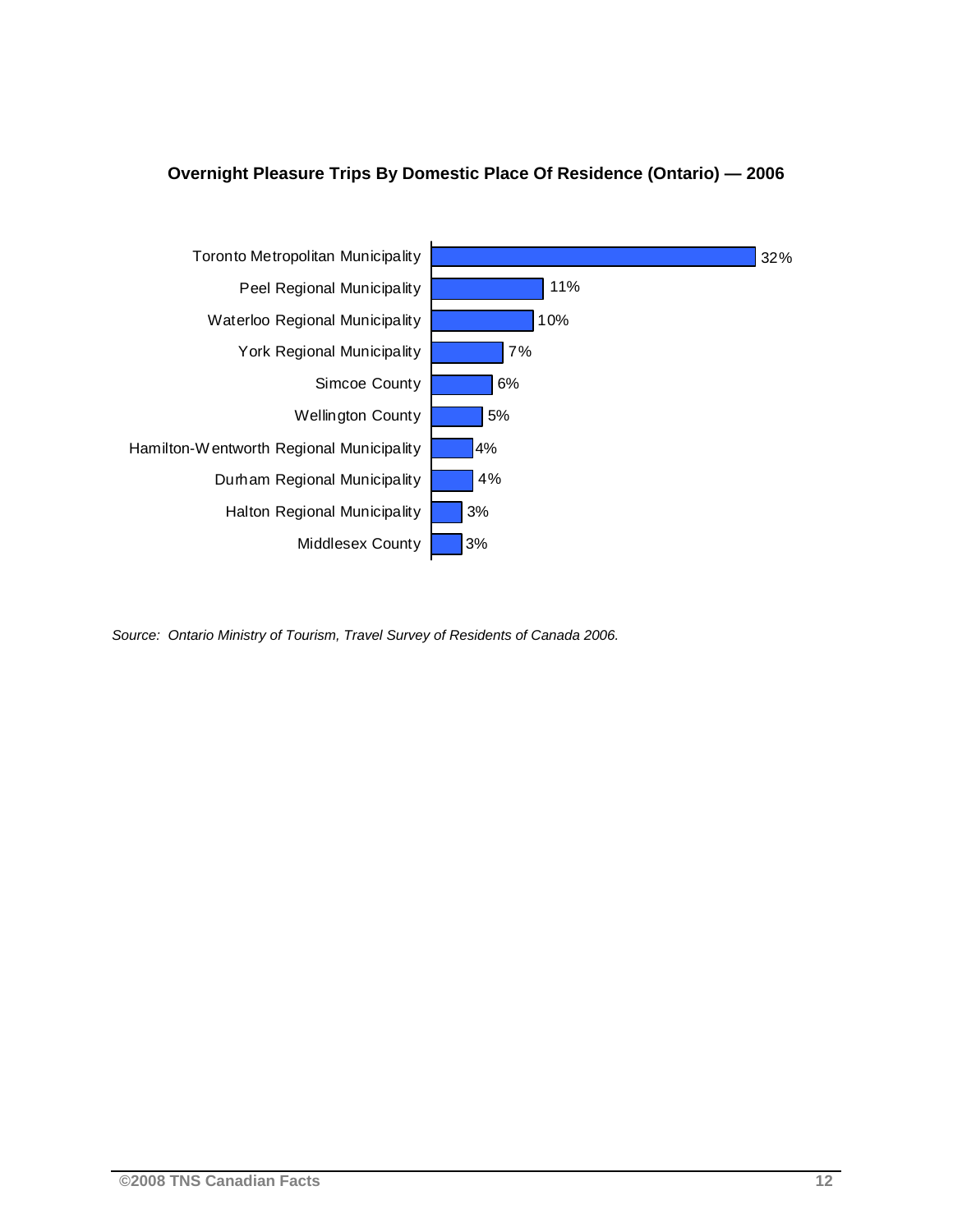**Overnight Pleasure Trips By Domestic Place Of Residence (Ontario) — 2006**

| Place of Residence | % |
|---|---|
| Toronto Metropolitan Municipality | 32% |
| Peel Regional Municipality | 11% |
| Waterloo Regional Municipality | 10% |
| York Regional Municipality | 7% |
| Simcoe County | 6% |
| Wellington County | 5% |
| Hamilton-Wentworth Regional Municipality | 4% |
| Durham Regional Municipality | 4% |
| Halton Regional Municipality | 3% |
| Middlesex County | 3% |

*Source: Ontario Ministry of Tourism, Travel Survey of Residents of Canada 2006.*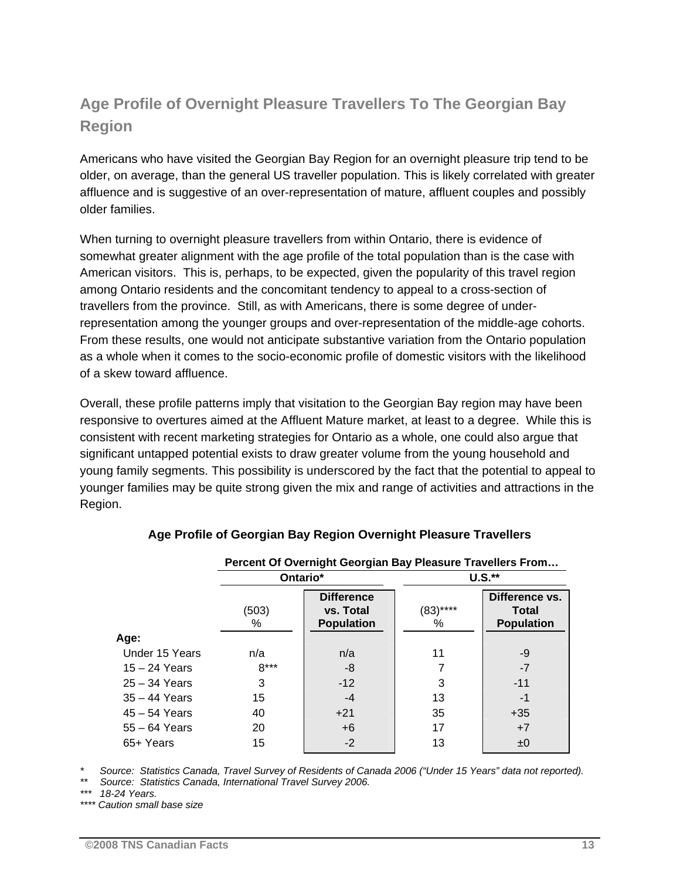## Age Profile of Overnight Pleasure Travellers To The Georgian Bay Region

Americans who have visited the Georgian Bay Region for an overnight pleasure trip tend to be older, on average, than the general US traveller population. This is likely correlated with greater affluence and is suggestive of an over-representation of mature, affluent couples and possibly older families.

When turning to overnight pleasure travellers from within Ontario, there is evidence of somewhat greater alignment with the age profile of the total population than is the case with American visitors. This is, perhaps, to be expected, given the popularity of this travel region among Ontario residents and the concomitant tendency to appeal to a cross-section of travellers from the province. Still, as with Americans, there is some degree of under-representation among the younger groups and over-representation of the middle-age cohorts. From these results, one would not anticipate substantive variation from the Ontario population as a whole when it comes to the socio-economic profile of domestic visitors with the likelihood of a skew toward affluence.

Overall, these profile patterns imply that visitation to the Georgian Bay region may have been responsive to overtures aimed at the Affluent Mature market, at least to a degree. While this is consistent with recent marketing strategies for Ontario as a whole, one could also argue that significant untapped potential exists to draw greater volume from the young household and young family segments. This possibility is underscored by the fact that the potential to appeal to younger families may be quite strong given the mix and range of activities and attractions in the Region.

**Age Profile of Georgian Bay Region Overnight Pleasure Travellers**

| | Percent Of Overnight Georgian Bay Pleasure Travellers From… | | | |
|---|---|---|---|---|
| | Ontario* | | U.S.** | |
| | (503) % | Difference vs. Total Population | (83)**** % | Difference vs. Total Population |
| **Age:** | | | | |
| Under 15 Years | n/a | n/a | 11 | -9 |
| 15 – 24 Years | 8*** | -8 | 7 | -7 |
| 25 – 34 Years | 3 | -12 | 3 | -11 |
| 35 – 44 Years | 15 | -4 | 13 | -1 |
| 45 – 54 Years | 40 | +21 | 35 | +35 |
| 55 – 64 Years | 20 | +6 | 17 | +7 |
| 65+ Years | 15 | -2 | 13 | ±0 |

*\* Source: Statistics Canada, Travel Survey of Residents of Canada 2006 ("Under 15 Years" data not reported).*
*\*\* Source: Statistics Canada, International Travel Survey 2006.*
*\*\*\* 18-24 Years.*
*\*\*\*\* Caution small base size*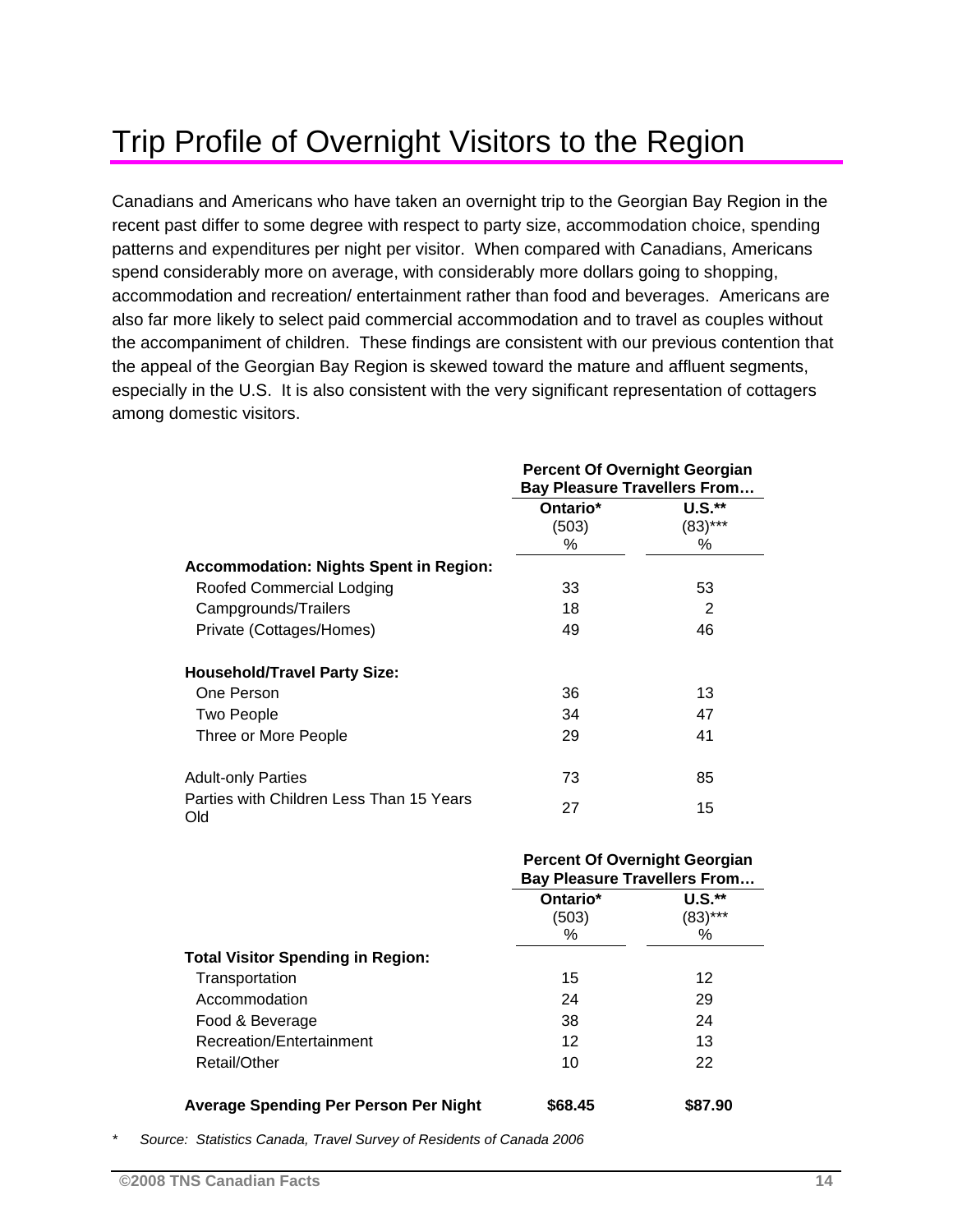# Trip Profile of Overnight Visitors to the Region

Canadians and Americans who have taken an overnight trip to the Georgian Bay Region in the recent past differ to some degree with respect to party size, accommodation choice, spending patterns and expenditures per night per visitor. When compared with Canadians, Americans spend considerably more on average, with considerably more dollars going to shopping, accommodation and recreation/ entertainment rather than food and beverages. Americans are also far more likely to select paid commercial accommodation and to travel as couples without the accompaniment of children. These findings are consistent with our previous contention that the appeal of the Georgian Bay Region is skewed toward the mature and affluent segments, especially in the U.S. It is also consistent with the very significant representation of cottagers among domestic visitors.

| | **Percent Of Overnight Georgian Bay Pleasure Travellers From…** | |
|---|---|---|
| | **Ontario*** (503) % | **U.S.**** (83)*** % |
| **Accommodation: Nights Spent in Region:** | | |
| Roofed Commercial Lodging | 33 | 53 |
| Campgrounds/Trailers | 18 | 2 |
| Private (Cottages/Homes) | 49 | 46 |
| **Household/Travel Party Size:** | | |
| One Person | 36 | 13 |
| Two People | 34 | 47 |
| Three or More People | 29 | 41 |
| Adult-only Parties | 73 | 85 |
| Parties with Children Less Than 15 Years Old | 27 | 15 |

| | **Percent Of Overnight Georgian Bay Pleasure Travellers From…** | |
|---|---|---|
| | **Ontario*** (503) % | **U.S.**** (83)*** % |
| **Total Visitor Spending in Region:** | | |
| Transportation | 15 | 12 |
| Accommodation | 24 | 29 |
| Food & Beverage | 38 | 24 |
| Recreation/Entertainment | 12 | 13 |
| Retail/Other | 10 | 22 |
| **Average Spending Per Person Per Night** | **$68.45** | **$87.90** |

* *Source: Statistics Canada, Travel Survey of Residents of Canada 2006*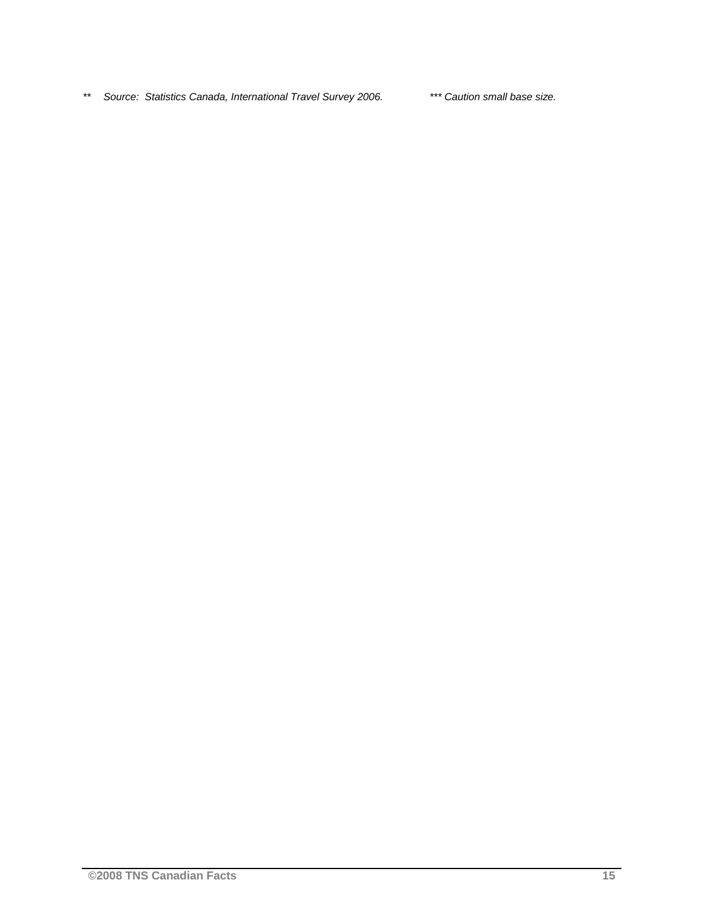*** Source: Statistics Canada, International Travel Survey 2006.* *\*\*\* Caution small base size.*

*** Source: Statistics Canada, International Travel Survey 2006.*     **** Caution small base size.*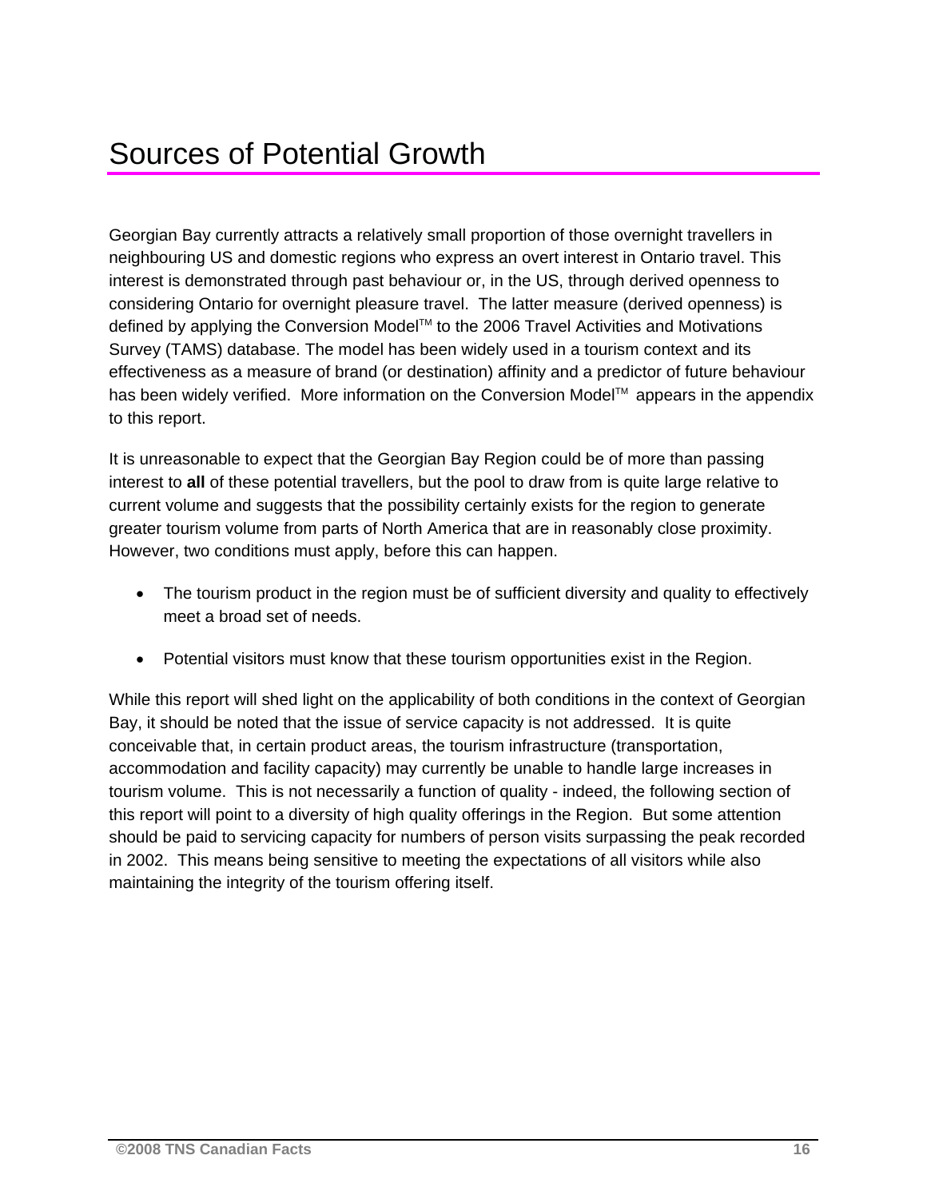# Sources of Potential Growth

Georgian Bay currently attracts a relatively small proportion of those overnight travellers in neighbouring US and domestic regions who express an overt interest in Ontario travel. This interest is demonstrated through past behaviour or, in the US, through derived openness to considering Ontario for overnight pleasure travel. The latter measure (derived openness) is defined by applying the Conversion Model™ to the 2006 Travel Activities and Motivations Survey (TAMS) database. The model has been widely used in a tourism context and its effectiveness as a measure of brand (or destination) affinity and a predictor of future behaviour has been widely verified. More information on the Conversion Model™ appears in the appendix to this report.

It is unreasonable to expect that the Georgian Bay Region could be of more than passing interest to **all** of these potential travellers, but the pool to draw from is quite large relative to current volume and suggests that the possibility certainly exists for the region to generate greater tourism volume from parts of North America that are in reasonably close proximity. However, two conditions must apply, before this can happen.

- The tourism product in the region must be of sufficient diversity and quality to effectively meet a broad set of needs.
- Potential visitors must know that these tourism opportunities exist in the Region.

While this report will shed light on the applicability of both conditions in the context of Georgian Bay, it should be noted that the issue of service capacity is not addressed. It is quite conceivable that, in certain product areas, the tourism infrastructure (transportation, accommodation and facility capacity) may currently be unable to handle large increases in tourism volume. This is not necessarily a function of quality - indeed, the following section of this report will point to a diversity of high quality offerings in the Region. But some attention should be paid to servicing capacity for numbers of person visits surpassing the peak recorded in 2002. This means being sensitive to meeting the expectations of all visitors while also maintaining the integrity of the tourism offering itself.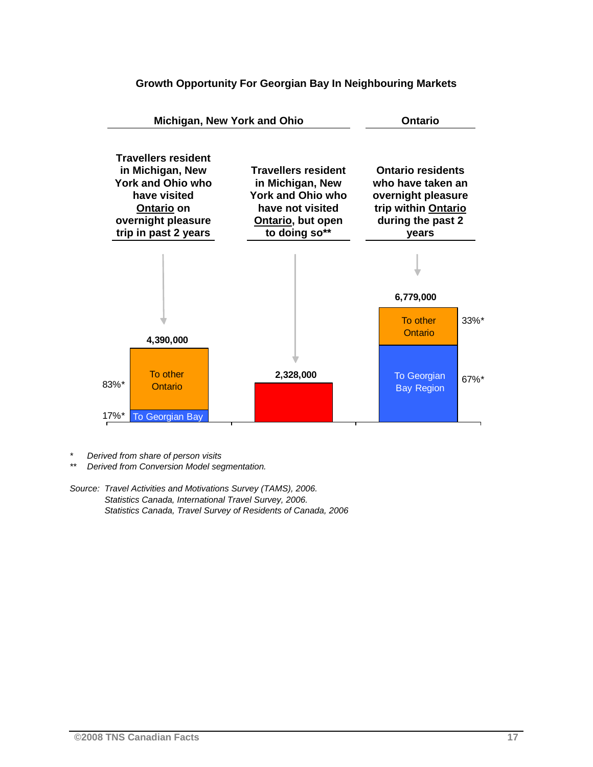**Growth Opportunity For Georgian Bay In Neighbouring Markets**

| Michigan, New York and Ohio | | Ontario |
|---|---|---|
| **Travellers resident in Michigan, New York and Ohio who have visited Ontario on overnight pleasure trip in past 2 years** | **Travellers resident in Michigan, New York and Ohio who have not visited Ontario, but open to doing so**\*\* | **Ontario residents who have taken an overnight pleasure trip within Ontario during the past 2 years** |
| 4,390,000 | 2,328,000 | 6,779,000 |
| To other Ontario: 83%\* | | To other Ontario: 33%\* |
| To Georgian Bay: 17%\* | | To Georgian Bay Region: 67%\* |

\* Derived from share of person visits

\*\* Derived from Conversion Model segmentation.

*Source: Travel Activities and Motivations Survey (TAMS), 2006.*
*Statistics Canada, International Travel Survey, 2006.*
*Statistics Canada, Travel Survey of Residents of Canada, 2006*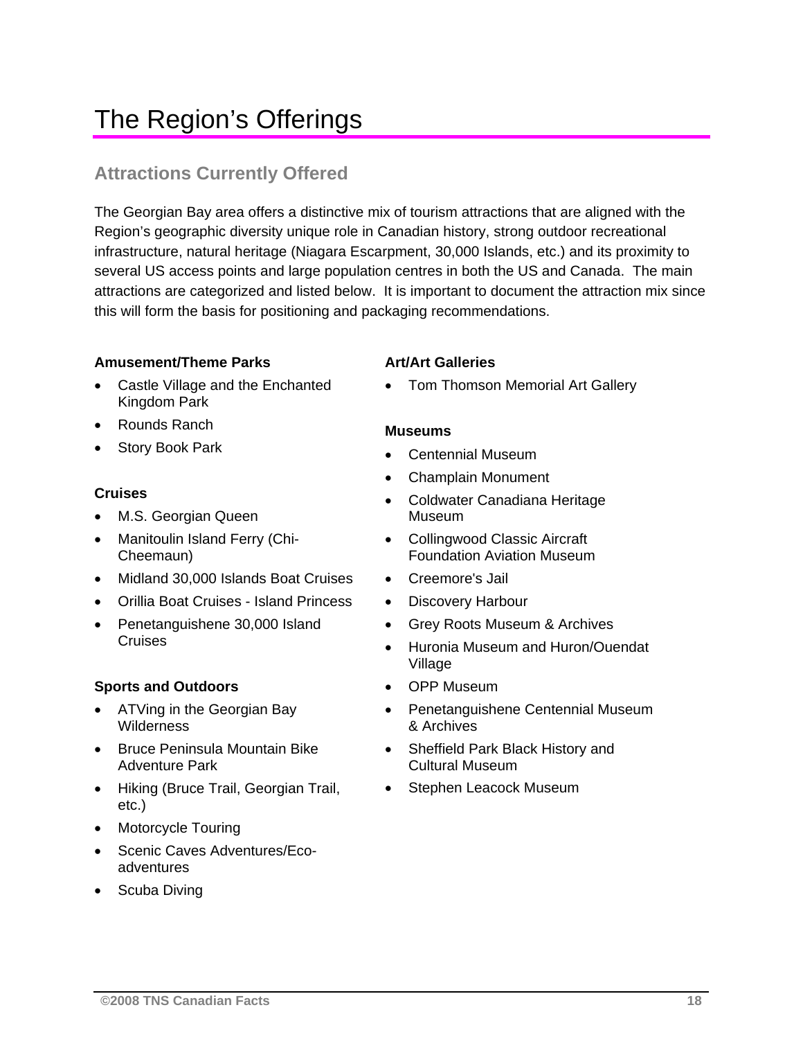# The Region's Offerings

## Attractions Currently Offered

The Georgian Bay area offers a distinctive mix of tourism attractions that are aligned with the Region's geographic diversity unique role in Canadian history, strong outdoor recreational infrastructure, natural heritage (Niagara Escarpment, 30,000 Islands, etc.) and its proximity to several US access points and large population centres in both the US and Canada. The main attractions are categorized and listed below. It is important to document the attraction mix since this will form the basis for positioning and packaging recommendations.

**Amusement/Theme Parks**

- Castle Village and the Enchanted Kingdom Park
- Rounds Ranch
- Story Book Park

**Cruises**

- M.S. Georgian Queen
- Manitoulin Island Ferry (Chi-Cheemaun)
- Midland 30,000 Islands Boat Cruises
- Orillia Boat Cruises - Island Princess
- Penetanguishene 30,000 Island Cruises

**Sports and Outdoors**

- ATVing in the Georgian Bay Wilderness
- Bruce Peninsula Mountain Bike Adventure Park
- Hiking (Bruce Trail, Georgian Trail, etc.)
- Motorcycle Touring
- Scenic Caves Adventures/Eco-adventures
- Scuba Diving

**Art/Art Galleries**

- Tom Thomson Memorial Art Gallery

**Museums**

- Centennial Museum
- Champlain Monument
- Coldwater Canadiana Heritage Museum
- Collingwood Classic Aircraft Foundation Aviation Museum
- Creemore's Jail
- Discovery Harbour
- Grey Roots Museum & Archives
- Huronia Museum and Huron/Ouendat Village
- OPP Museum
- Penetanguishene Centennial Museum & Archives
- Sheffield Park Black History and Cultural Museum
- Stephen Leacock Museum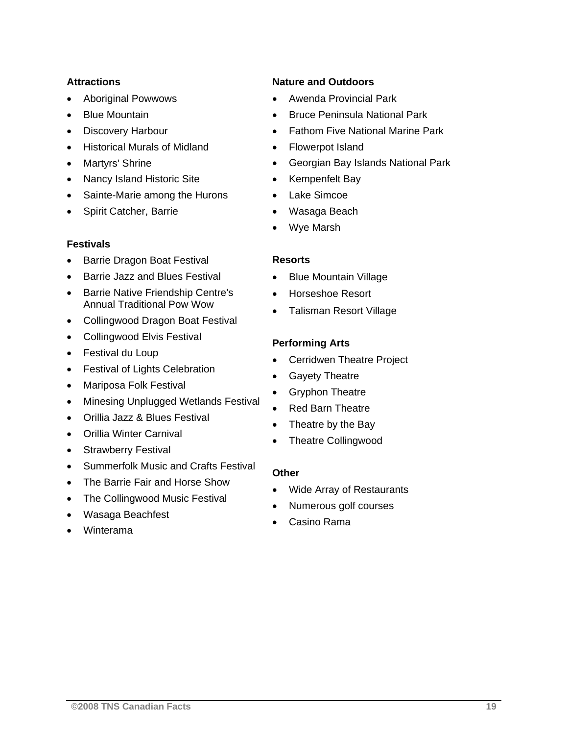**Attractions**

- Aboriginal Powwows
- Blue Mountain
- Discovery Harbour
- Historical Murals of Midland
- Martyrs' Shrine
- Nancy Island Historic Site
- Sainte-Marie among the Hurons
- Spirit Catcher, Barrie

**Festivals**

- Barrie Dragon Boat Festival
- Barrie Jazz and Blues Festival
- Barrie Native Friendship Centre's Annual Traditional Pow Wow
- Collingwood Dragon Boat Festival
- Collingwood Elvis Festival
- Festival du Loup
- Festival of Lights Celebration
- Mariposa Folk Festival
- Minesing Unplugged Wetlands Festival
- Orillia Jazz & Blues Festival
- Orillia Winter Carnival
- Strawberry Festival
- Summerfolk Music and Crafts Festival
- The Barrie Fair and Horse Show
- The Collingwood Music Festival
- Wasaga Beachfest
- Winterama

**Nature and Outdoors**

- Awenda Provincial Park
- Bruce Peninsula National Park
- Fathom Five National Marine Park
- Flowerpot Island
- Georgian Bay Islands National Park
- Kempenfelt Bay
- Lake Simcoe
- Wasaga Beach
- Wye Marsh

**Resorts**

- Blue Mountain Village
- Horseshoe Resort
- Talisman Resort Village

**Performing Arts**

- Cerridwen Theatre Project
- Gayety Theatre
- Gryphon Theatre
- Red Barn Theatre
- Theatre by the Bay
- Theatre Collingwood

**Other**

- Wide Array of Restaurants
- Numerous golf courses
- Casino Rama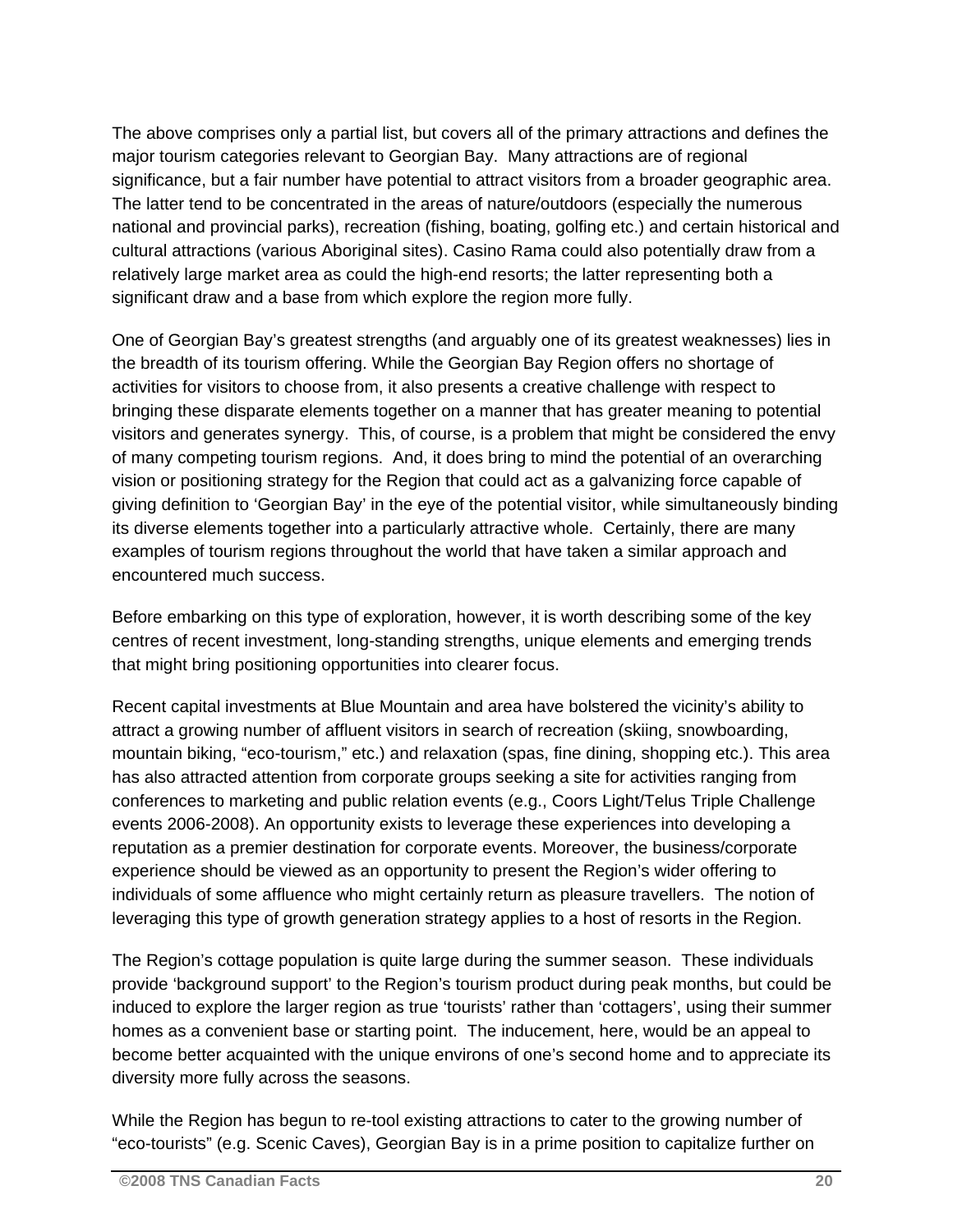The above comprises only a partial list, but covers all of the primary attractions and defines the major tourism categories relevant to Georgian Bay. Many attractions are of regional significance, but a fair number have potential to attract visitors from a broader geographic area. The latter tend to be concentrated in the areas of nature/outdoors (especially the numerous national and provincial parks), recreation (fishing, boating, golfing etc.) and certain historical and cultural attractions (various Aboriginal sites). Casino Rama could also potentially draw from a relatively large market area as could the high-end resorts; the latter representing both a significant draw and a base from which explore the region more fully.

One of Georgian Bay's greatest strengths (and arguably one of its greatest weaknesses) lies in the breadth of its tourism offering. While the Georgian Bay Region offers no shortage of activities for visitors to choose from, it also presents a creative challenge with respect to bringing these disparate elements together on a manner that has greater meaning to potential visitors and generates synergy. This, of course, is a problem that might be considered the envy of many competing tourism regions. And, it does bring to mind the potential of an overarching vision or positioning strategy for the Region that could act as a galvanizing force capable of giving definition to 'Georgian Bay' in the eye of the potential visitor, while simultaneously binding its diverse elements together into a particularly attractive whole. Certainly, there are many examples of tourism regions throughout the world that have taken a similar approach and encountered much success.

Before embarking on this type of exploration, however, it is worth describing some of the key centres of recent investment, long-standing strengths, unique elements and emerging trends that might bring positioning opportunities into clearer focus.

Recent capital investments at Blue Mountain and area have bolstered the vicinity's ability to attract a growing number of affluent visitors in search of recreation (skiing, snowboarding, mountain biking, "eco-tourism," etc.) and relaxation (spas, fine dining, shopping etc.). This area has also attracted attention from corporate groups seeking a site for activities ranging from conferences to marketing and public relation events (e.g., Coors Light/Telus Triple Challenge events 2006-2008). An opportunity exists to leverage these experiences into developing a reputation as a premier destination for corporate events. Moreover, the business/corporate experience should be viewed as an opportunity to present the Region's wider offering to individuals of some affluence who might certainly return as pleasure travellers. The notion of leveraging this type of growth generation strategy applies to a host of resorts in the Region.

The Region's cottage population is quite large during the summer season. These individuals provide 'background support' to the Region's tourism product during peak months, but could be induced to explore the larger region as true 'tourists' rather than 'cottagers', using their summer homes as a convenient base or starting point. The inducement, here, would be an appeal to become better acquainted with the unique environs of one's second home and to appreciate its diversity more fully across the seasons.

While the Region has begun to re-tool existing attractions to cater to the growing number of "eco-tourists" (e.g. Scenic Caves), Georgian Bay is in a prime position to capitalize further on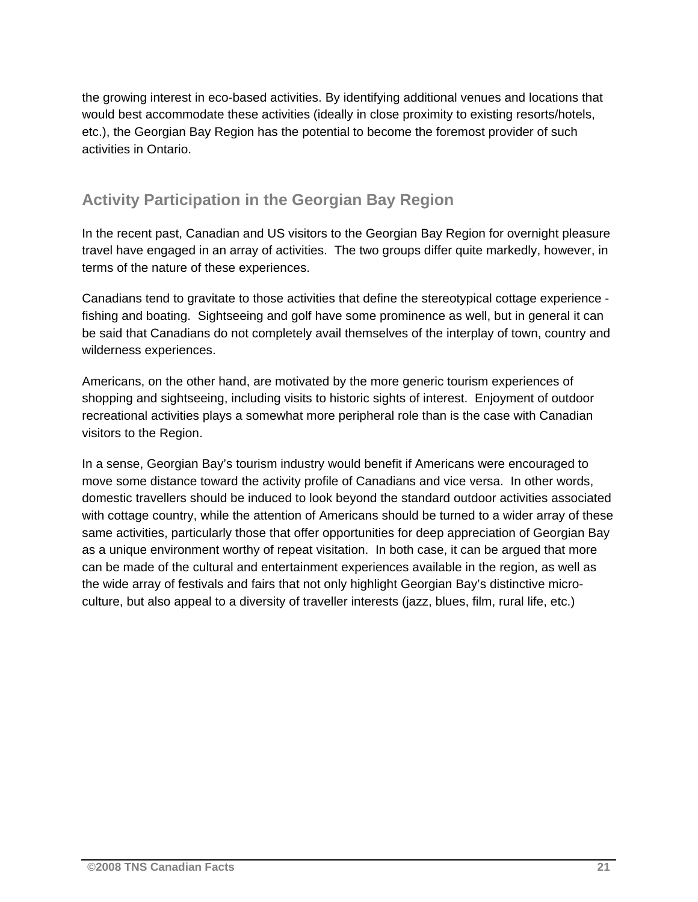the growing interest in eco-based activities. By identifying additional venues and locations that would best accommodate these activities (ideally in close proximity to existing resorts/hotels, etc.), the Georgian Bay Region has the potential to become the foremost provider of such activities in Ontario.

## Activity Participation in the Georgian Bay Region

In the recent past, Canadian and US visitors to the Georgian Bay Region for overnight pleasure travel have engaged in an array of activities. The two groups differ quite markedly, however, in terms of the nature of these experiences.

Canadians tend to gravitate to those activities that define the stereotypical cottage experience - fishing and boating. Sightseeing and golf have some prominence as well, but in general it can be said that Canadians do not completely avail themselves of the interplay of town, country and wilderness experiences.

Americans, on the other hand, are motivated by the more generic tourism experiences of shopping and sightseeing, including visits to historic sights of interest. Enjoyment of outdoor recreational activities plays a somewhat more peripheral role than is the case with Canadian visitors to the Region.

In a sense, Georgian Bay's tourism industry would benefit if Americans were encouraged to move some distance toward the activity profile of Canadians and vice versa. In other words, domestic travellers should be induced to look beyond the standard outdoor activities associated with cottage country, while the attention of Americans should be turned to a wider array of these same activities, particularly those that offer opportunities for deep appreciation of Georgian Bay as a unique environment worthy of repeat visitation. In both case, it can be argued that more can be made of the cultural and entertainment experiences available in the region, as well as the wide array of festivals and fairs that not only highlight Georgian Bay's distinctive micro-culture, but also appeal to a diversity of traveller interests (jazz, blues, film, rural life, etc.)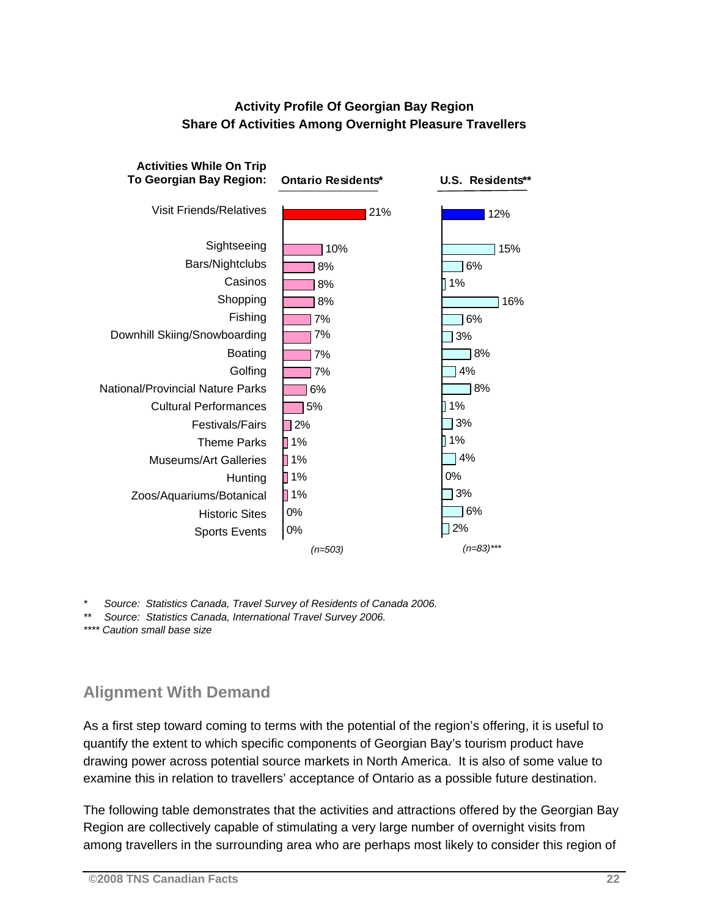**Activity Profile Of Georgian Bay Region**
**Share Of Activities Among Overnight Pleasure Travellers**

| Activities While On Trip To Georgian Bay Region: | Ontario Residents* | U.S. Residents** |
|---|---|---|
| Visit Friends/Relatives | 21% | 12% |
| Sightseeing | 10% | 15% |
| Bars/Nightclubs | 8% | 6% |
| Casinos | 8% | 1% |
| Shopping | 8% | 16% |
| Fishing | 7% | 6% |
| Downhill Skiing/Snowboarding | 7% | 3% |
| Boating | 7% | 8% |
| Golfing | 7% | 4% |
| National/Provincial Nature Parks | 6% | 8% |
| Cultural Performances | 5% | 1% |
| Festivals/Fairs | 2% | 3% |
| Theme Parks | 1% | 1% |
| Museums/Art Galleries | 1% | 4% |
| Hunting | 1% | 0% |
| Zoos/Aquariums/Botanical | 1% | 3% |
| Historic Sites | 0% | 6% |
| Sports Events | 0% | 2% |
| | *(n=503)* | *(n=83)**** |

*\*   Source: Statistics Canada, Travel Survey of Residents of Canada 2006.*
*\*\*  Source: Statistics Canada, International Travel Survey 2006.*
*\*\*\*\* Caution small base size*

## Alignment With Demand

As a first step toward coming to terms with the potential of the region's offering, it is useful to quantify the extent to which specific components of Georgian Bay's tourism product have drawing power across potential source markets in North America. It is also of some value to examine this in relation to travellers' acceptance of Ontario as a possible future destination.

The following table demonstrates that the activities and attractions offered by the Georgian Bay Region are collectively capable of stimulating a very large number of overnight visits from among travellers in the surrounding area who are perhaps most likely to consider this region of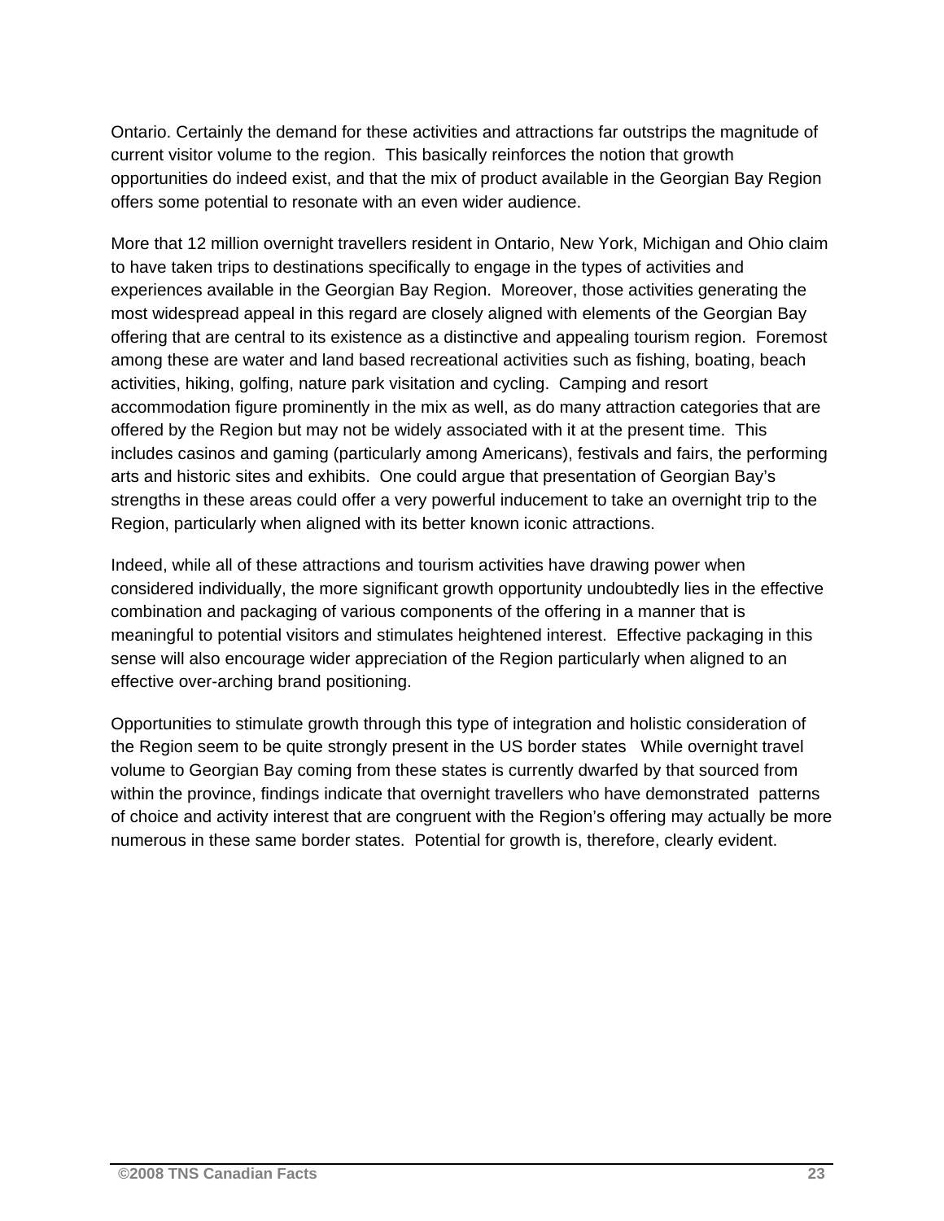Ontario. Certainly the demand for these activities and attractions far outstrips the magnitude of current visitor volume to the region. This basically reinforces the notion that growth opportunities do indeed exist, and that the mix of product available in the Georgian Bay Region offers some potential to resonate with an even wider audience.

More that 12 million overnight travellers resident in Ontario, New York, Michigan and Ohio claim to have taken trips to destinations specifically to engage in the types of activities and experiences available in the Georgian Bay Region. Moreover, those activities generating the most widespread appeal in this regard are closely aligned with elements of the Georgian Bay offering that are central to its existence as a distinctive and appealing tourism region. Foremost among these are water and land based recreational activities such as fishing, boating, beach activities, hiking, golfing, nature park visitation and cycling. Camping and resort accommodation figure prominently in the mix as well, as do many attraction categories that are offered by the Region but may not be widely associated with it at the present time. This includes casinos and gaming (particularly among Americans), festivals and fairs, the performing arts and historic sites and exhibits. One could argue that presentation of Georgian Bay's strengths in these areas could offer a very powerful inducement to take an overnight trip to the Region, particularly when aligned with its better known iconic attractions.

Indeed, while all of these attractions and tourism activities have drawing power when considered individually, the more significant growth opportunity undoubtedly lies in the effective combination and packaging of various components of the offering in a manner that is meaningful to potential visitors and stimulates heightened interest. Effective packaging in this sense will also encourage wider appreciation of the Region particularly when aligned to an effective over-arching brand positioning.

Opportunities to stimulate growth through this type of integration and holistic consideration of the Region seem to be quite strongly present in the US border states While overnight travel volume to Georgian Bay coming from these states is currently dwarfed by that sourced from within the province, findings indicate that overnight travellers who have demonstrated patterns of choice and activity interest that are congruent with the Region's offering may actually be more numerous in these same border states. Potential for growth is, therefore, clearly evident.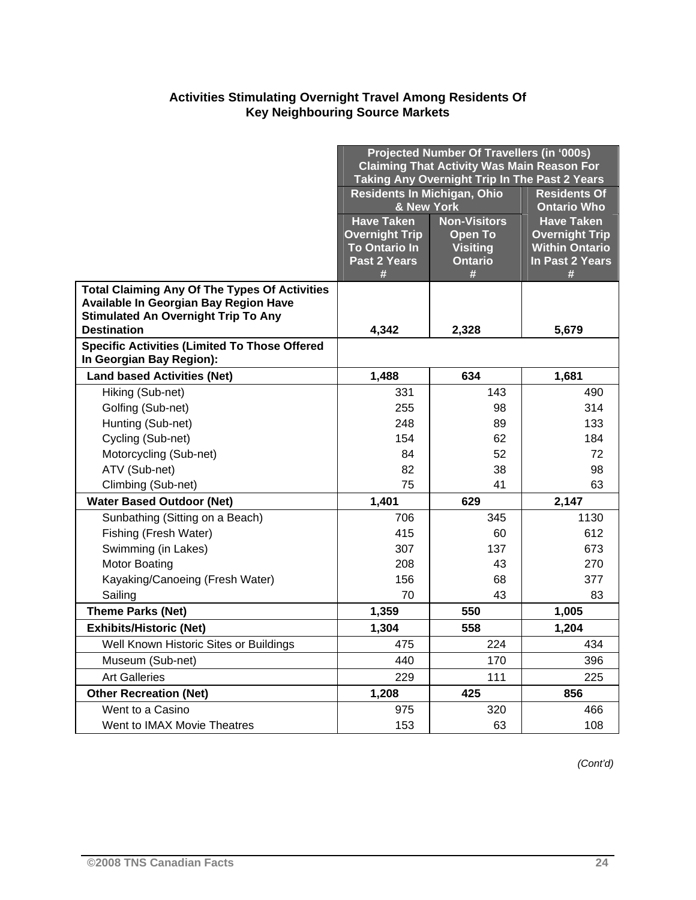## Activities Stimulating Overnight Travel Among Residents Of Key Neighbouring Source Markets

| | Projected Number Of Travellers (in '000s) Claiming That Activity Was Main Reason For Taking Any Overnight Trip In The Past 2 Years | | |
|---|---|---|---|
| | Residents In Michigan, Ohio & New York | | Residents Of Ontario Who |
| | Have Taken Overnight Trip To Ontario In Past 2 Years # | Non-Visitors Open To Visiting Ontario # | Have Taken Overnight Trip Within Ontario In Past 2 Years # |
| **Total Claiming Any Of The Types Of Activities Available In Georgian Bay Region Have Stimulated An Overnight Trip To Any Destination** | **4,342** | **2,328** | **5,679** |
| **Specific Activities (Limited To Those Offered In Georgian Bay Region):** | | | |
| **Land based Activities (Net)** | **1,488** | **634** | **1,681** |
| Hiking (Sub-net) | 331 | 143 | 490 |
| Golfing (Sub-net) | 255 | 98 | 314 |
| Hunting (Sub-net) | 248 | 89 | 133 |
| Cycling (Sub-net) | 154 | 62 | 184 |
| Motorcycling (Sub-net) | 84 | 52 | 72 |
| ATV (Sub-net) | 82 | 38 | 98 |
| Climbing (Sub-net) | 75 | 41 | 63 |
| **Water Based Outdoor (Net)** | **1,401** | **629** | **2,147** |
| Sunbathing (Sitting on a Beach) | 706 | 345 | 1130 |
| Fishing (Fresh Water) | 415 | 60 | 612 |
| Swimming (in Lakes) | 307 | 137 | 673 |
| Motor Boating | 208 | 43 | 270 |
| Kayaking/Canoeing (Fresh Water) | 156 | 68 | 377 |
| Sailing | 70 | 43 | 83 |
| **Theme Parks (Net)** | **1,359** | **550** | **1,005** |
| **Exhibits/Historic (Net)** | **1,304** | **558** | **1,204** |
| Well Known Historic Sites or Buildings | 475 | 224 | 434 |
| Museum (Sub-net) | 440 | 170 | 396 |
| Art Galleries | 229 | 111 | 225 |
| **Other Recreation (Net)** | **1,208** | **425** | **856** |
| Went to a Casino | 975 | 320 | 466 |
| Went to IMAX Movie Theatres | 153 | 63 | 108 |

*(Cont'd)*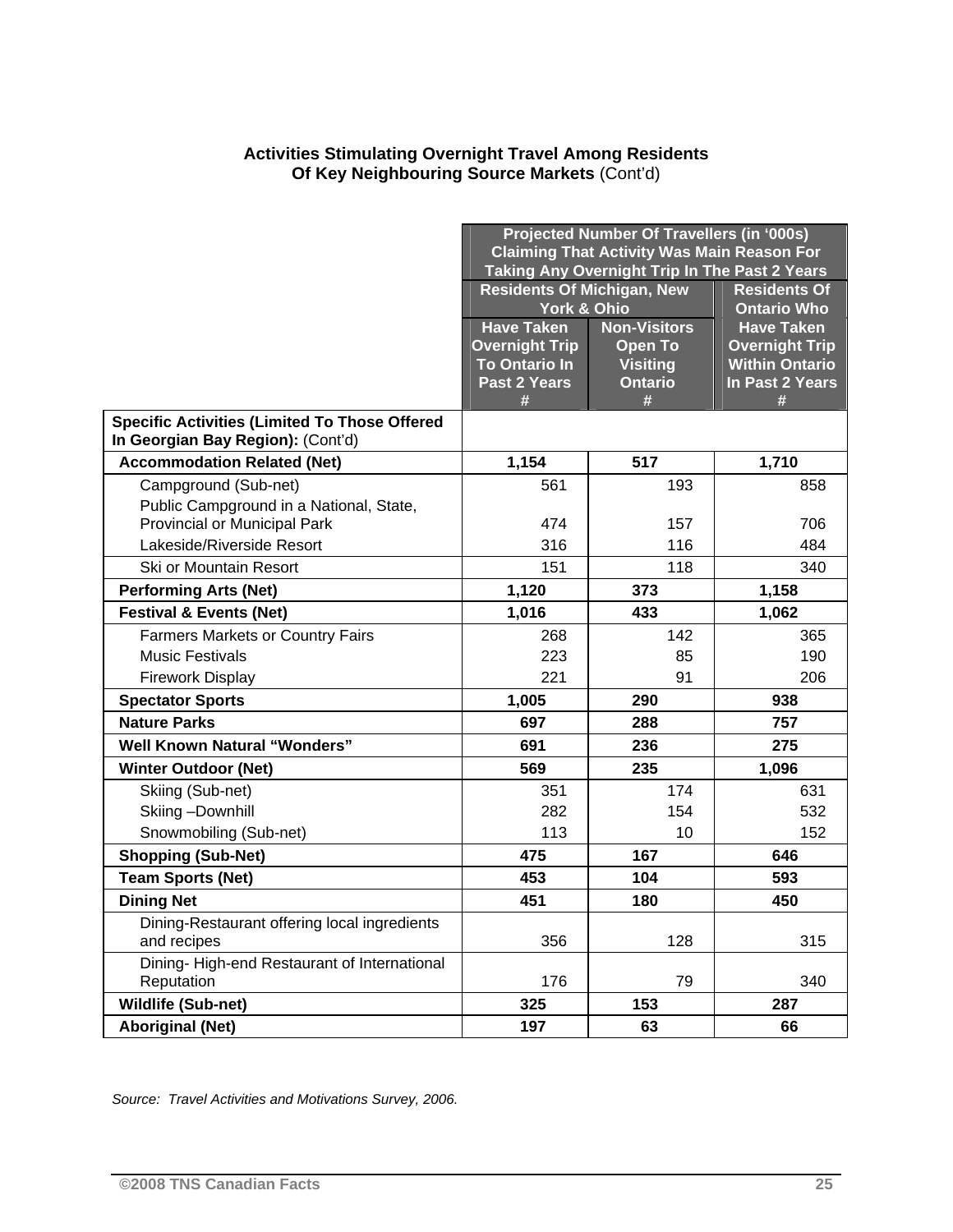**Activities Stimulating Overnight Travel Among Residents Of Key Neighbouring Source Markets** (Cont'd)

| | Projected Number Of Travellers (in '000s) Claiming That Activity Was Main Reason For Taking Any Overnight Trip In The Past 2 Years | | |
|---|---|---|---|
| | Residents Of Michigan, New York & Ohio | | Residents Of Ontario Who |
| | Have Taken Overnight Trip To Ontario In Past 2 Years # | Non-Visitors Open To Visiting Ontario # | Have Taken Overnight Trip Within Ontario In Past 2 Years # |
| **Specific Activities (Limited To Those Offered In Georgian Bay Region):** (Cont'd) | | | |
| **Accommodation Related (Net)** | **1,154** | **517** | **1,710** |
| Campground (Sub-net) | 561 | 193 | 858 |
| Public Campground in a National, State, Provincial or Municipal Park | 474 | 157 | 706 |
| Lakeside/Riverside Resort | 316 | 116 | 484 |
| Ski or Mountain Resort | 151 | 118 | 340 |
| **Performing Arts (Net)** | **1,120** | **373** | **1,158** |
| **Festival & Events (Net)** | **1,016** | **433** | **1,062** |
| Farmers Markets or Country Fairs | 268 | 142 | 365 |
| Music Festivals | 223 | 85 | 190 |
| Firework Display | 221 | 91 | 206 |
| **Spectator Sports** | **1,005** | **290** | **938** |
| **Nature Parks** | **697** | **288** | **757** |
| **Well Known Natural "Wonders"** | **691** | **236** | **275** |
| **Winter Outdoor (Net)** | **569** | **235** | **1,096** |
| Skiing (Sub-net) | 351 | 174 | 631 |
| Skiing –Downhill | 282 | 154 | 532 |
| Snowmobiling (Sub-net) | 113 | 10 | 152 |
| **Shopping (Sub-Net)** | **475** | **167** | **646** |
| **Team Sports (Net)** | **453** | **104** | **593** |
| **Dining Net** | **451** | **180** | **450** |
| Dining-Restaurant offering local ingredients and recipes | 356 | 128 | 315 |
| Dining- High-end Restaurant of International Reputation | 176 | 79 | 340 |
| **Wildlife (Sub-net)** | **325** | **153** | **287** |
| **Aboriginal (Net)** | **197** | **63** | **66** |

*Source: Travel Activities and Motivations Survey, 2006.*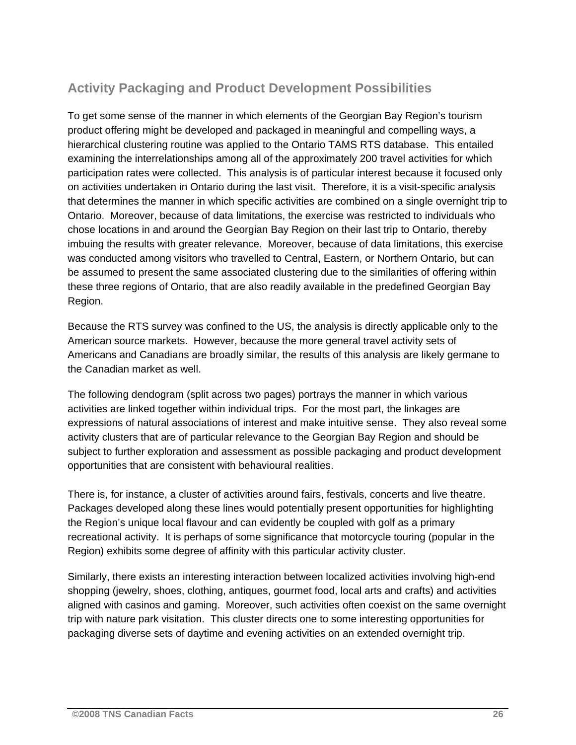## Activity Packaging and Product Development Possibilities

To get some sense of the manner in which elements of the Georgian Bay Region's tourism product offering might be developed and packaged in meaningful and compelling ways, a hierarchical clustering routine was applied to the Ontario TAMS RTS database. This entailed examining the interrelationships among all of the approximately 200 travel activities for which participation rates were collected. This analysis is of particular interest because it focused only on activities undertaken in Ontario during the last visit. Therefore, it is a visit-specific analysis that determines the manner in which specific activities are combined on a single overnight trip to Ontario. Moreover, because of data limitations, the exercise was restricted to individuals who chose locations in and around the Georgian Bay Region on their last trip to Ontario, thereby imbuing the results with greater relevance. Moreover, because of data limitations, this exercise was conducted among visitors who travelled to Central, Eastern, or Northern Ontario, but can be assumed to present the same associated clustering due to the similarities of offering within these three regions of Ontario, that are also readily available in the predefined Georgian Bay Region.

Because the RTS survey was confined to the US, the analysis is directly applicable only to the American source markets. However, because the more general travel activity sets of Americans and Canadians are broadly similar, the results of this analysis are likely germane to the Canadian market as well.

The following dendogram (split across two pages) portrays the manner in which various activities are linked together within individual trips. For the most part, the linkages are expressions of natural associations of interest and make intuitive sense. They also reveal some activity clusters that are of particular relevance to the Georgian Bay Region and should be subject to further exploration and assessment as possible packaging and product development opportunities that are consistent with behavioural realities.

There is, for instance, a cluster of activities around fairs, festivals, concerts and live theatre. Packages developed along these lines would potentially present opportunities for highlighting the Region's unique local flavour and can evidently be coupled with golf as a primary recreational activity. It is perhaps of some significance that motorcycle touring (popular in the Region) exhibits some degree of affinity with this particular activity cluster.

Similarly, there exists an interesting interaction between localized activities involving high-end shopping (jewelry, shoes, clothing, antiques, gourmet food, local arts and crafts) and activities aligned with casinos and gaming. Moreover, such activities often coexist on the same overnight trip with nature park visitation. This cluster directs one to some interesting opportunities for packaging diverse sets of daytime and evening activities on an extended overnight trip.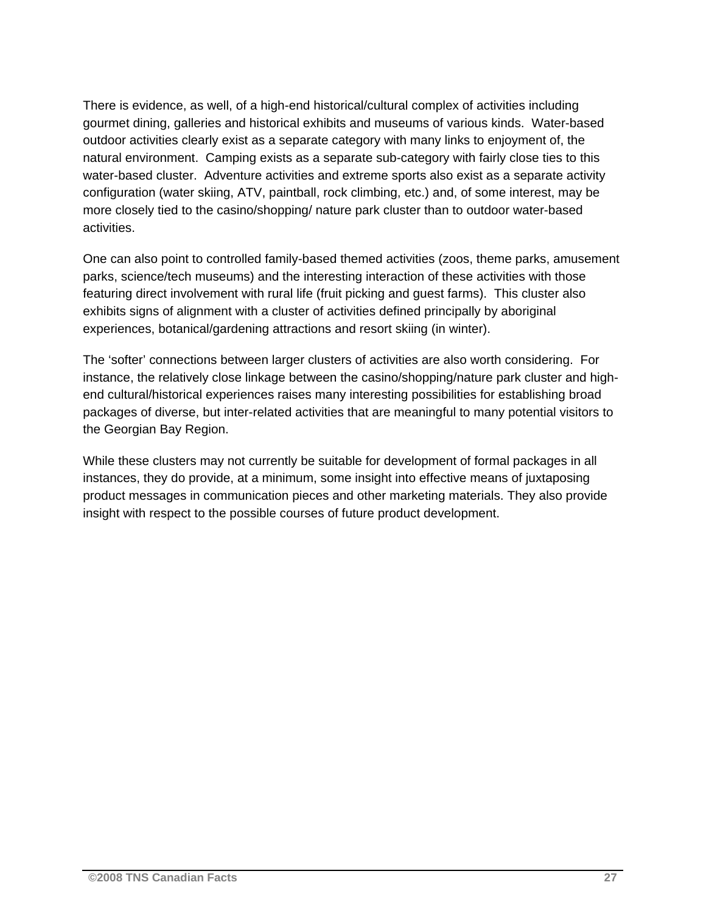There is evidence, as well, of a high-end historical/cultural complex of activities including gourmet dining, galleries and historical exhibits and museums of various kinds. Water-based outdoor activities clearly exist as a separate category with many links to enjoyment of, the natural environment. Camping exists as a separate sub-category with fairly close ties to this water-based cluster. Adventure activities and extreme sports also exist as a separate activity configuration (water skiing, ATV, paintball, rock climbing, etc.) and, of some interest, may be more closely tied to the casino/shopping/ nature park cluster than to outdoor water-based activities.

One can also point to controlled family-based themed activities (zoos, theme parks, amusement parks, science/tech museums) and the interesting interaction of these activities with those featuring direct involvement with rural life (fruit picking and guest farms). This cluster also exhibits signs of alignment with a cluster of activities defined principally by aboriginal experiences, botanical/gardening attractions and resort skiing (in winter).

The 'softer' connections between larger clusters of activities are also worth considering. For instance, the relatively close linkage between the casino/shopping/nature park cluster and high-end cultural/historical experiences raises many interesting possibilities for establishing broad packages of diverse, but inter-related activities that are meaningful to many potential visitors to the Georgian Bay Region.

While these clusters may not currently be suitable for development of formal packages in all instances, they do provide, at a minimum, some insight into effective means of juxtaposing product messages in communication pieces and other marketing materials. They also provide insight with respect to the possible courses of future product development.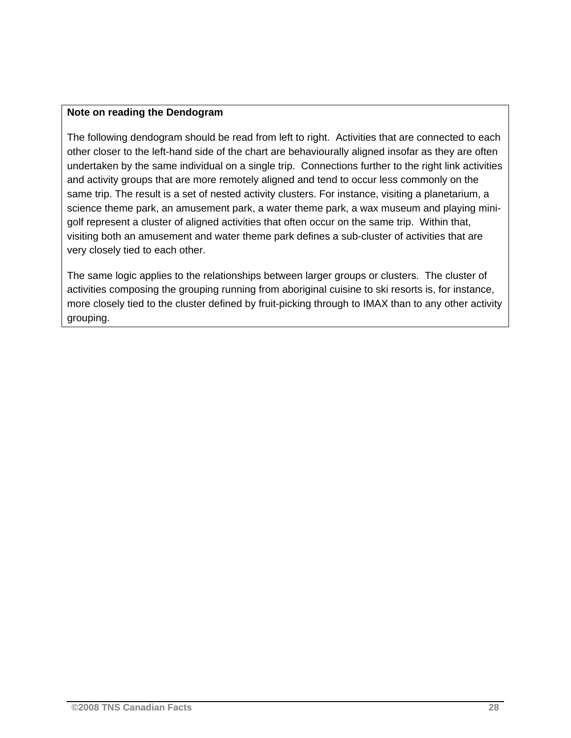**Note on reading the Dendogram**

The following dendogram should be read from left to right. Activities that are connected to each other closer to the left-hand side of the chart are behaviourally aligned insofar as they are often undertaken by the same individual on a single trip. Connections further to the right link activities and activity groups that are more remotely aligned and tend to occur less commonly on the same trip. The result is a set of nested activity clusters. For instance, visiting a planetarium, a science theme park, an amusement park, a water theme park, a wax museum and playing mini-golf represent a cluster of aligned activities that often occur on the same trip. Within that, visiting both an amusement and water theme park defines a sub-cluster of activities that are very closely tied to each other.

The same logic applies to the relationships between larger groups or clusters. The cluster of activities composing the grouping running from aboriginal cuisine to ski resorts is, for instance, more closely tied to the cluster defined by fruit-picking through to IMAX than to any other activity grouping.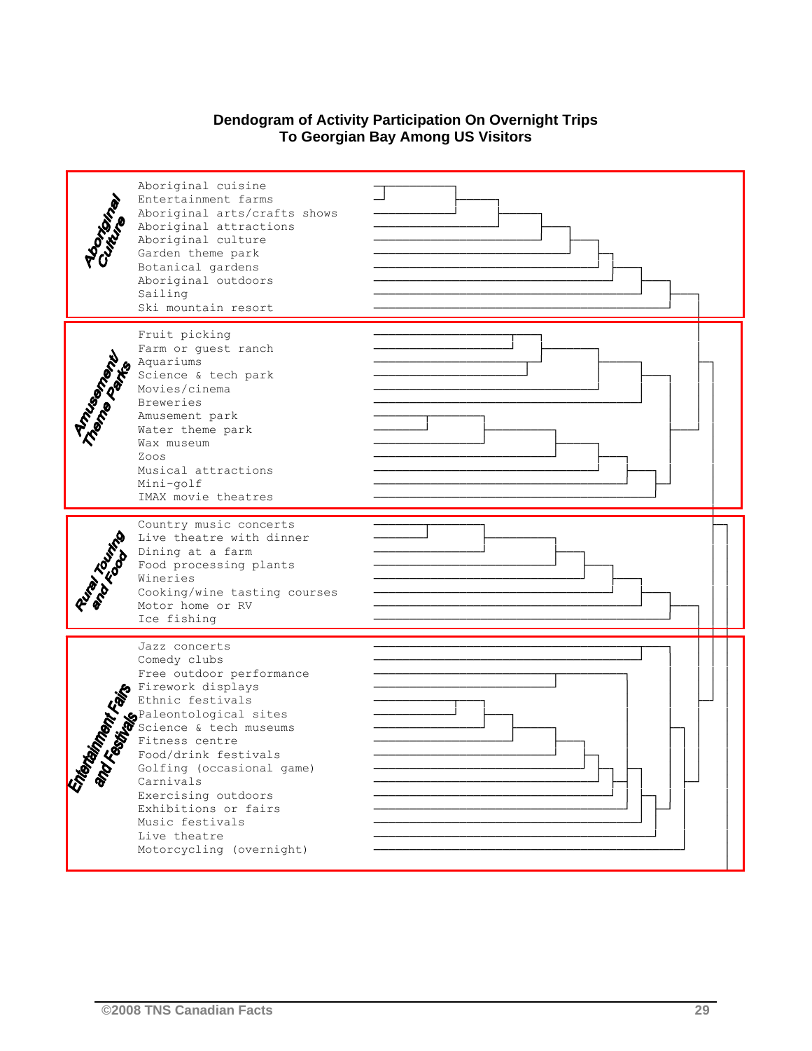**Dendogram of Activity Participation On Overnight Trips To Georgian Bay Among US Visitors**

**Aboriginal Culture**

- Aboriginal cuisine
- Entertainment farms
- Aboriginal arts/crafts shows
- Aboriginal attractions
- Aboriginal culture
- Garden theme park
- Botanical gardens
- Aboriginal outdoors
- Sailing
- Ski mountain resort

**Amusement/ Theme Parks**

- Fruit picking
- Farm or guest ranch
- Aquariums
- Science & tech park
- Movies/cinema
- Breweries
- Amusement park
- Water theme park
- Wax museum
- Zoos
- Musical attractions
- Mini-golf
- IMAX movie theatres

**Rural Touring and Food**

- Country music concerts
- Live theatre with dinner
- Dining at a farm
- Food processing plants
- Wineries
- Cooking/wine tasting courses
- Motor home or RV
- Ice fishing

**Entertainment Fairs and Festivals**

- Jazz concerts
- Comedy clubs
- Free outdoor performance
- Firework displays
- Ethnic festivals
- Paleontological sites
- Science & tech museums
- Fitness centre
- Food/drink festivals
- Golfing (occasional game)
- Carnivals
- Exercising outdoors
- Exhibitions or fairs
- Music festivals
- Live theatre
- Motorcycling (overnight)

©2008 TNS Canadian Facts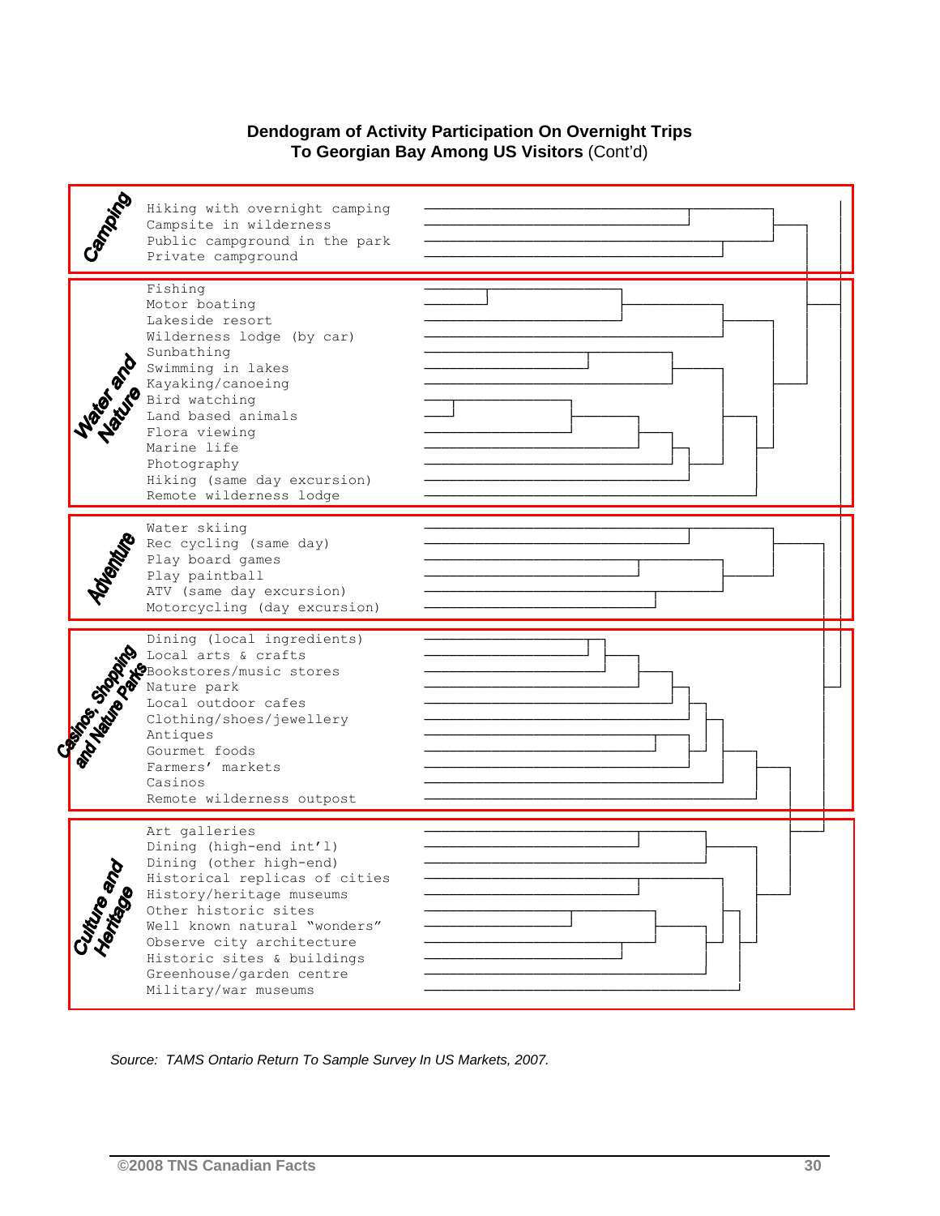**Dendogram of Activity Participation On Overnight Trips To Georgian Bay Among US Visitors** (Cont'd)

**Camping**
- Hiking with overnight camping
- Campsite in wilderness
- Public campground in the park
- Private campground

**Water and Nature**
- Fishing
- Motor boating
- Lakeside resort
- Wilderness lodge (by car)
- Sunbathing
- Swimming in lakes
- Kayaking/canoeing
- Bird watching
- Land based animals
- Flora viewing
- Marine life
- Photography
- Hiking (same day excursion)
- Remote wilderness lodge

**Adventure**
- Water skiing
- Rec cycling (same day)
- Play board games
- Play paintball
- ATV (same day excursion)
- Motorcycling (day excursion)

**Casinos, Shopping and Nature Parks**
- Dining (local ingredients)
- Local arts & crafts
- Bookstores/music stores
- Nature park
- Local outdoor cafes
- Clothing/shoes/jewellery
- Antiques
- Gourmet foods
- Farmers' markets
- Casinos
- Remote wilderness outpost

**Culture and Heritage**
- Art galleries
- Dining (high-end int'l)
- Dining (other high-end)
- Historical replicas of cities
- History/heritage museums
- Other historic sites
- Well known natural "wonders"
- Observe city architecture
- Historic sites & buildings
- Greenhouse/garden centre
- Military/war museums

*Source: TAMS Ontario Return To Sample Survey In US Markets, 2007.*

©2008 TNS Canadian Facts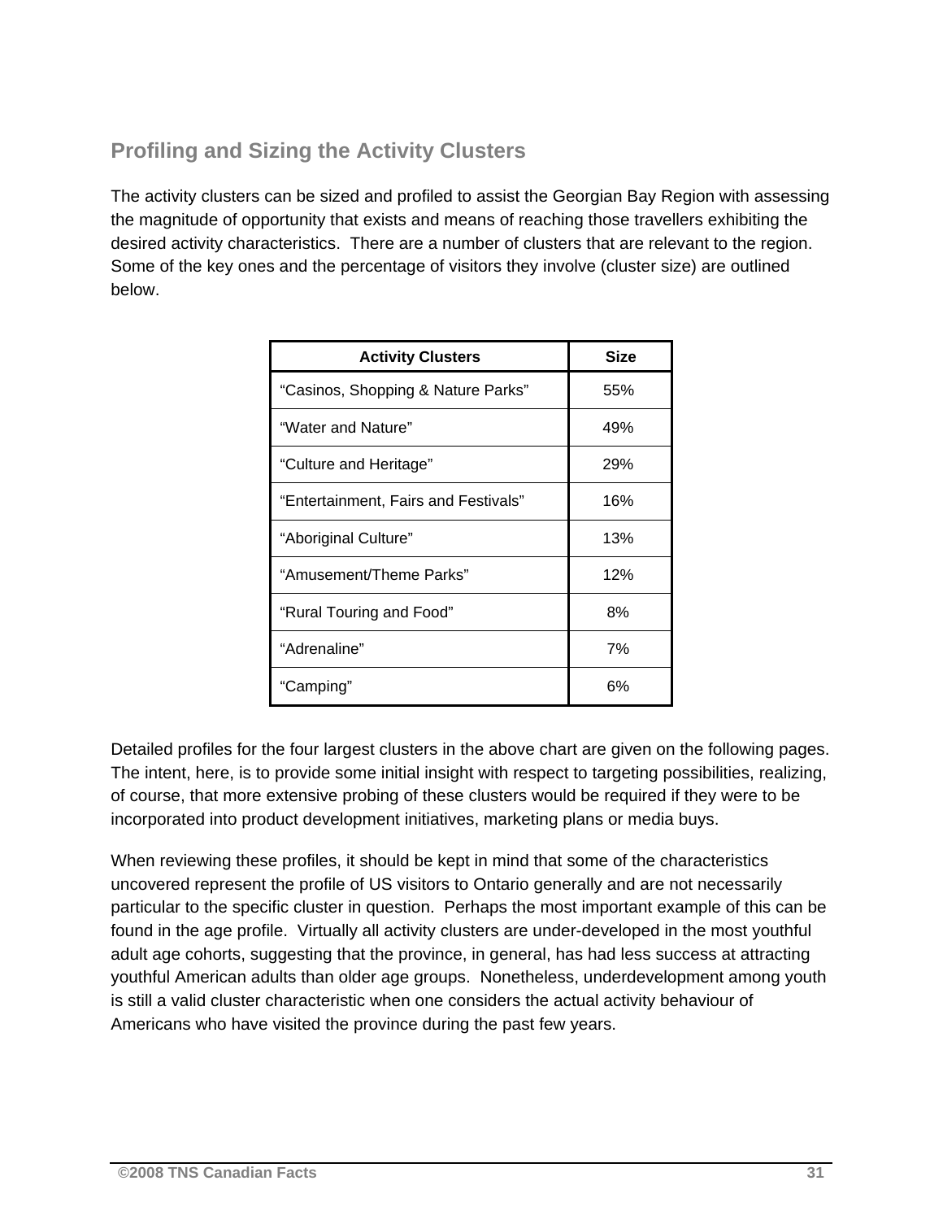## Profiling and Sizing the Activity Clusters

The activity clusters can be sized and profiled to assist the Georgian Bay Region with assessing the magnitude of opportunity that exists and means of reaching those travellers exhibiting the desired activity characteristics. There are a number of clusters that are relevant to the region. Some of the key ones and the percentage of visitors they involve (cluster size) are outlined below.

| Activity Clusters | Size |
| --- | --- |
| “Casinos, Shopping & Nature Parks” | 55% |
| “Water and Nature” | 49% |
| “Culture and Heritage” | 29% |
| “Entertainment, Fairs and Festivals” | 16% |
| “Aboriginal Culture” | 13% |
| “Amusement/Theme Parks” | 12% |
| “Rural Touring and Food” | 8% |
| “Adrenaline” | 7% |
| “Camping” | 6% |

Detailed profiles for the four largest clusters in the above chart are given on the following pages. The intent, here, is to provide some initial insight with respect to targeting possibilities, realizing, of course, that more extensive probing of these clusters would be required if they were to be incorporated into product development initiatives, marketing plans or media buys.

When reviewing these profiles, it should be kept in mind that some of the characteristics uncovered represent the profile of US visitors to Ontario generally and are not necessarily particular to the specific cluster in question. Perhaps the most important example of this can be found in the age profile. Virtually all activity clusters are under-developed in the most youthful adult age cohorts, suggesting that the province, in general, has had less success at attracting youthful American adults than older age groups. Nonetheless, underdevelopment among youth is still a valid cluster characteristic when one considers the actual activity behaviour of Americans who have visited the province during the past few years.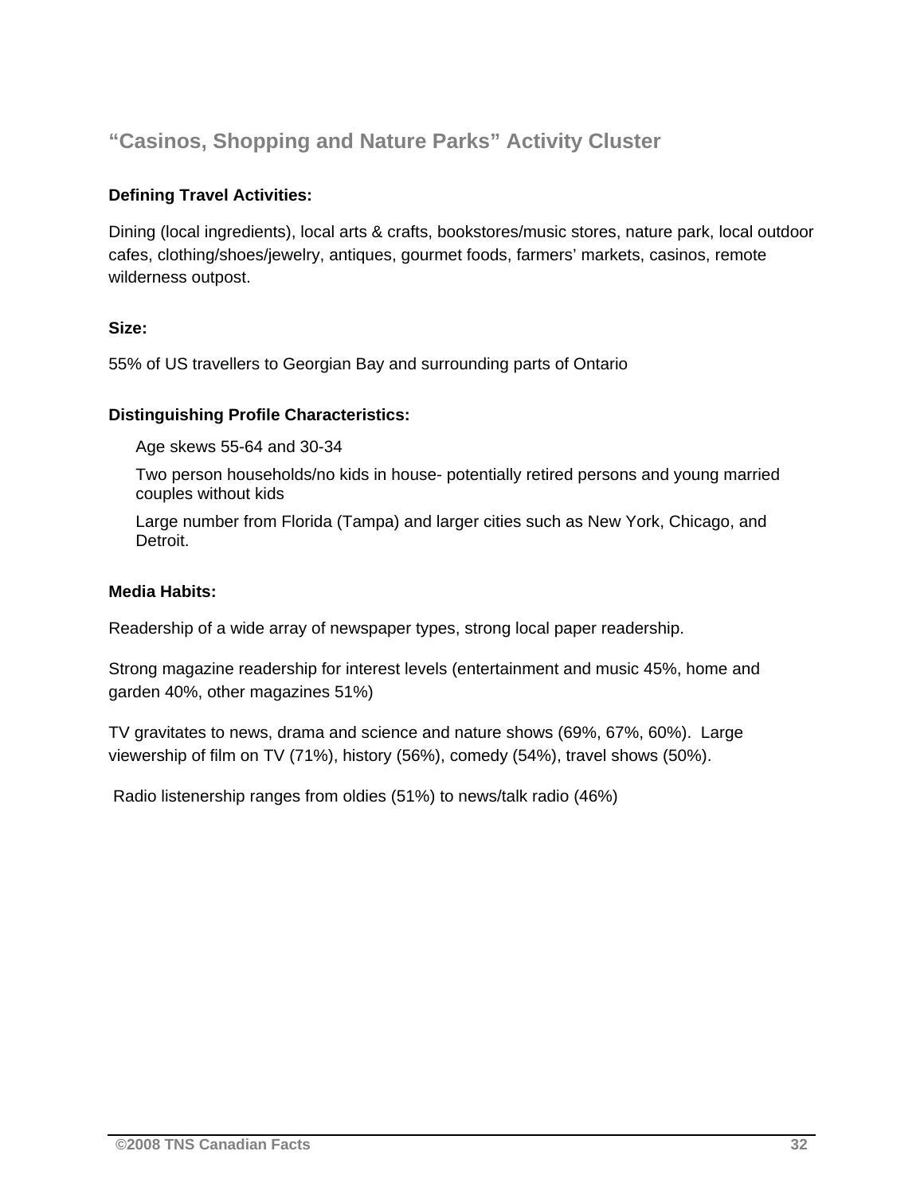## "Casinos, Shopping and Nature Parks" Activity Cluster

**Defining Travel Activities:**

Dining (local ingredients), local arts & crafts, bookstores/music stores, nature park, local outdoor cafes, clothing/shoes/jewelry, antiques, gourmet foods, farmers' markets, casinos, remote wilderness outpost.

**Size:**

55% of US travellers to Georgian Bay and surrounding parts of Ontario

**Distinguishing Profile Characteristics:**

- Age skews 55-64 and 30-34
- Two person households/no kids in house- potentially retired persons and young married couples without kids
- Large number from Florida (Tampa) and larger cities such as New York, Chicago, and Detroit.

**Media Habits:**

Readership of a wide array of newspaper types, strong local paper readership.

Strong magazine readership for interest levels (entertainment and music 45%, home and garden 40%, other magazines 51%)

TV gravitates to news, drama and science and nature shows (69%, 67%, 60%). Large viewership of film on TV (71%), history (56%), comedy (54%), travel shows (50%).

Radio listenership ranges from oldies (51%) to news/talk radio (46%)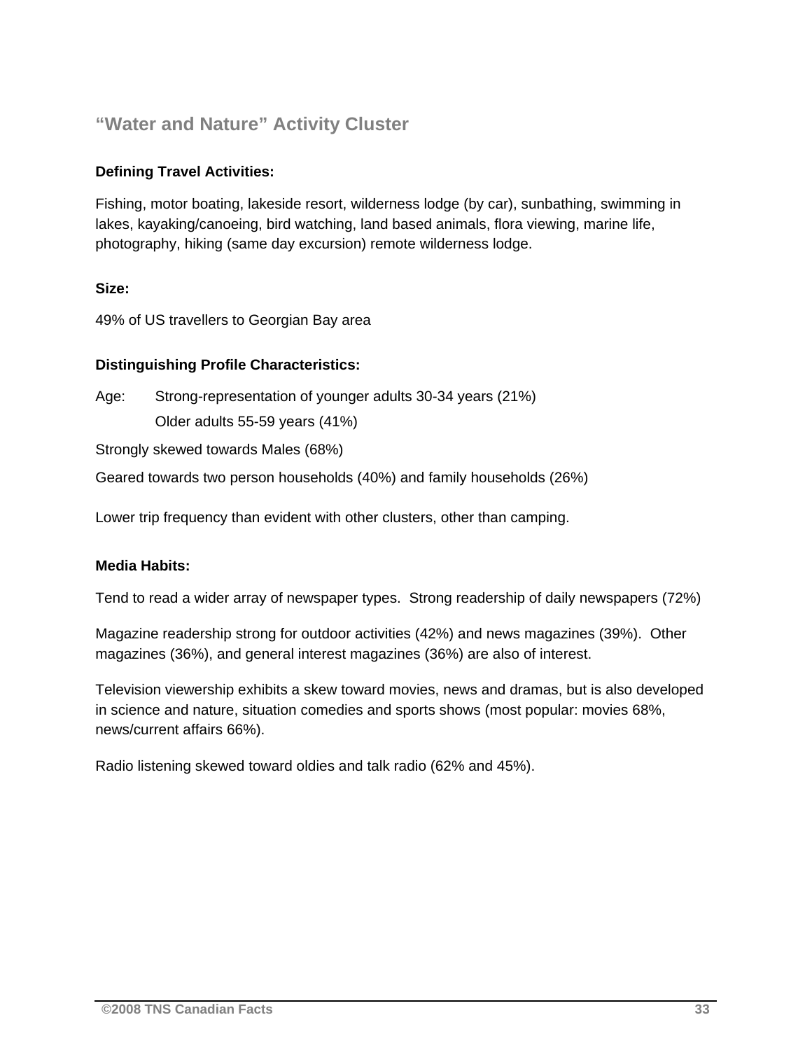## "Water and Nature" Activity Cluster

**Defining Travel Activities:**

Fishing, motor boating, lakeside resort, wilderness lodge (by car), sunbathing, swimming in lakes, kayaking/canoeing, bird watching, land based animals, flora viewing, marine life, photography, hiking (same day excursion) remote wilderness lodge.

**Size:**

49% of US travellers to Georgian Bay area

**Distinguishing Profile Characteristics:**

Age: Strong-representation of younger adults 30-34 years (21%)
Older adults 55-59 years (41%)

Strongly skewed towards Males (68%)

Geared towards two person households (40%) and family households (26%)

Lower trip frequency than evident with other clusters, other than camping.

**Media Habits:**

Tend to read a wider array of newspaper types. Strong readership of daily newspapers (72%)

Magazine readership strong for outdoor activities (42%) and news magazines (39%). Other magazines (36%), and general interest magazines (36%) are also of interest.

Television viewership exhibits a skew toward movies, news and dramas, but is also developed in science and nature, situation comedies and sports shows (most popular: movies 68%, news/current affairs 66%).

Radio listening skewed toward oldies and talk radio (62% and 45%).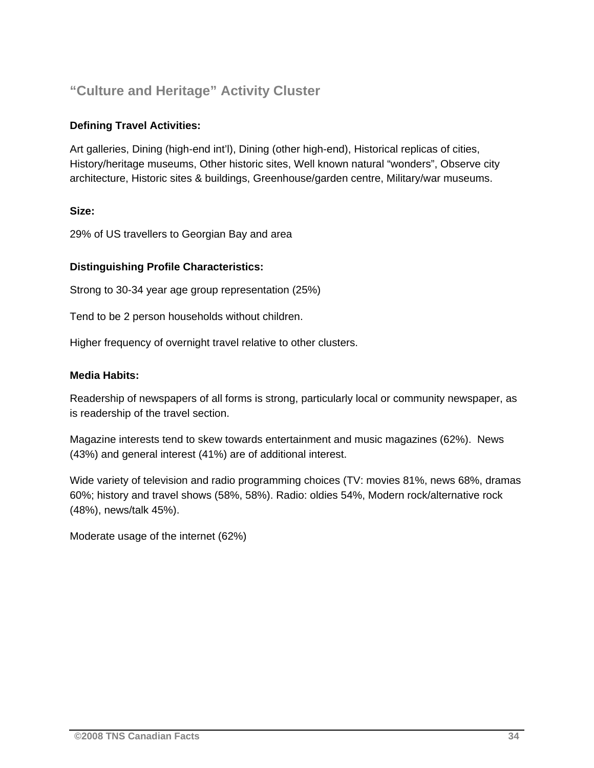## “Culture and Heritage” Activity Cluster

**Defining Travel Activities:**

Art galleries, Dining (high-end int’l), Dining (other high-end), Historical replicas of cities, History/heritage museums, Other historic sites, Well known natural “wonders”, Observe city architecture, Historic sites & buildings, Greenhouse/garden centre, Military/war museums.

**Size:**

29% of US travellers to Georgian Bay and area

**Distinguishing Profile Characteristics:**

Strong to 30-34 year age group representation (25%)

Tend to be 2 person households without children.

Higher frequency of overnight travel relative to other clusters.

**Media Habits:**

Readership of newspapers of all forms is strong, particularly local or community newspaper, as is readership of the travel section.

Magazine interests tend to skew towards entertainment and music magazines (62%). News (43%) and general interest (41%) are of additional interest.

Wide variety of television and radio programming choices (TV: movies 81%, news 68%, dramas 60%; history and travel shows (58%, 58%). Radio: oldies 54%, Modern rock/alternative rock (48%), news/talk 45%).

Moderate usage of the internet (62%)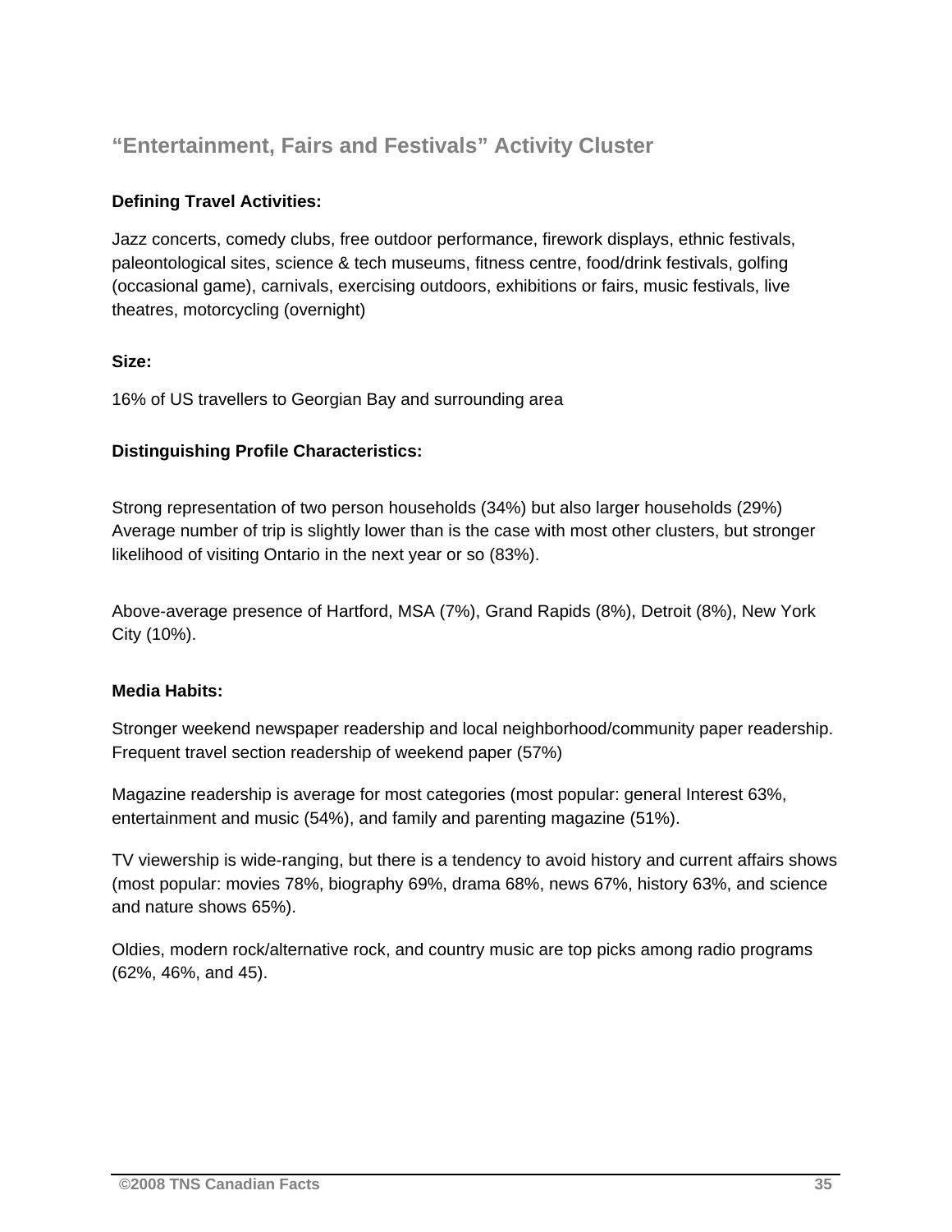## "Entertainment, Fairs and Festivals" Activity Cluster

**Defining Travel Activities:**

Jazz concerts, comedy clubs, free outdoor performance, firework displays, ethnic festivals, paleontological sites, science & tech museums, fitness centre, food/drink festivals, golfing (occasional game), carnivals, exercising outdoors, exhibitions or fairs, music festivals, live theatres, motorcycling (overnight)

**Size:**

16% of US travellers to Georgian Bay and surrounding area

**Distinguishing Profile Characteristics:**

Strong representation of two person households (34%) but also larger households (29%) Average number of trip is slightly lower than is the case with most other clusters, but stronger likelihood of visiting Ontario in the next year or so (83%).

Above-average presence of Hartford, MSA (7%), Grand Rapids (8%), Detroit (8%), New York City (10%).

**Media Habits:**

Stronger weekend newspaper readership and local neighborhood/community paper readership. Frequent travel section readership of weekend paper (57%)

Magazine readership is average for most categories (most popular: general Interest 63%, entertainment and music (54%), and family and parenting magazine (51%).

TV viewership is wide-ranging, but there is a tendency to avoid history and current affairs shows (most popular: movies 78%, biography 69%, drama 68%, news 67%, history 63%, and science and nature shows 65%).

Oldies, modern rock/alternative rock, and country music are top picks among radio programs (62%, 46%, and 45).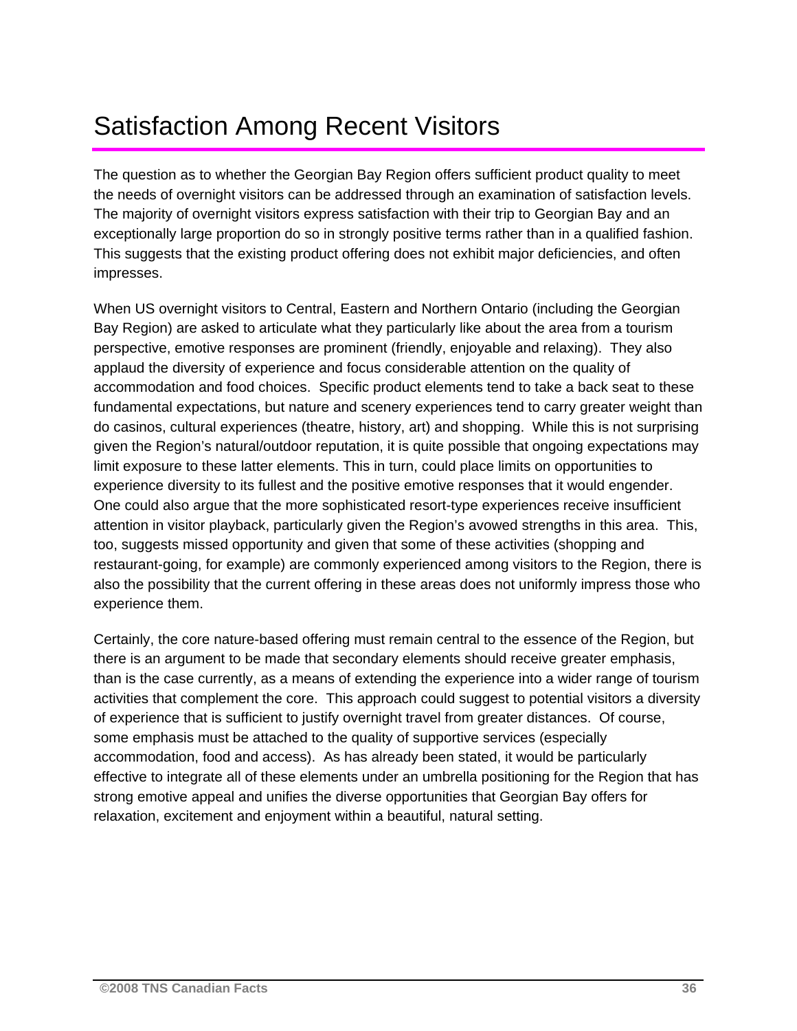# Satisfaction Among Recent Visitors

The question as to whether the Georgian Bay Region offers sufficient product quality to meet the needs of overnight visitors can be addressed through an examination of satisfaction levels. The majority of overnight visitors express satisfaction with their trip to Georgian Bay and an exceptionally large proportion do so in strongly positive terms rather than in a qualified fashion. This suggests that the existing product offering does not exhibit major deficiencies, and often impresses.

When US overnight visitors to Central, Eastern and Northern Ontario (including the Georgian Bay Region) are asked to articulate what they particularly like about the area from a tourism perspective, emotive responses are prominent (friendly, enjoyable and relaxing). They also applaud the diversity of experience and focus considerable attention on the quality of accommodation and food choices. Specific product elements tend to take a back seat to these fundamental expectations, but nature and scenery experiences tend to carry greater weight than do casinos, cultural experiences (theatre, history, art) and shopping. While this is not surprising given the Region's natural/outdoor reputation, it is quite possible that ongoing expectations may limit exposure to these latter elements. This in turn, could place limits on opportunities to experience diversity to its fullest and the positive emotive responses that it would engender. One could also argue that the more sophisticated resort-type experiences receive insufficient attention in visitor playback, particularly given the Region's avowed strengths in this area. This, too, suggests missed opportunity and given that some of these activities (shopping and restaurant-going, for example) are commonly experienced among visitors to the Region, there is also the possibility that the current offering in these areas does not uniformly impress those who experience them.

Certainly, the core nature-based offering must remain central to the essence of the Region, but there is an argument to be made that secondary elements should receive greater emphasis, than is the case currently, as a means of extending the experience into a wider range of tourism activities that complement the core. This approach could suggest to potential visitors a diversity of experience that is sufficient to justify overnight travel from greater distances. Of course, some emphasis must be attached to the quality of supportive services (especially accommodation, food and access). As has already been stated, it would be particularly effective to integrate all of these elements under an umbrella positioning for the Region that has strong emotive appeal and unifies the diverse opportunities that Georgian Bay offers for relaxation, excitement and enjoyment within a beautiful, natural setting.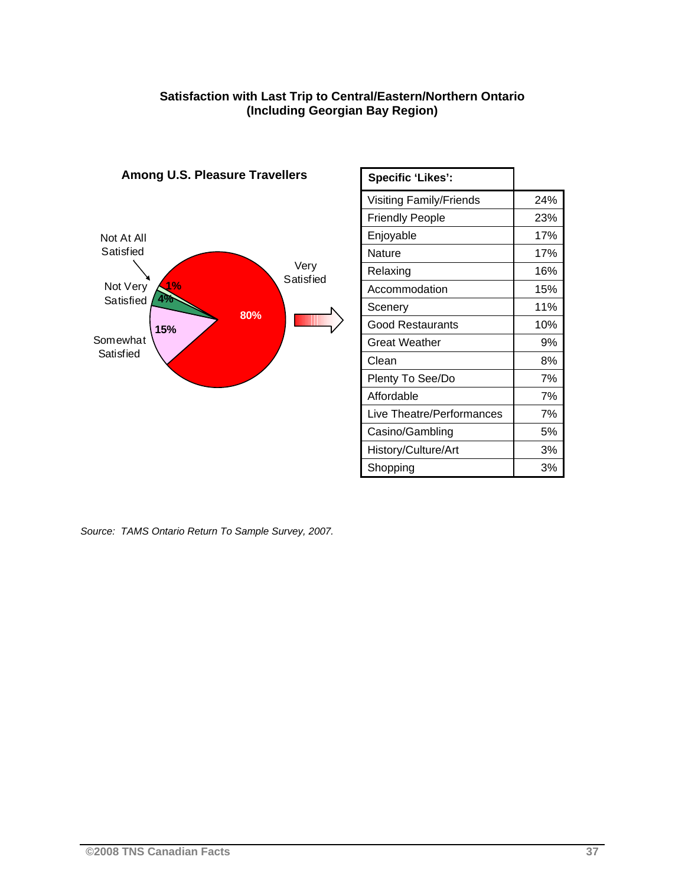## Satisfaction with Last Trip to Central/Eastern/Northern Ontario (Including Georgian Bay Region)

**Among U.S. Pleasure Travellers**

| Satisfaction | % |
|---|---|
| Very Satisfied | 80% |
| Somewhat Satisfied | 15% |
| Not Very Satisfied | 4% |
| Not At All Satisfied | 1% |

| Specific 'Likes': | |
|---|---|
| Visiting Family/Friends | 24% |
| Friendly People | 23% |
| Enjoyable | 17% |
| Nature | 17% |
| Relaxing | 16% |
| Accommodation | 15% |
| Scenery | 11% |
| Good Restaurants | 10% |
| Great Weather | 9% |
| Clean | 8% |
| Plenty To See/Do | 7% |
| Affordable | 7% |
| Live Theatre/Performances | 7% |
| Casino/Gambling | 5% |
| History/Culture/Art | 3% |
| Shopping | 3% |

*Source: TAMS Ontario Return To Sample Survey, 2007.*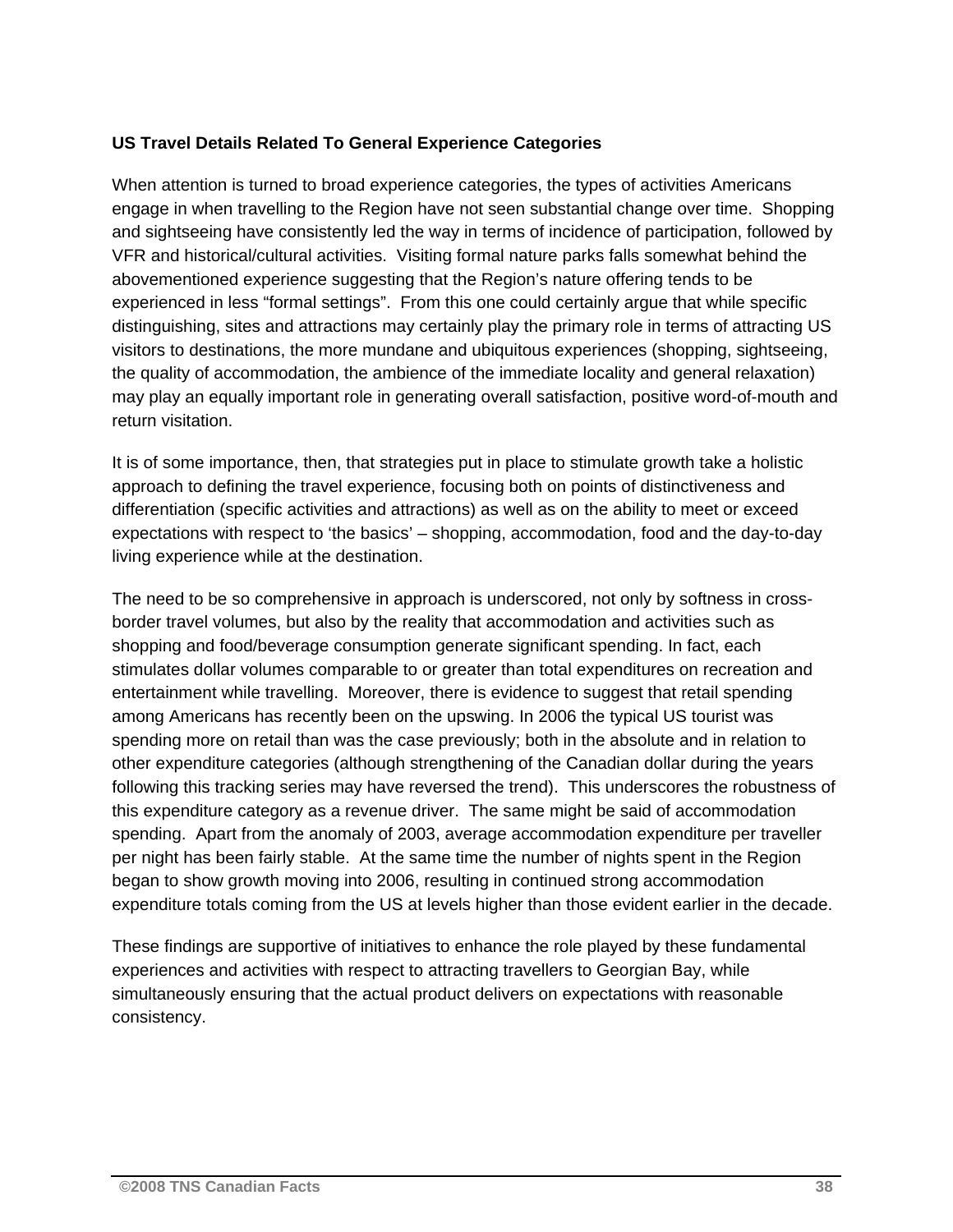### US Travel Details Related To General Experience Categories

When attention is turned to broad experience categories, the types of activities Americans engage in when travelling to the Region have not seen substantial change over time. Shopping and sightseeing have consistently led the way in terms of incidence of participation, followed by VFR and historical/cultural activities. Visiting formal nature parks falls somewhat behind the abovementioned experience suggesting that the Region's nature offering tends to be experienced in less "formal settings". From this one could certainly argue that while specific distinguishing, sites and attractions may certainly play the primary role in terms of attracting US visitors to destinations, the more mundane and ubiquitous experiences (shopping, sightseeing, the quality of accommodation, the ambience of the immediate locality and general relaxation) may play an equally important role in generating overall satisfaction, positive word-of-mouth and return visitation.

It is of some importance, then, that strategies put in place to stimulate growth take a holistic approach to defining the travel experience, focusing both on points of distinctiveness and differentiation (specific activities and attractions) as well as on the ability to meet or exceed expectations with respect to 'the basics' – shopping, accommodation, food and the day-to-day living experience while at the destination.

The need to be so comprehensive in approach is underscored, not only by softness in cross-border travel volumes, but also by the reality that accommodation and activities such as shopping and food/beverage consumption generate significant spending. In fact, each stimulates dollar volumes comparable to or greater than total expenditures on recreation and entertainment while travelling. Moreover, there is evidence to suggest that retail spending among Americans has recently been on the upswing. In 2006 the typical US tourist was spending more on retail than was the case previously; both in the absolute and in relation to other expenditure categories (although strengthening of the Canadian dollar during the years following this tracking series may have reversed the trend). This underscores the robustness of this expenditure category as a revenue driver. The same might be said of accommodation spending. Apart from the anomaly of 2003, average accommodation expenditure per traveller per night has been fairly stable. At the same time the number of nights spent in the Region began to show growth moving into 2006, resulting in continued strong accommodation expenditure totals coming from the US at levels higher than those evident earlier in the decade.

These findings are supportive of initiatives to enhance the role played by these fundamental experiences and activities with respect to attracting travellers to Georgian Bay, while simultaneously ensuring that the actual product delivers on expectations with reasonable consistency.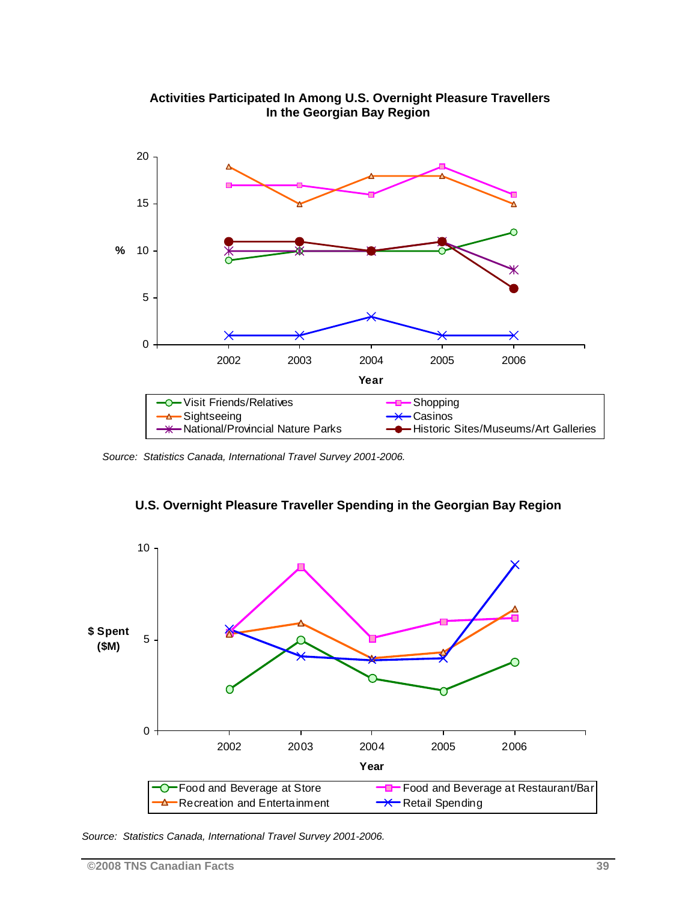**Activities Participated In Among U.S. Overnight Pleasure Travellers In the Georgian Bay Region**

| Year | Visit Friends/Relatives | Shopping | Sightseeing | Casinos | National/Provincial Nature Parks | Historic Sites/Museums/Art Galleries |
|---|---|---|---|---|---|---|
| 2002 | 9 | 17 | 19 | 1 | 10 | 11 |
| 2003 | 10 | 17 | 15 | 1 | 10 | 11 |
| 2004 | 10 | 16 | 18 | 3 | 10 | 10 |
| 2005 | 10 | 19 | 18 | 1 | 11 | 11 |
| 2006 | 12 | 16 | 15 | 1 | 8 | 6 |

*Source: Statistics Canada, International Travel Survey 2001-2006.*

**U.S. Overnight Pleasure Traveller Spending in the Georgian Bay Region**

$ Spent ($M) by Year: Food and Beverage at Store; Food and Beverage at Restaurant/Bar; Recreation and Entertainment; Retail Spending

*Source: Statistics Canada, International Travel Survey 2001-2006.*

©2008 TNS Canadian Facts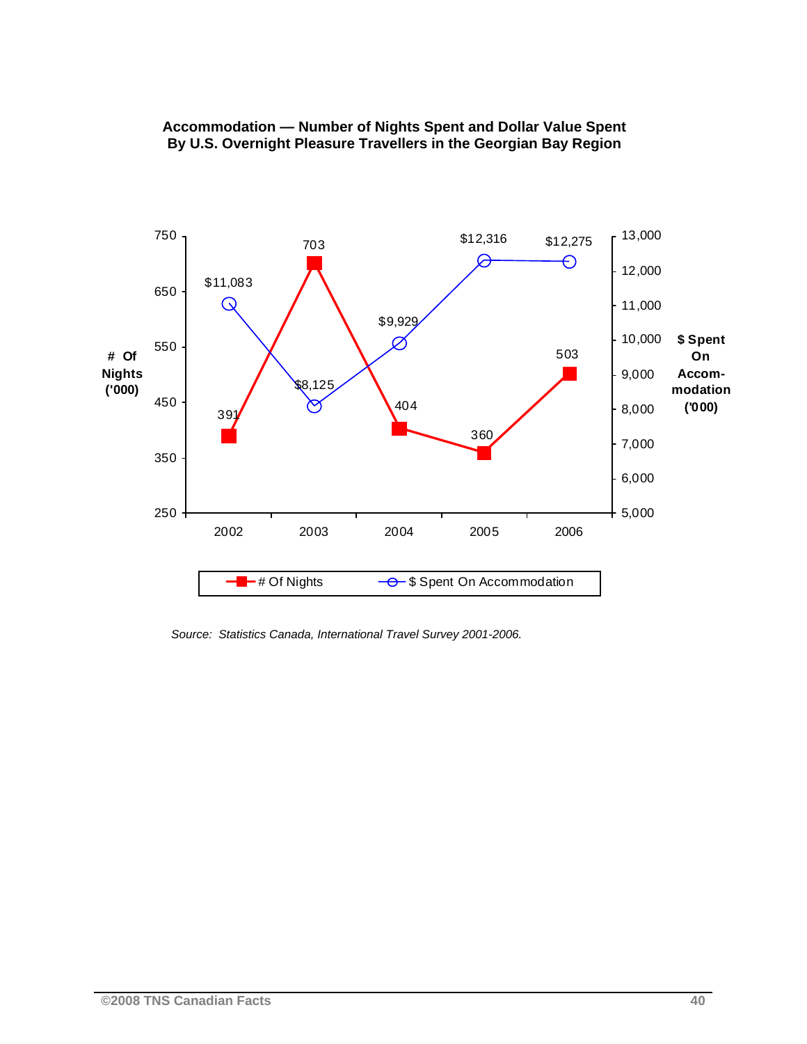**Accommodation — Number of Nights Spent and Dollar Value Spent By U.S. Overnight Pleasure Travellers in the Georgian Bay Region**

| Year | # Of Nights ('000) | $ Spent On Accommodation ('000) |
|---|---|---|
| 2002 | 391 | $11,083 |
| 2003 | 703 | $8,125 |
| 2004 | 404 | $9,929 |
| 2005 | 360 | $12,316 |
| 2006 | 503 | $12,275 |

*Source: Statistics Canada, International Travel Survey 2001-2006.*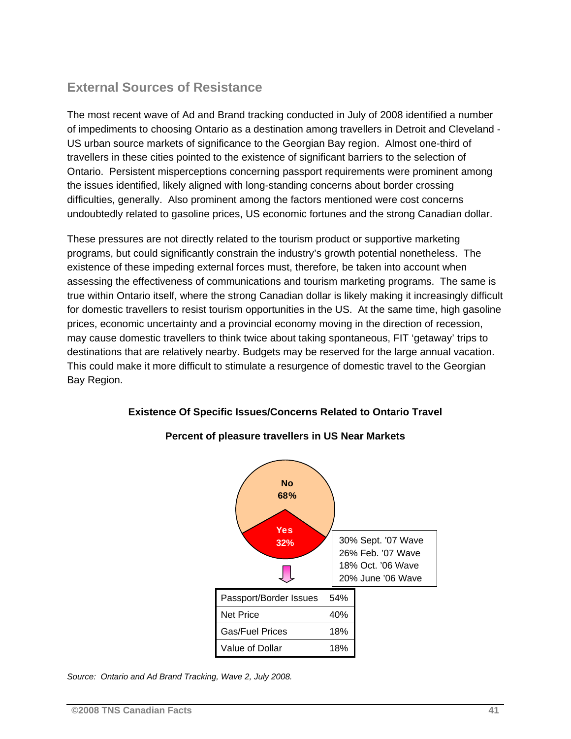## External Sources of Resistance

The most recent wave of Ad and Brand tracking conducted in July of 2008 identified a number of impediments to choosing Ontario as a destination among travellers in Detroit and Cleveland - US urban source markets of significance to the Georgian Bay region. Almost one-third of travellers in these cities pointed to the existence of significant barriers to the selection of Ontario. Persistent misperceptions concerning passport requirements were prominent among the issues identified, likely aligned with long-standing concerns about border crossing difficulties, generally. Also prominent among the factors mentioned were cost concerns undoubtedly related to gasoline prices, US economic fortunes and the strong Canadian dollar.

These pressures are not directly related to the tourism product or supportive marketing programs, but could significantly constrain the industry's growth potential nonetheless. The existence of these impeding external forces must, therefore, be taken into account when assessing the effectiveness of communications and tourism marketing programs. The same is true within Ontario itself, where the strong Canadian dollar is likely making it increasingly difficult for domestic travellers to resist tourism opportunities in the US. At the same time, high gasoline prices, economic uncertainty and a provincial economy moving in the direction of recession, may cause domestic travellers to think twice about taking spontaneous, FIT 'getaway' trips to destinations that are relatively nearby. Budgets may be reserved for the large annual vacation. This could make it more difficult to stimulate a resurgence of domestic travel to the Georgian Bay Region.

**Existence Of Specific Issues/Concerns Related to Ontario Travel**

**Percent of pleasure travellers in US Near Markets**

No 68%

Yes 32%

30% Sept. '07 Wave
26% Feb. '07 Wave
18% Oct. '06 Wave
20% June '06 Wave

| Issue | % |
|---|---|
| Passport/Border Issues | 54% |
| Net Price | 40% |
| Gas/Fuel Prices | 18% |
| Value of Dollar | 18% |

*Source: Ontario and Ad Brand Tracking, Wave 2, July 2008.*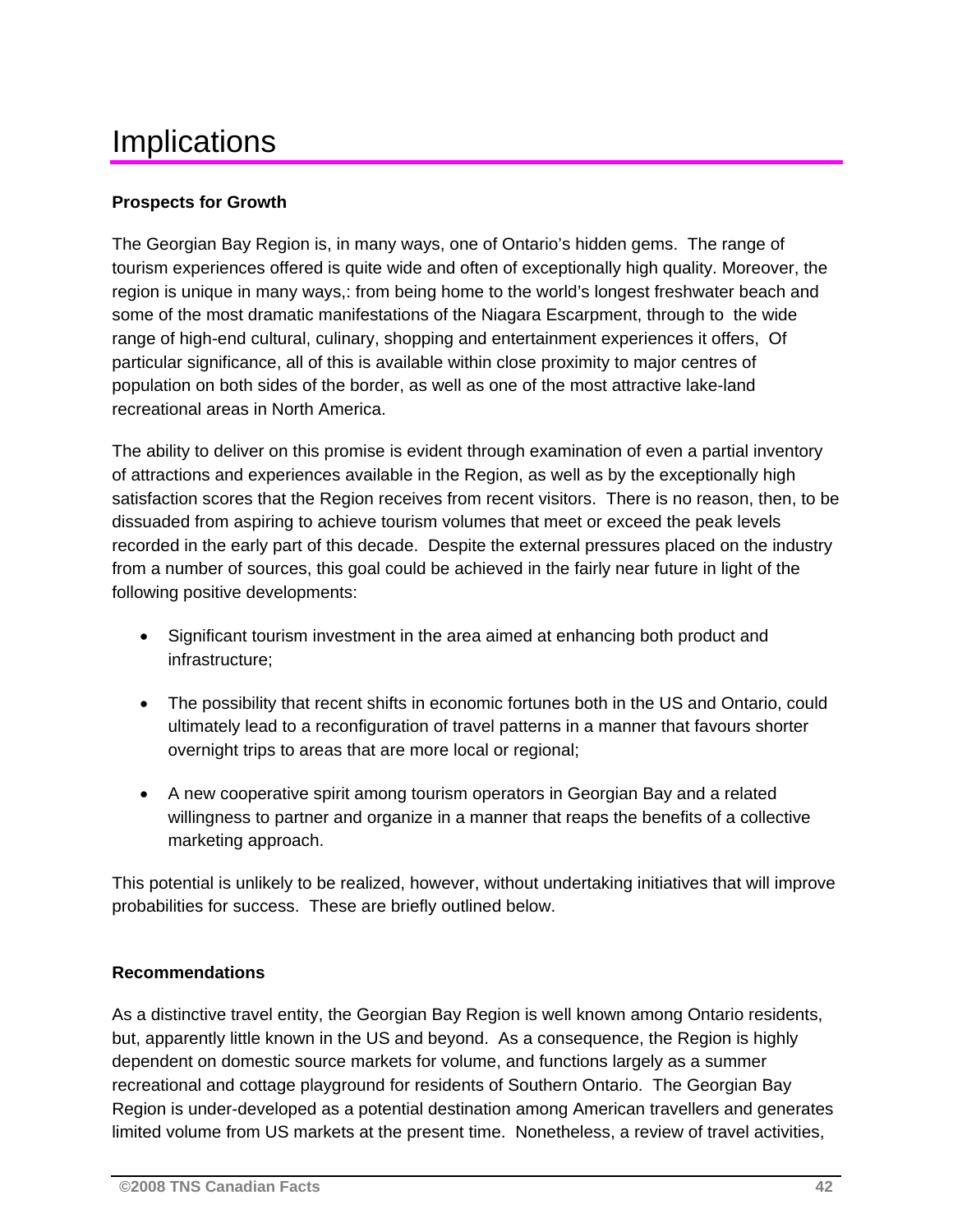# Implications

**Prospects for Growth**

The Georgian Bay Region is, in many ways, one of Ontario's hidden gems. The range of tourism experiences offered is quite wide and often of exceptionally high quality. Moreover, the region is unique in many ways,: from being home to the world's longest freshwater beach and some of the most dramatic manifestations of the Niagara Escarpment, through to the wide range of high-end cultural, culinary, shopping and entertainment experiences it offers, Of particular significance, all of this is available within close proximity to major centres of population on both sides of the border, as well as one of the most attractive lake-land recreational areas in North America.

The ability to deliver on this promise is evident through examination of even a partial inventory of attractions and experiences available in the Region, as well as by the exceptionally high satisfaction scores that the Region receives from recent visitors. There is no reason, then, to be dissuaded from aspiring to achieve tourism volumes that meet or exceed the peak levels recorded in the early part of this decade. Despite the external pressures placed on the industry from a number of sources, this goal could be achieved in the fairly near future in light of the following positive developments:

- Significant tourism investment in the area aimed at enhancing both product and infrastructure;
- The possibility that recent shifts in economic fortunes both in the US and Ontario, could ultimately lead to a reconfiguration of travel patterns in a manner that favours shorter overnight trips to areas that are more local or regional;
- A new cooperative spirit among tourism operators in Georgian Bay and a related willingness to partner and organize in a manner that reaps the benefits of a collective marketing approach.

This potential is unlikely to be realized, however, without undertaking initiatives that will improve probabilities for success. These are briefly outlined below.

**Recommendations**

As a distinctive travel entity, the Georgian Bay Region is well known among Ontario residents, but, apparently little known in the US and beyond. As a consequence, the Region is highly dependent on domestic source markets for volume, and functions largely as a summer recreational and cottage playground for residents of Southern Ontario. The Georgian Bay Region is under-developed as a potential destination among American travellers and generates limited volume from US markets at the present time. Nonetheless, a review of travel activities,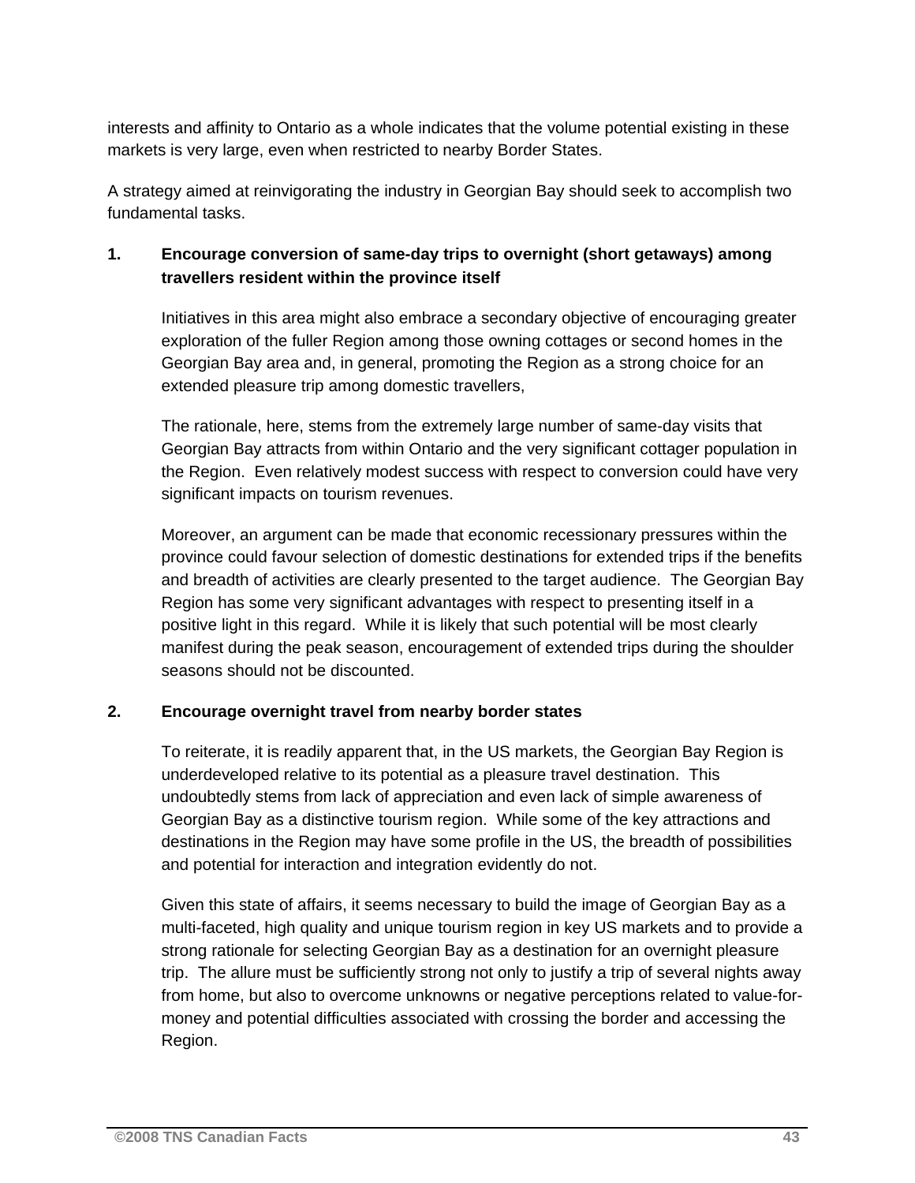interests and affinity to Ontario as a whole indicates that the volume potential existing in these markets is very large, even when restricted to nearby Border States.

A strategy aimed at reinvigorating the industry in Georgian Bay should seek to accomplish two fundamental tasks.

**1. Encourage conversion of same-day trips to overnight (short getaways) among travellers resident within the province itself**

Initiatives in this area might also embrace a secondary objective of encouraging greater exploration of the fuller Region among those owning cottages or second homes in the Georgian Bay area and, in general, promoting the Region as a strong choice for an extended pleasure trip among domestic travellers,

The rationale, here, stems from the extremely large number of same-day visits that Georgian Bay attracts from within Ontario and the very significant cottager population in the Region. Even relatively modest success with respect to conversion could have very significant impacts on tourism revenues.

Moreover, an argument can be made that economic recessionary pressures within the province could favour selection of domestic destinations for extended trips if the benefits and breadth of activities are clearly presented to the target audience. The Georgian Bay Region has some very significant advantages with respect to presenting itself in a positive light in this regard. While it is likely that such potential will be most clearly manifest during the peak season, encouragement of extended trips during the shoulder seasons should not be discounted.

**2. Encourage overnight travel from nearby border states**

To reiterate, it is readily apparent that, in the US markets, the Georgian Bay Region is underdeveloped relative to its potential as a pleasure travel destination. This undoubtedly stems from lack of appreciation and even lack of simple awareness of Georgian Bay as a distinctive tourism region. While some of the key attractions and destinations in the Region may have some profile in the US, the breadth of possibilities and potential for interaction and integration evidently do not.

Given this state of affairs, it seems necessary to build the image of Georgian Bay as a multi-faceted, high quality and unique tourism region in key US markets and to provide a strong rationale for selecting Georgian Bay as a destination for an overnight pleasure trip. The allure must be sufficiently strong not only to justify a trip of several nights away from home, but also to overcome unknowns or negative perceptions related to value-for-money and potential difficulties associated with crossing the border and accessing the Region.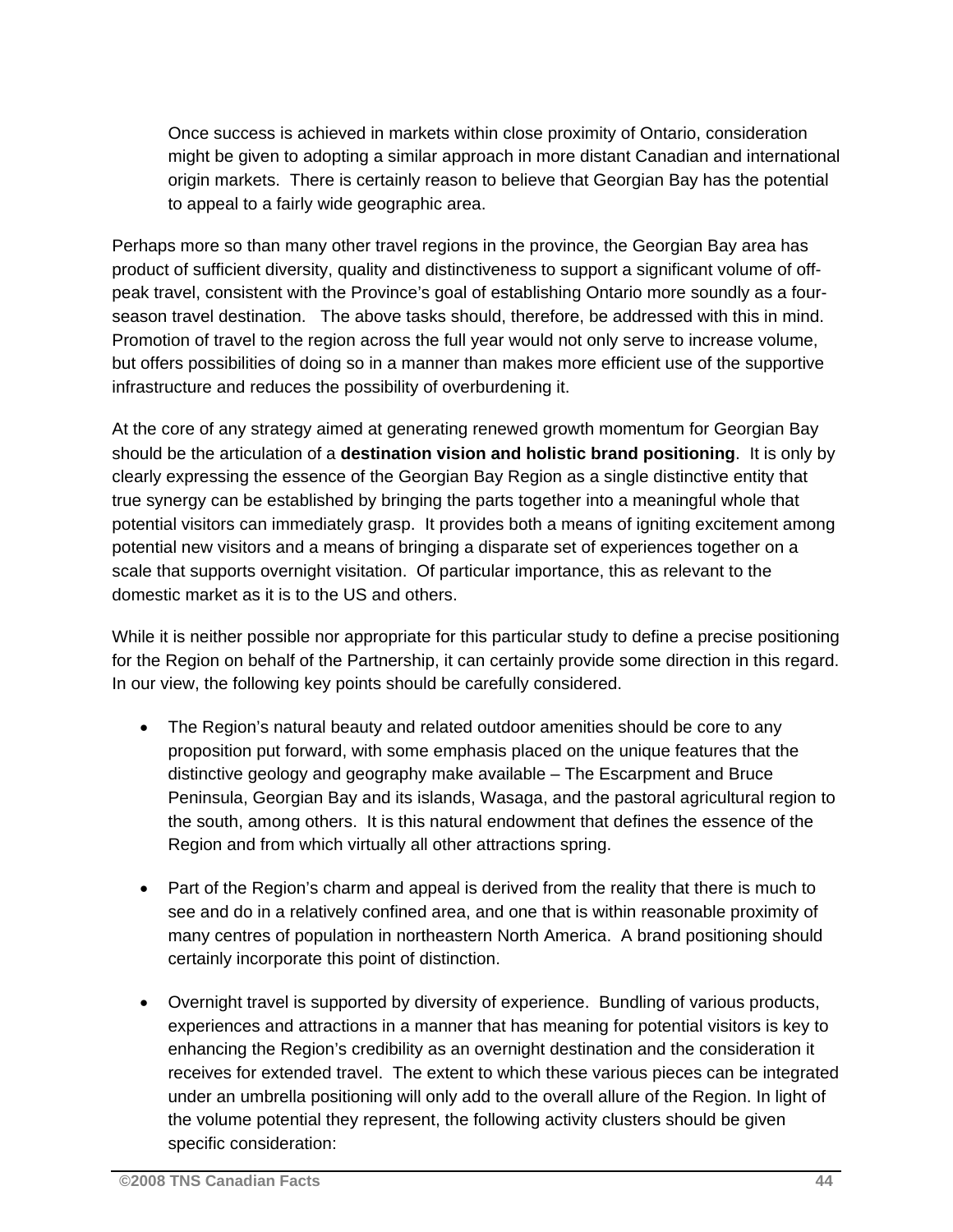Once success is achieved in markets within close proximity of Ontario, consideration might be given to adopting a similar approach in more distant Canadian and international origin markets. There is certainly reason to believe that Georgian Bay has the potential to appeal to a fairly wide geographic area.

Perhaps more so than many other travel regions in the province, the Georgian Bay area has product of sufficient diversity, quality and distinctiveness to support a significant volume of off-peak travel, consistent with the Province's goal of establishing Ontario more soundly as a four-season travel destination. The above tasks should, therefore, be addressed with this in mind. Promotion of travel to the region across the full year would not only serve to increase volume, but offers possibilities of doing so in a manner than makes more efficient use of the supportive infrastructure and reduces the possibility of overburdening it.

At the core of any strategy aimed at generating renewed growth momentum for Georgian Bay should be the articulation of a **destination vision and holistic brand positioning**. It is only by clearly expressing the essence of the Georgian Bay Region as a single distinctive entity that true synergy can be established by bringing the parts together into a meaningful whole that potential visitors can immediately grasp. It provides both a means of igniting excitement among potential new visitors and a means of bringing a disparate set of experiences together on a scale that supports overnight visitation. Of particular importance, this as relevant to the domestic market as it is to the US and others.

While it is neither possible nor appropriate for this particular study to define a precise positioning for the Region on behalf of the Partnership, it can certainly provide some direction in this regard. In our view, the following key points should be carefully considered.

- The Region's natural beauty and related outdoor amenities should be core to any proposition put forward, with some emphasis placed on the unique features that the distinctive geology and geography make available – The Escarpment and Bruce Peninsula, Georgian Bay and its islands, Wasaga, and the pastoral agricultural region to the south, among others. It is this natural endowment that defines the essence of the Region and from which virtually all other attractions spring.

- Part of the Region's charm and appeal is derived from the reality that there is much to see and do in a relatively confined area, and one that is within reasonable proximity of many centres of population in northeastern North America. A brand positioning should certainly incorporate this point of distinction.

- Overnight travel is supported by diversity of experience. Bundling of various products, experiences and attractions in a manner that has meaning for potential visitors is key to enhancing the Region's credibility as an overnight destination and the consideration it receives for extended travel. The extent to which these various pieces can be integrated under an umbrella positioning will only add to the overall allure of the Region. In light of the volume potential they represent, the following activity clusters should be given specific consideration: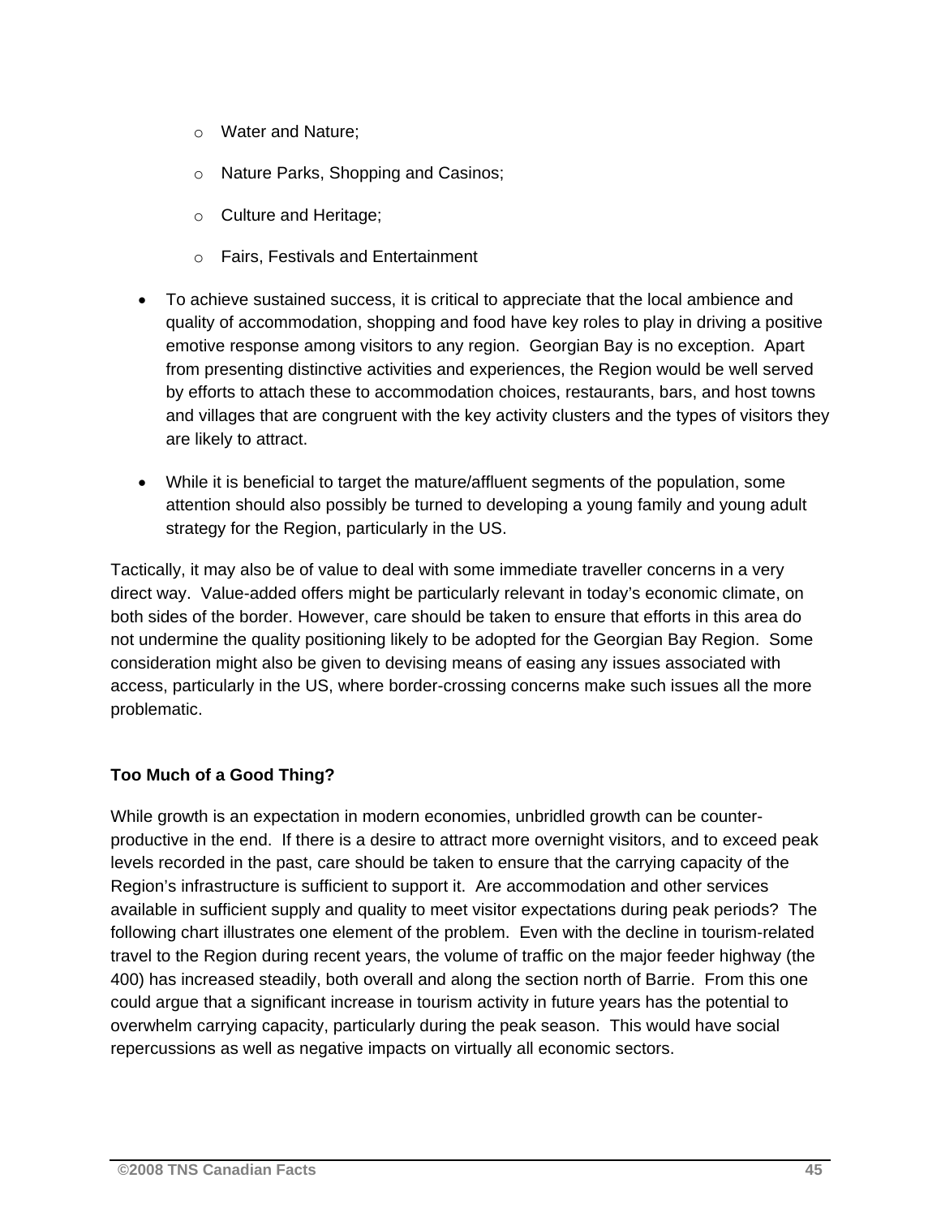- Water and Nature;
  - Nature Parks, Shopping and Casinos;
  - Culture and Heritage;
  - Fairs, Festivals and Entertainment

- To achieve sustained success, it is critical to appreciate that the local ambience and quality of accommodation, shopping and food have key roles to play in driving a positive emotive response among visitors to any region. Georgian Bay is no exception. Apart from presenting distinctive activities and experiences, the Region would be well served by efforts to attach these to accommodation choices, restaurants, bars, and host towns and villages that are congruent with the key activity clusters and the types of visitors they are likely to attract.

- While it is beneficial to target the mature/affluent segments of the population, some attention should also possibly be turned to developing a young family and young adult strategy for the Region, particularly in the US.

Tactically, it may also be of value to deal with some immediate traveller concerns in a very direct way. Value-added offers might be particularly relevant in today's economic climate, on both sides of the border. However, care should be taken to ensure that efforts in this area do not undermine the quality positioning likely to be adopted for the Georgian Bay Region. Some consideration might also be given to devising means of easing any issues associated with access, particularly in the US, where border-crossing concerns make such issues all the more problematic.

**Too Much of a Good Thing?**

While growth is an expectation in modern economies, unbridled growth can be counter-productive in the end. If there is a desire to attract more overnight visitors, and to exceed peak levels recorded in the past, care should be taken to ensure that the carrying capacity of the Region's infrastructure is sufficient to support it. Are accommodation and other services available in sufficient supply and quality to meet visitor expectations during peak periods? The following chart illustrates one element of the problem. Even with the decline in tourism-related travel to the Region during recent years, the volume of traffic on the major feeder highway (the 400) has increased steadily, both overall and along the section north of Barrie. From this one could argue that a significant increase in tourism activity in future years has the potential to overwhelm carrying capacity, particularly during the peak season. This would have social repercussions as well as negative impacts on virtually all economic sectors.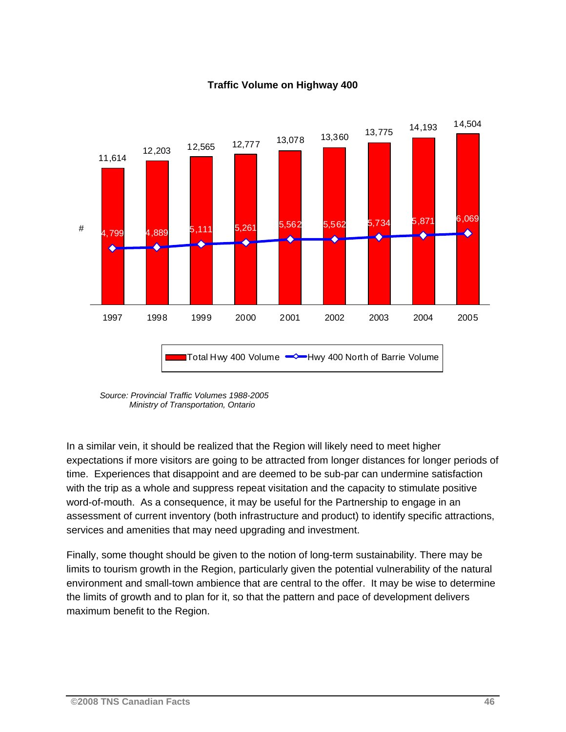**Traffic Volume on Highway 400**

| Year | Total Hwy 400 Volume | Hwy 400 North of Barrie Volume |
|---|---|---|
| 1997 | 11,614 | 4,799 |
| 1998 | 12,203 | 4,889 |
| 1999 | 12,565 | 5,111 |
| 2000 | 12,777 | 5,261 |
| 2001 | 13,078 | 5,562 |
| 2002 | 13,360 | 5,562 |
| 2003 | 13,775 | 5,734 |
| 2004 | 14,193 | 5,871 |
| 2005 | 14,504 | 6,069 |

*Source: Provincial Traffic Volumes 1988-2005*
*Ministry of Transportation, Ontario*

In a similar vein, it should be realized that the Region will likely need to meet higher expectations if more visitors are going to be attracted from longer distances for longer periods of time. Experiences that disappoint and are deemed to be sub-par can undermine satisfaction with the trip as a whole and suppress repeat visitation and the capacity to stimulate positive word-of-mouth. As a consequence, it may be useful for the Partnership to engage in an assessment of current inventory (both infrastructure and product) to identify specific attractions, services and amenities that may need upgrading and investment.

Finally, some thought should be given to the notion of long-term sustainability. There may be limits to tourism growth in the Region, particularly given the potential vulnerability of the natural environment and small-town ambience that are central to the offer. It may be wise to determine the limits of growth and to plan for it, so that the pattern and pace of development delivers maximum benefit to the Region.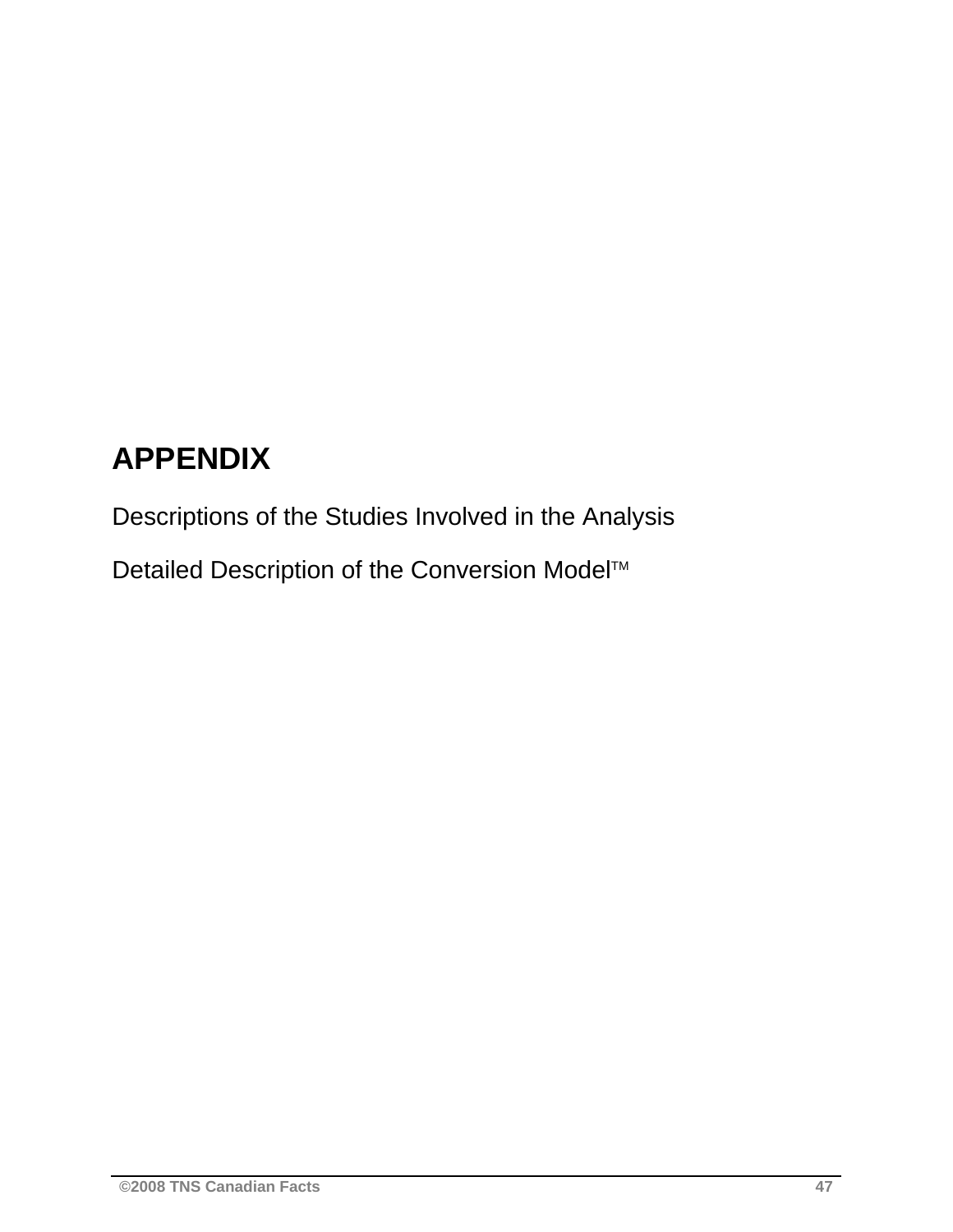# APPENDIX

Descriptions of the Studies Involved in the Analysis

Detailed Description of the Conversion Model™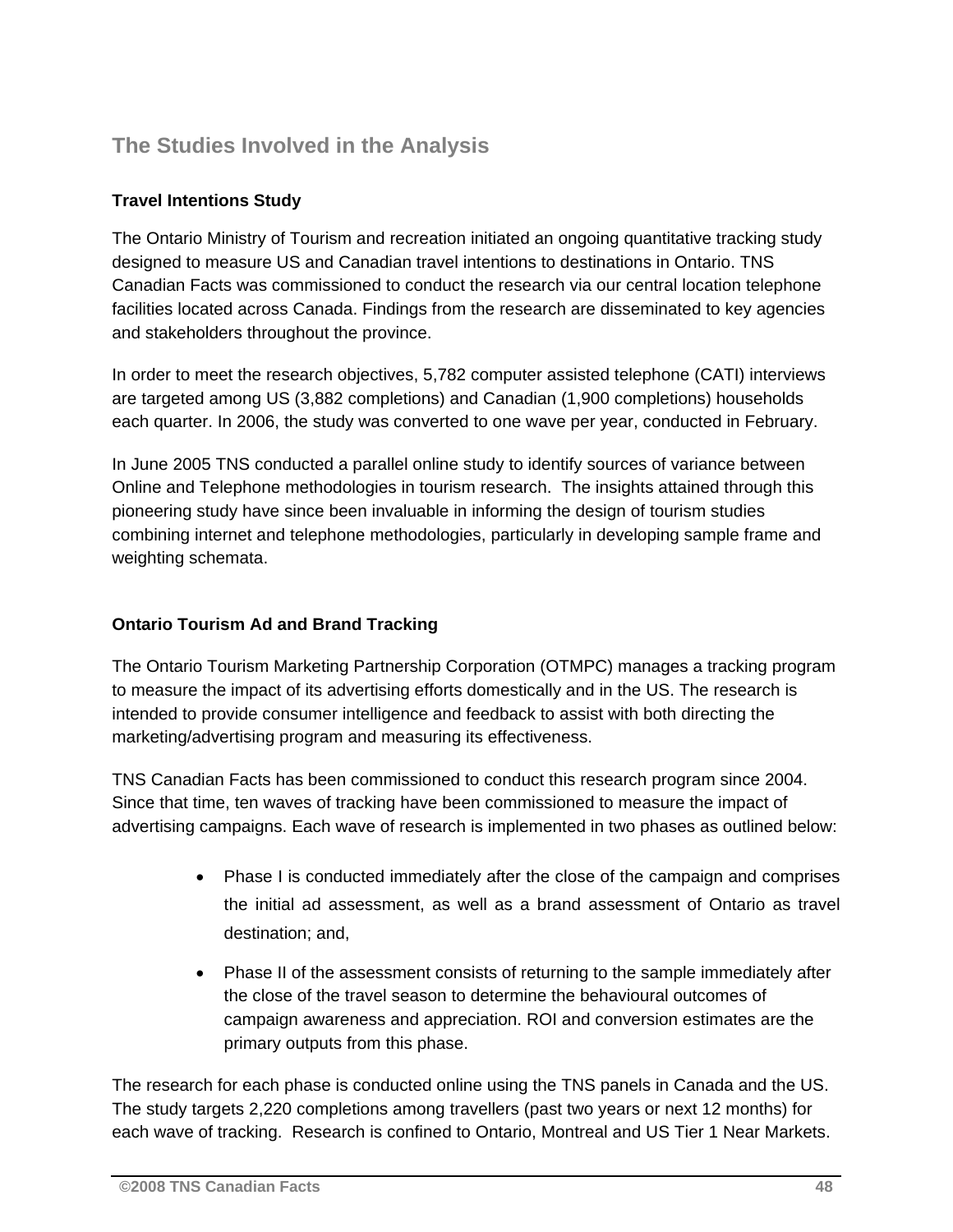## The Studies Involved in the Analysis

### Travel Intentions Study

The Ontario Ministry of Tourism and recreation initiated an ongoing quantitative tracking study designed to measure US and Canadian travel intentions to destinations in Ontario. TNS Canadian Facts was commissioned to conduct the research via our central location telephone facilities located across Canada. Findings from the research are disseminated to key agencies and stakeholders throughout the province.

In order to meet the research objectives, 5,782 computer assisted telephone (CATI) interviews are targeted among US (3,882 completions) and Canadian (1,900 completions) households each quarter. In 2006, the study was converted to one wave per year, conducted in February.

In June 2005 TNS conducted a parallel online study to identify sources of variance between Online and Telephone methodologies in tourism research. The insights attained through this pioneering study have since been invaluable in informing the design of tourism studies combining internet and telephone methodologies, particularly in developing sample frame and weighting schemata.

### Ontario Tourism Ad and Brand Tracking

The Ontario Tourism Marketing Partnership Corporation (OTMPC) manages a tracking program to measure the impact of its advertising efforts domestically and in the US. The research is intended to provide consumer intelligence and feedback to assist with both directing the marketing/advertising program and measuring its effectiveness.

TNS Canadian Facts has been commissioned to conduct this research program since 2004. Since that time, ten waves of tracking have been commissioned to measure the impact of advertising campaigns. Each wave of research is implemented in two phases as outlined below:

- Phase I is conducted immediately after the close of the campaign and comprises the initial ad assessment, as well as a brand assessment of Ontario as travel destination; and,
- Phase II of the assessment consists of returning to the sample immediately after the close of the travel season to determine the behavioural outcomes of campaign awareness and appreciation. ROI and conversion estimates are the primary outputs from this phase.

The research for each phase is conducted online using the TNS panels in Canada and the US. The study targets 2,220 completions among travellers (past two years or next 12 months) for each wave of tracking. Research is confined to Ontario, Montreal and US Tier 1 Near Markets.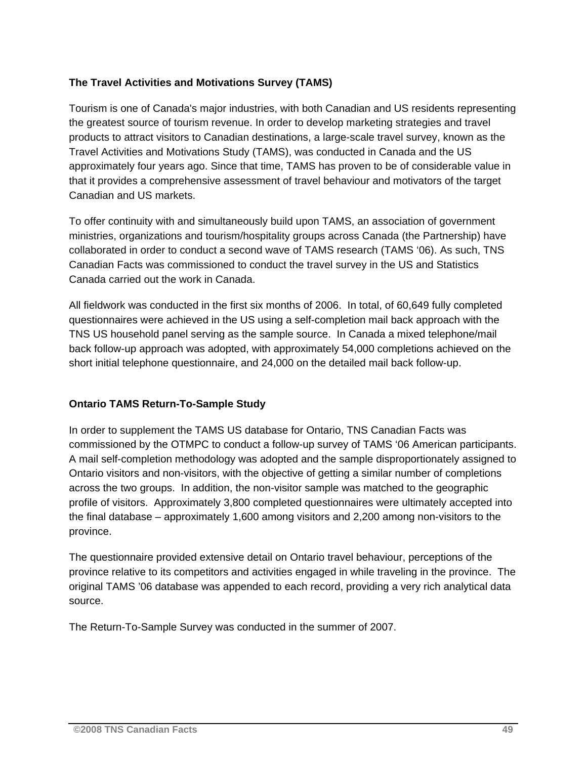**The Travel Activities and Motivations Survey (TAMS)**

Tourism is one of Canada's major industries, with both Canadian and US residents representing the greatest source of tourism revenue. In order to develop marketing strategies and travel products to attract visitors to Canadian destinations, a large-scale travel survey, known as the Travel Activities and Motivations Study (TAMS), was conducted in Canada and the US approximately four years ago. Since that time, TAMS has proven to be of considerable value in that it provides a comprehensive assessment of travel behaviour and motivators of the target Canadian and US markets.

To offer continuity with and simultaneously build upon TAMS, an association of government ministries, organizations and tourism/hospitality groups across Canada (the Partnership) have collaborated in order to conduct a second wave of TAMS research (TAMS '06). As such, TNS Canadian Facts was commissioned to conduct the travel survey in the US and Statistics Canada carried out the work in Canada.

All fieldwork was conducted in the first six months of 2006. In total, of 60,649 fully completed questionnaires were achieved in the US using a self-completion mail back approach with the TNS US household panel serving as the sample source. In Canada a mixed telephone/mail back follow-up approach was adopted, with approximately 54,000 completions achieved on the short initial telephone questionnaire, and 24,000 on the detailed mail back follow-up.

**Ontario TAMS Return-To-Sample Study**

In order to supplement the TAMS US database for Ontario, TNS Canadian Facts was commissioned by the OTMPC to conduct a follow-up survey of TAMS '06 American participants. A mail self-completion methodology was adopted and the sample disproportionately assigned to Ontario visitors and non-visitors, with the objective of getting a similar number of completions across the two groups. In addition, the non-visitor sample was matched to the geographic profile of visitors. Approximately 3,800 completed questionnaires were ultimately accepted into the final database – approximately 1,600 among visitors and 2,200 among non-visitors to the province.

The questionnaire provided extensive detail on Ontario travel behaviour, perceptions of the province relative to its competitors and activities engaged in while traveling in the province. The original TAMS '06 database was appended to each record, providing a very rich analytical data source.

The Return-To-Sample Survey was conducted in the summer of 2007.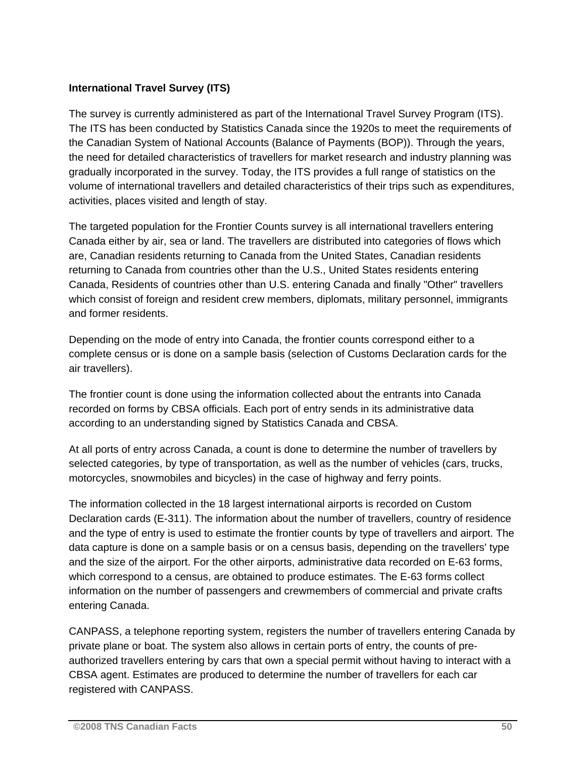**International Travel Survey (ITS)**

The survey is currently administered as part of the International Travel Survey Program (ITS). The ITS has been conducted by Statistics Canada since the 1920s to meet the requirements of the Canadian System of National Accounts (Balance of Payments (BOP)). Through the years, the need for detailed characteristics of travellers for market research and industry planning was gradually incorporated in the survey. Today, the ITS provides a full range of statistics on the volume of international travellers and detailed characteristics of their trips such as expenditures, activities, places visited and length of stay.

The targeted population for the Frontier Counts survey is all international travellers entering Canada either by air, sea or land. The travellers are distributed into categories of flows which are, Canadian residents returning to Canada from the United States, Canadian residents returning to Canada from countries other than the U.S., United States residents entering Canada, Residents of countries other than U.S. entering Canada and finally "Other" travellers which consist of foreign and resident crew members, diplomats, military personnel, immigrants and former residents.

Depending on the mode of entry into Canada, the frontier counts correspond either to a complete census or is done on a sample basis (selection of Customs Declaration cards for the air travellers).

The frontier count is done using the information collected about the entrants into Canada recorded on forms by CBSA officials. Each port of entry sends in its administrative data according to an understanding signed by Statistics Canada and CBSA.

At all ports of entry across Canada, a count is done to determine the number of travellers by selected categories, by type of transportation, as well as the number of vehicles (cars, trucks, motorcycles, snowmobiles and bicycles) in the case of highway and ferry points.

The information collected in the 18 largest international airports is recorded on Custom Declaration cards (E-311). The information about the number of travellers, country of residence and the type of entry is used to estimate the frontier counts by type of travellers and airport. The data capture is done on a sample basis or on a census basis, depending on the travellers' type and the size of the airport. For the other airports, administrative data recorded on E-63 forms, which correspond to a census, are obtained to produce estimates. The E-63 forms collect information on the number of passengers and crewmembers of commercial and private crafts entering Canada.

CANPASS, a telephone reporting system, registers the number of travellers entering Canada by private plane or boat. The system also allows in certain ports of entry, the counts of pre-authorized travellers entering by cars that own a special permit without having to interact with a CBSA agent. Estimates are produced to determine the number of travellers for each car registered with CANPASS.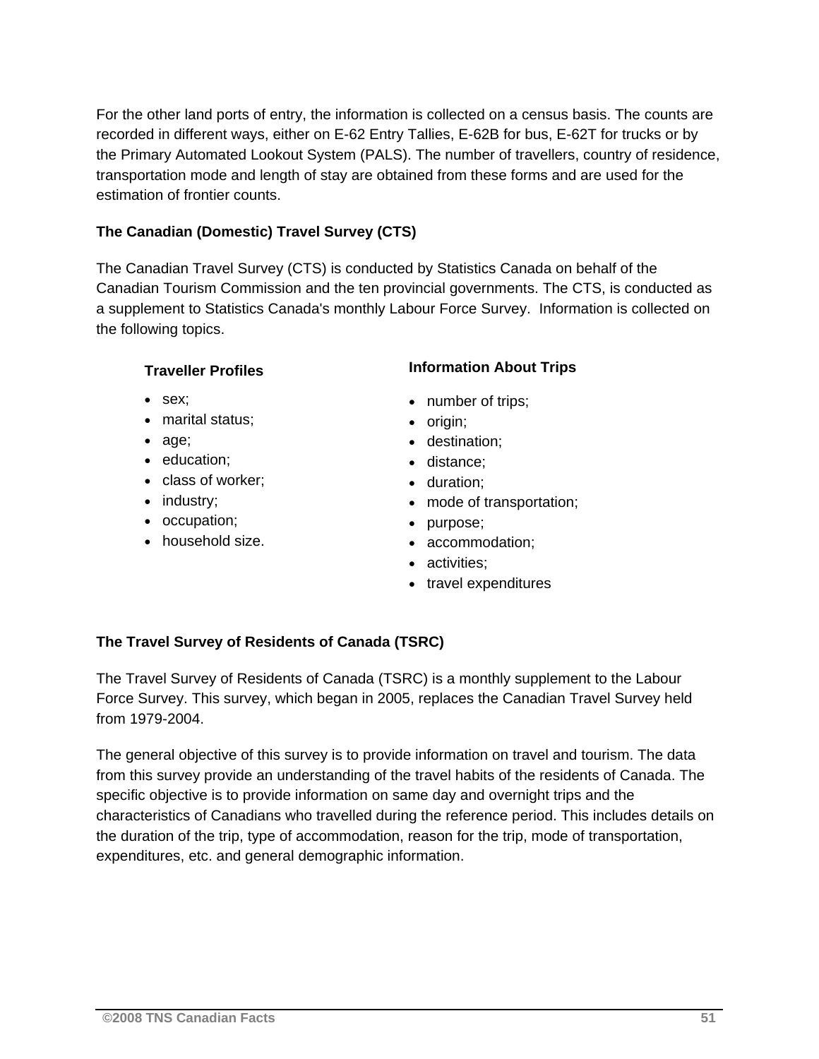For the other land ports of entry, the information is collected on a census basis. The counts are recorded in different ways, either on E-62 Entry Tallies, E-62B for bus, E-62T for trucks or by the Primary Automated Lookout System (PALS). The number of travellers, country of residence, transportation mode and length of stay are obtained from these forms and are used for the estimation of frontier counts.

### The Canadian (Domestic) Travel Survey (CTS)

The Canadian Travel Survey (CTS) is conducted by Statistics Canada on behalf of the Canadian Tourism Commission and the ten provincial governments. The CTS, is conducted as a supplement to Statistics Canada's monthly Labour Force Survey. Information is collected on the following topics.

**Traveller Profiles**

- sex;
- marital status;
- age;
- education;
- class of worker;
- industry;
- occupation;
- household size.

**Information About Trips**

- number of trips;
- origin;
- destination;
- distance;
- duration;
- mode of transportation;
- purpose;
- accommodation;
- activities;
- travel expenditures

### The Travel Survey of Residents of Canada (TSRC)

The Travel Survey of Residents of Canada (TSRC) is a monthly supplement to the Labour Force Survey. This survey, which began in 2005, replaces the Canadian Travel Survey held from 1979-2004.

The general objective of this survey is to provide information on travel and tourism. The data from this survey provide an understanding of the travel habits of the residents of Canada. The specific objective is to provide information on same day and overnight trips and the characteristics of Canadians who travelled during the reference period. This includes details on the duration of the trip, type of accommodation, reason for the trip, mode of transportation, expenditures, etc. and general demographic information.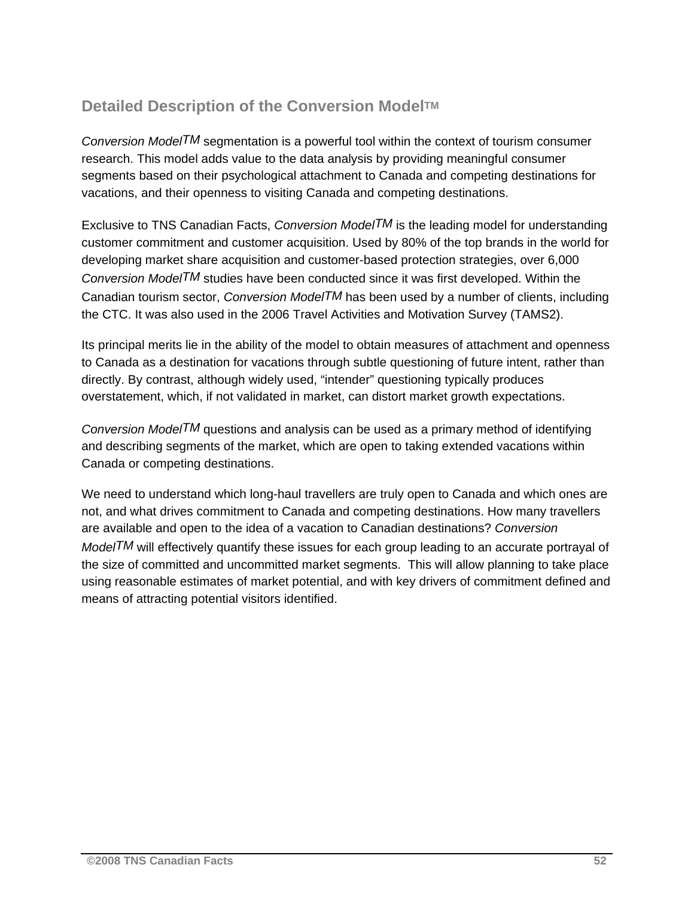## Detailed Description of the Conversion ModelTM

*Conversion ModelTM* segmentation is a powerful tool within the context of tourism consumer research. This model adds value to the data analysis by providing meaningful consumer segments based on their psychological attachment to Canada and competing destinations for vacations, and their openness to visiting Canada and competing destinations.

Exclusive to TNS Canadian Facts, *Conversion ModelTM* is the leading model for understanding customer commitment and customer acquisition. Used by 80% of the top brands in the world for developing market share acquisition and customer-based protection strategies, over 6,000 *Conversion ModelTM* studies have been conducted since it was first developed. Within the Canadian tourism sector, *Conversion ModelTM* has been used by a number of clients, including the CTC. It was also used in the 2006 Travel Activities and Motivation Survey (TAMS2).

Its principal merits lie in the ability of the model to obtain measures of attachment and openness to Canada as a destination for vacations through subtle questioning of future intent, rather than directly. By contrast, although widely used, "intender" questioning typically produces overstatement, which, if not validated in market, can distort market growth expectations.

*Conversion ModelTM* questions and analysis can be used as a primary method of identifying and describing segments of the market, which are open to taking extended vacations within Canada or competing destinations.

We need to understand which long-haul travellers are truly open to Canada and which ones are not, and what drives commitment to Canada and competing destinations. How many travellers are available and open to the idea of a vacation to Canadian destinations? *Conversion ModelTM* will effectively quantify these issues for each group leading to an accurate portrayal of the size of committed and uncommitted market segments. This will allow planning to take place using reasonable estimates of market potential, and with key drivers of commitment defined and means of attracting potential visitors identified.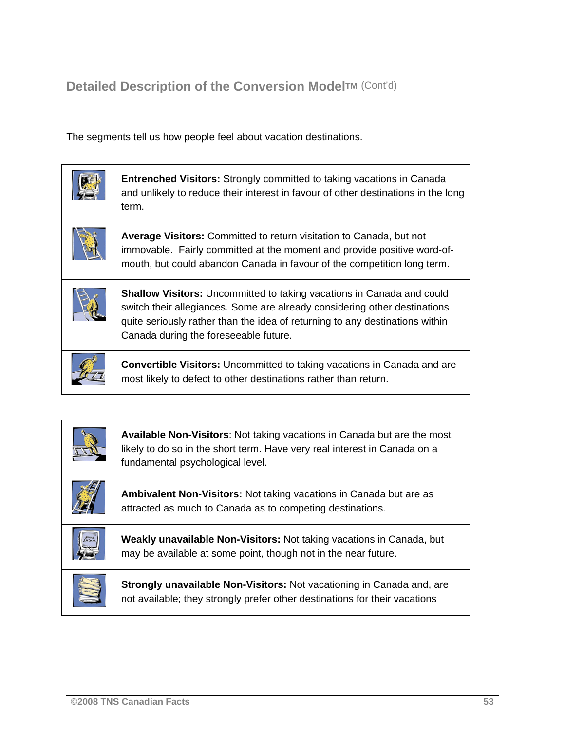## Detailed Description of the Conversion Model™ (Cont'd)

The segments tell us how people feel about vacation destinations.

| | |
|---|---|
| | **Entrenched Visitors:** Strongly committed to taking vacations in Canada and unlikely to reduce their interest in favour of other destinations in the long term. |
| | **Average Visitors:** Committed to return visitation to Canada, but not immovable. Fairly committed at the moment and provide positive word-of-mouth, but could abandon Canada in favour of the competition long term. |
| | **Shallow Visitors:** Uncommitted to taking vacations in Canada and could switch their allegiances. Some are already considering other destinations quite seriously rather than the idea of returning to any destinations within Canada during the foreseeable future. |
| | **Convertible Visitors:** Uncommitted to taking vacations in Canada and are most likely to defect to other destinations rather than return. |

| | |
|---|---|
| | **Available Non-Visitors**: Not taking vacations in Canada but are the most likely to do so in the short term. Have very real interest in Canada on a fundamental psychological level. |
| | **Ambivalent Non-Visitors:** Not taking vacations in Canada but are as attracted as much to Canada as to competing destinations. |
| | **Weakly unavailable Non-Visitors:** Not taking vacations in Canada, but may be available at some point, though not in the near future. |
| | **Strongly unavailable Non-Visitors:** Not vacationing in Canada and, are not available; they strongly prefer other destinations for their vacations |